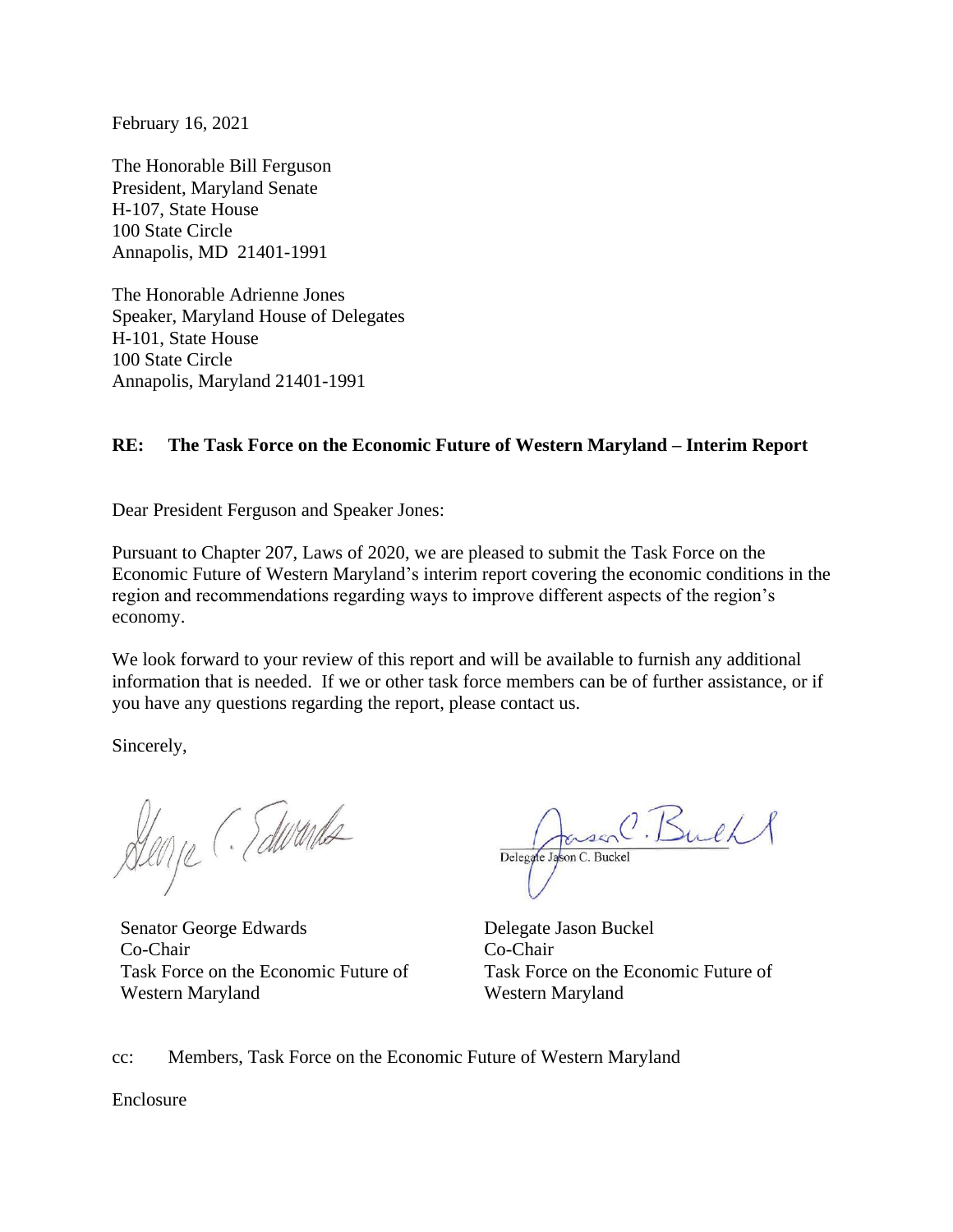February 16, 2021

The Honorable Bill Ferguson
President, Maryland Senate
H-107, State House
100 State Circle
Annapolis, MD 21401-1991

The Honorable Adrienne Jones
Speaker, Maryland House of Delegates
H-101, State House
100 State Circle
Annapolis, Maryland 21401-1991

**RE: The Task Force on the Economic Future of Western Maryland – Interim Report**

Dear President Ferguson and Speaker Jones:

Pursuant to Chapter 207, Laws of 2020, we are pleased to submit the Task Force on the Economic Future of Western Maryland's interim report covering the economic conditions in the region and recommendations regarding ways to improve different aspects of the region's economy.

We look forward to your review of this report and will be available to furnish any additional information that is needed. If we or other task force members can be of further assistance, or if you have any questions regarding the report, please contact us.

Sincerely,

George C. Edwards

Delegate Jason C. Buckel

Senator George Edwards
Co-Chair
Task Force on the Economic Future of Western Maryland

Delegate Jason Buckel
Co-Chair
Task Force on the Economic Future of Western Maryland

cc: Members, Task Force on the Economic Future of Western Maryland

Enclosure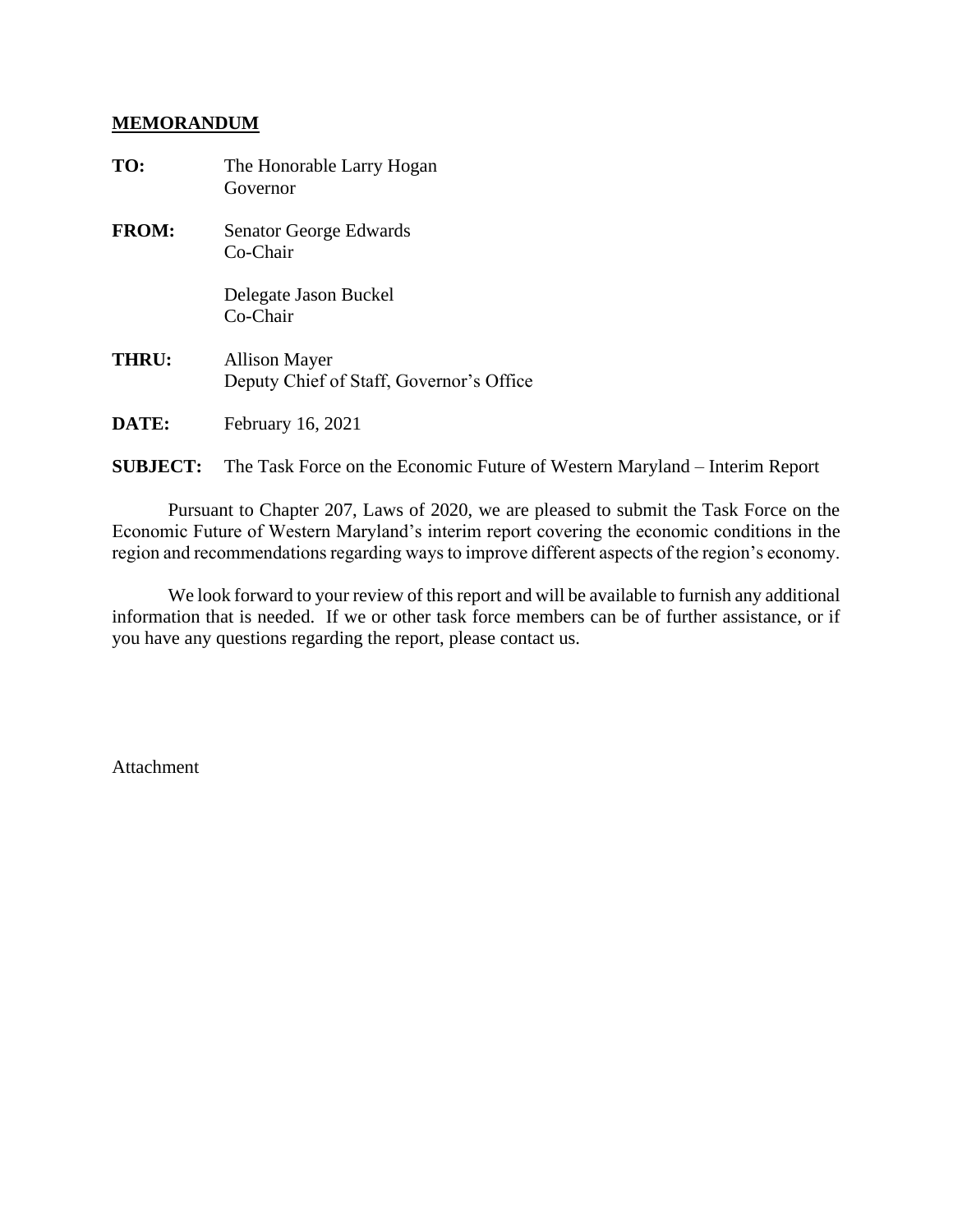**MEMORANDUM**

**TO:** The Honorable Larry Hogan
Governor

**FROM:** Senator George Edwards
Co-Chair

Delegate Jason Buckel
Co-Chair

**THRU:** Allison Mayer
Deputy Chief of Staff, Governor's Office

**DATE:** February 16, 2021

**SUBJECT:** The Task Force on the Economic Future of Western Maryland – Interim Report

Pursuant to Chapter 207, Laws of 2020, we are pleased to submit the Task Force on the Economic Future of Western Maryland's interim report covering the economic conditions in the region and recommendations regarding ways to improve different aspects of the region's economy.

We look forward to your review of this report and will be available to furnish any additional information that is needed. If we or other task force members can be of further assistance, or if you have any questions regarding the report, please contact us.

Attachment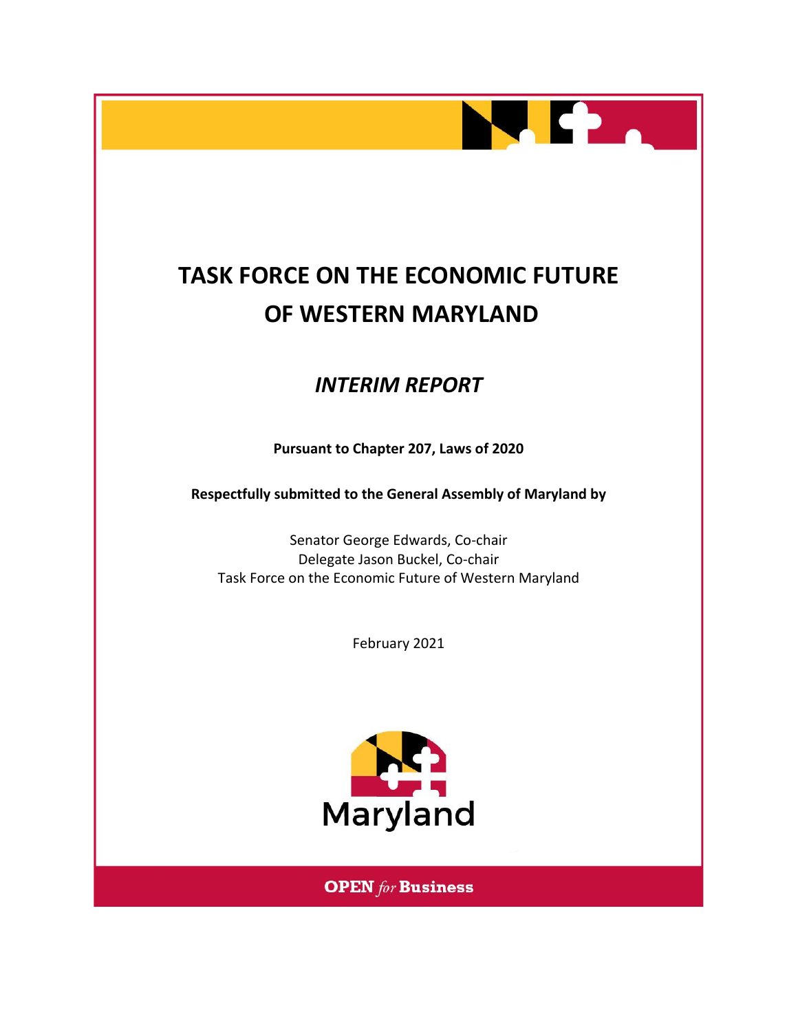# TASK FORCE ON THE ECONOMIC FUTURE OF WESTERN MARYLAND

## *INTERIM REPORT*

**Pursuant to Chapter 207, Laws of 2020**

**Respectfully submitted to the General Assembly of Maryland by**

Senator George Edwards, Co-chair
Delegate Jason Buckel, Co-chair
Task Force on the Economic Future of Western Maryland

February 2021

Maryland

**OPEN** *for* **Business**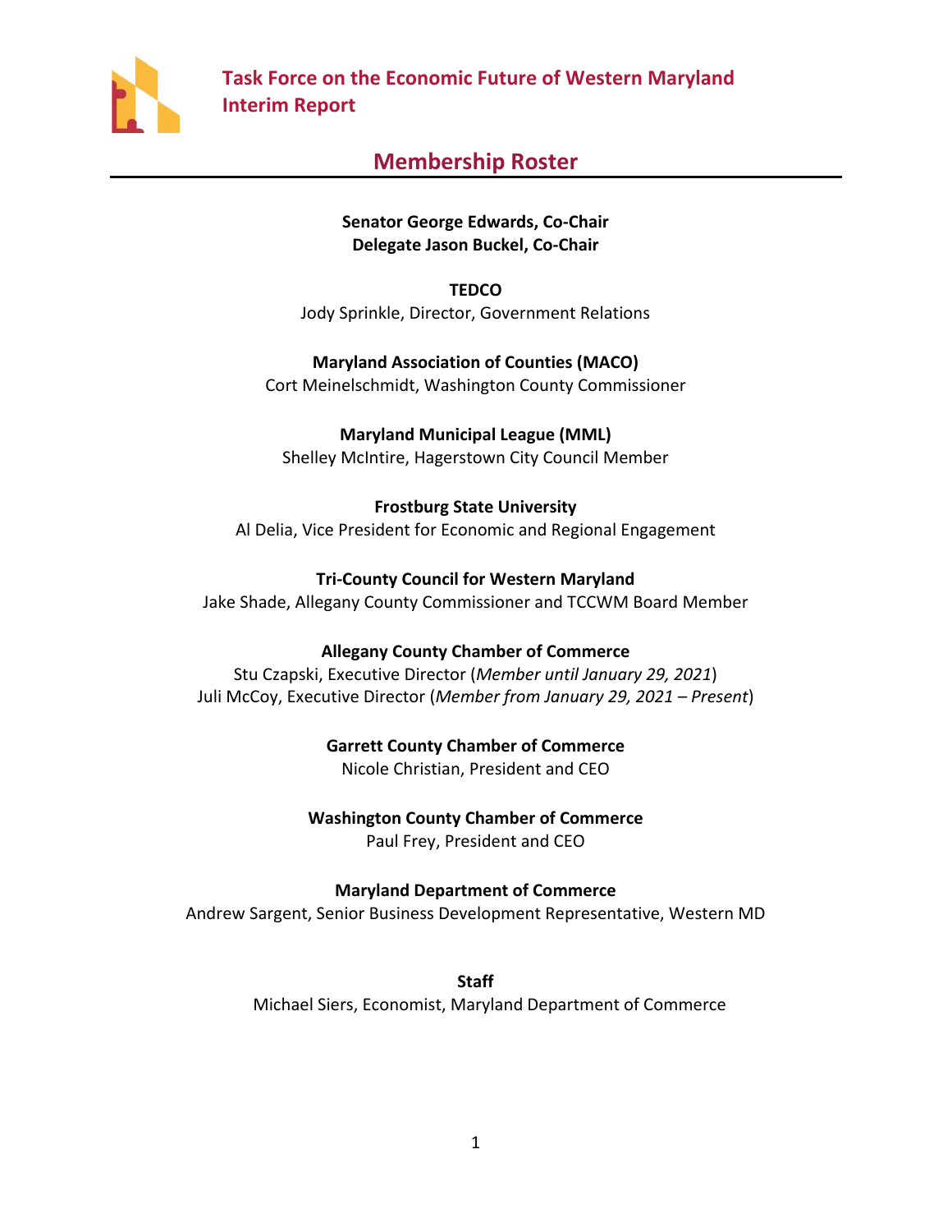## Membership Roster

**Senator George Edwards, Co-Chair**
**Delegate Jason Buckel, Co-Chair**

**TEDCO**
Jody Sprinkle, Director, Government Relations

**Maryland Association of Counties (MACO)**
Cort Meinelschmidt, Washington County Commissioner

**Maryland Municipal League (MML)**
Shelley McIntire, Hagerstown City Council Member

**Frostburg State University**
Al Delia, Vice President for Economic and Regional Engagement

**Tri-County Council for Western Maryland**
Jake Shade, Allegany County Commissioner and TCCWM Board Member

**Allegany County Chamber of Commerce**
Stu Czapski, Executive Director (*Member until January 29, 2021*)
Juli McCoy, Executive Director (*Member from January 29, 2021 – Present*)

**Garrett County Chamber of Commerce**
Nicole Christian, President and CEO

**Washington County Chamber of Commerce**
Paul Frey, President and CEO

**Maryland Department of Commerce**
Andrew Sargent, Senior Business Development Representative, Western MD

**Staff**
Michael Siers, Economist, Maryland Department of Commerce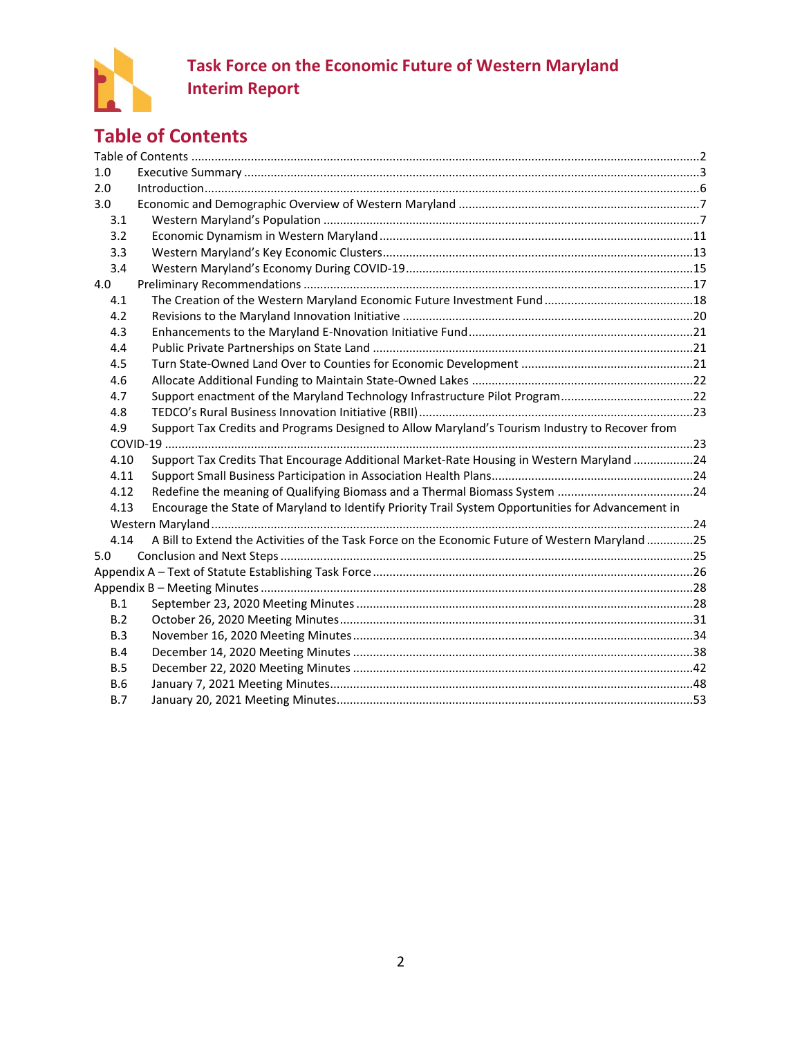# Table of Contents

Table of Contents ..................................................2
1.0 Executive Summary ..................................................3
2.0 Introduction..................................................6
3.0 Economic and Demographic Overview of Western Maryland ..................................................7
- 3.1 Western Maryland's Population ..................................................7
- 3.2 Economic Dynamism in Western Maryland..................................................11
- 3.3 Western Maryland's Key Economic Clusters..................................................13
- 3.4 Western Maryland's Economy During COVID-19..................................................15

4.0 Preliminary Recommendations ..................................................17
- 4.1 The Creation of the Western Maryland Economic Future Investment Fund ..................................................18
- 4.2 Revisions to the Maryland Innovation Initiative ..................................................20
- 4.3 Enhancements to the Maryland E-Nnovation Initiative Fund..................................................21
- 4.4 Public Private Partnerships on State Land ..................................................21
- 4.5 Turn State-Owned Land Over to Counties for Economic Development ..................................................21
- 4.6 Allocate Additional Funding to Maintain State-Owned Lakes ..................................................22
- 4.7 Support enactment of the Maryland Technology Infrastructure Pilot Program..................................................22
- 4.8 TEDCO's Rural Business Innovation Initiative (RBII)..................................................23
- 4.9 Support Tax Credits and Programs Designed to Allow Maryland's Tourism Industry to Recover from COVID-19 ..................................................23
- 4.10 Support Tax Credits That Encourage Additional Market-Rate Housing in Western Maryland ..................................................24
- 4.11 Support Small Business Participation in Association Health Plans..................................................24
- 4.12 Redefine the meaning of Qualifying Biomass and a Thermal Biomass System ..................................................24
- 4.13 Encourage the State of Maryland to Identify Priority Trail System Opportunities for Advancement in Western Maryland ..................................................24
- 4.14 A Bill to Extend the Activities of the Task Force on the Economic Future of Western Maryland ..................................................25

5.0 Conclusion and Next Steps ..................................................25

Appendix A – Text of Statute Establishing Task Force..................................................26

Appendix B – Meeting Minutes ..................................................28
- B.1 September 23, 2020 Meeting Minutes ..................................................28
- B.2 October 26, 2020 Meeting Minutes..................................................31
- B.3 November 16, 2020 Meeting Minutes..................................................34
- B.4 December 14, 2020 Meeting Minutes ..................................................38
- B.5 December 22, 2020 Meeting Minutes ..................................................42
- B.6 January 7, 2021 Meeting Minutes..................................................48
- B.7 January 20, 2021 Meeting Minutes..................................................53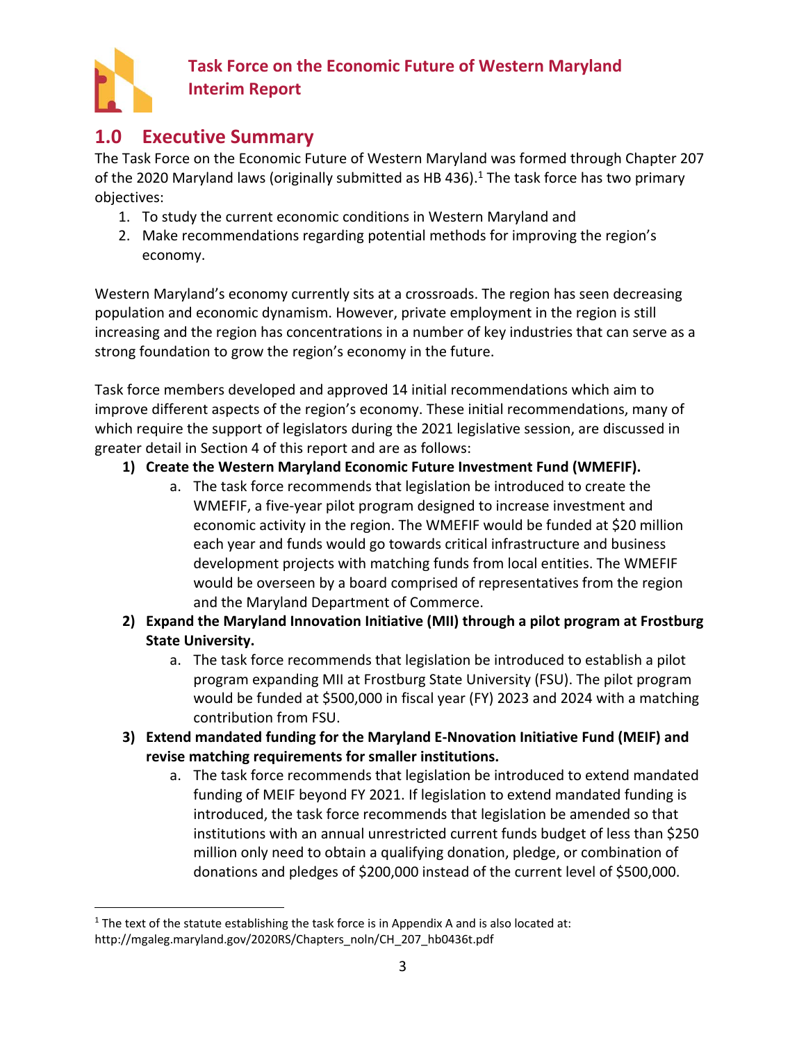# 1.0 Executive Summary

The Task Force on the Economic Future of Western Maryland was formed through Chapter 207 of the 2020 Maryland laws (originally submitted as HB 436).[1] The task force has two primary objectives:

1. To study the current economic conditions in Western Maryland and
2. Make recommendations regarding potential methods for improving the region's economy.

Western Maryland's economy currently sits at a crossroads. The region has seen decreasing population and economic dynamism. However, private employment in the region is still increasing and the region has concentrations in a number of key industries that can serve as a strong foundation to grow the region's economy in the future.

Task force members developed and approved 14 initial recommendations which aim to improve different aspects of the region's economy. These initial recommendations, many of which require the support of legislators during the 2021 legislative session, are discussed in greater detail in Section 4 of this report and are as follows:

1) **Create the Western Maryland Economic Future Investment Fund (WMEFIF).**
   a. The task force recommends that legislation be introduced to create the WMEFIF, a five-year pilot program designed to increase investment and economic activity in the region. The WMEFIF would be funded at $20 million each year and funds would go towards critical infrastructure and business development projects with matching funds from local entities. The WMEFIF would be overseen by a board comprised of representatives from the region and the Maryland Department of Commerce.
2) **Expand the Maryland Innovation Initiative (MII) through a pilot program at Frostburg State University.**
   a. The task force recommends that legislation be introduced to establish a pilot program expanding MII at Frostburg State University (FSU). The pilot program would be funded at $500,000 in fiscal year (FY) 2023 and 2024 with a matching contribution from FSU.
3) **Extend mandated funding for the Maryland E-Nnovation Initiative Fund (MEIF) and revise matching requirements for smaller institutions.**
   a. The task force recommends that legislation be introduced to extend mandated funding of MEIF beyond FY 2021. If legislation to extend mandated funding is introduced, the task force recommends that legislation be amended so that institutions with an annual unrestricted current funds budget of less than $250 million only need to obtain a qualifying donation, pledge, or combination of donations and pledges of $200,000 instead of the current level of $500,000.

[1] The text of the statute establishing the task force is in Appendix A and is also located at: http://mgaleg.maryland.gov/2020RS/Chapters_noln/CH_207_hb0436t.pdf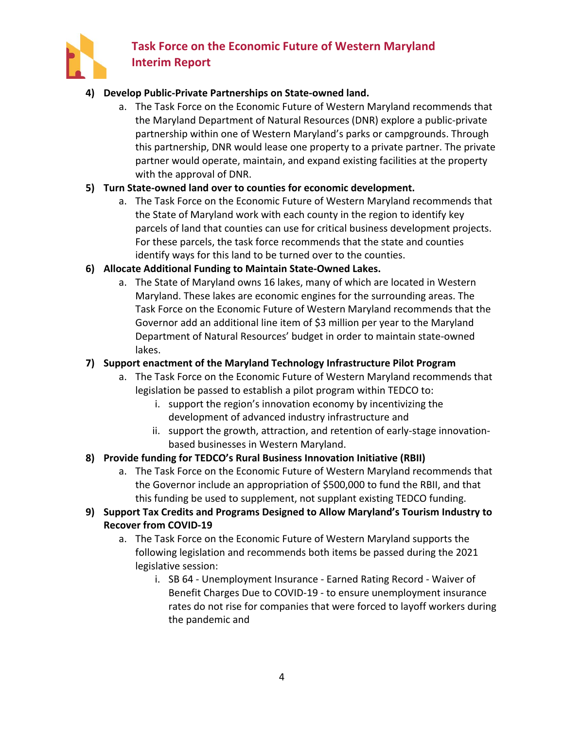4) **Develop Public-Private Partnerships on State-owned land.**
    a. The Task Force on the Economic Future of Western Maryland recommends that the Maryland Department of Natural Resources (DNR) explore a public-private partnership within one of Western Maryland's parks or campgrounds. Through this partnership, DNR would lease one property to a private partner. The private partner would operate, maintain, and expand existing facilities at the property with the approval of DNR.

5) **Turn State-owned land over to counties for economic development.**
    a. The Task Force on the Economic Future of Western Maryland recommends that the State of Maryland work with each county in the region to identify key parcels of land that counties can use for critical business development projects. For these parcels, the task force recommends that the state and counties identify ways for this land to be turned over to the counties.

6) **Allocate Additional Funding to Maintain State-Owned Lakes.**
    a. The State of Maryland owns 16 lakes, many of which are located in Western Maryland. These lakes are economic engines for the surrounding areas. The Task Force on the Economic Future of Western Maryland recommends that the Governor add an additional line item of $3 million per year to the Maryland Department of Natural Resources' budget in order to maintain state-owned lakes.

7) **Support enactment of the Maryland Technology Infrastructure Pilot Program**
    a. The Task Force on the Economic Future of Western Maryland recommends that legislation be passed to establish a pilot program within TEDCO to:
        i. support the region's innovation economy by incentivizing the development of advanced industry infrastructure and
        ii. support the growth, attraction, and retention of early-stage innovation-based businesses in Western Maryland.

8) **Provide funding for TEDCO's Rural Business Innovation Initiative (RBII)**
    a. The Task Force on the Economic Future of Western Maryland recommends that the Governor include an appropriation of $500,000 to fund the RBII, and that this funding be used to supplement, not supplant existing TEDCO funding.

9) **Support Tax Credits and Programs Designed to Allow Maryland's Tourism Industry to Recover from COVID-19**
    a. The Task Force on the Economic Future of Western Maryland supports the following legislation and recommends both items be passed during the 2021 legislative session:
        i. SB 64 - Unemployment Insurance - Earned Rating Record - Waiver of Benefit Charges Due to COVID-19 - to ensure unemployment insurance rates do not rise for companies that were forced to layoff workers during the pandemic and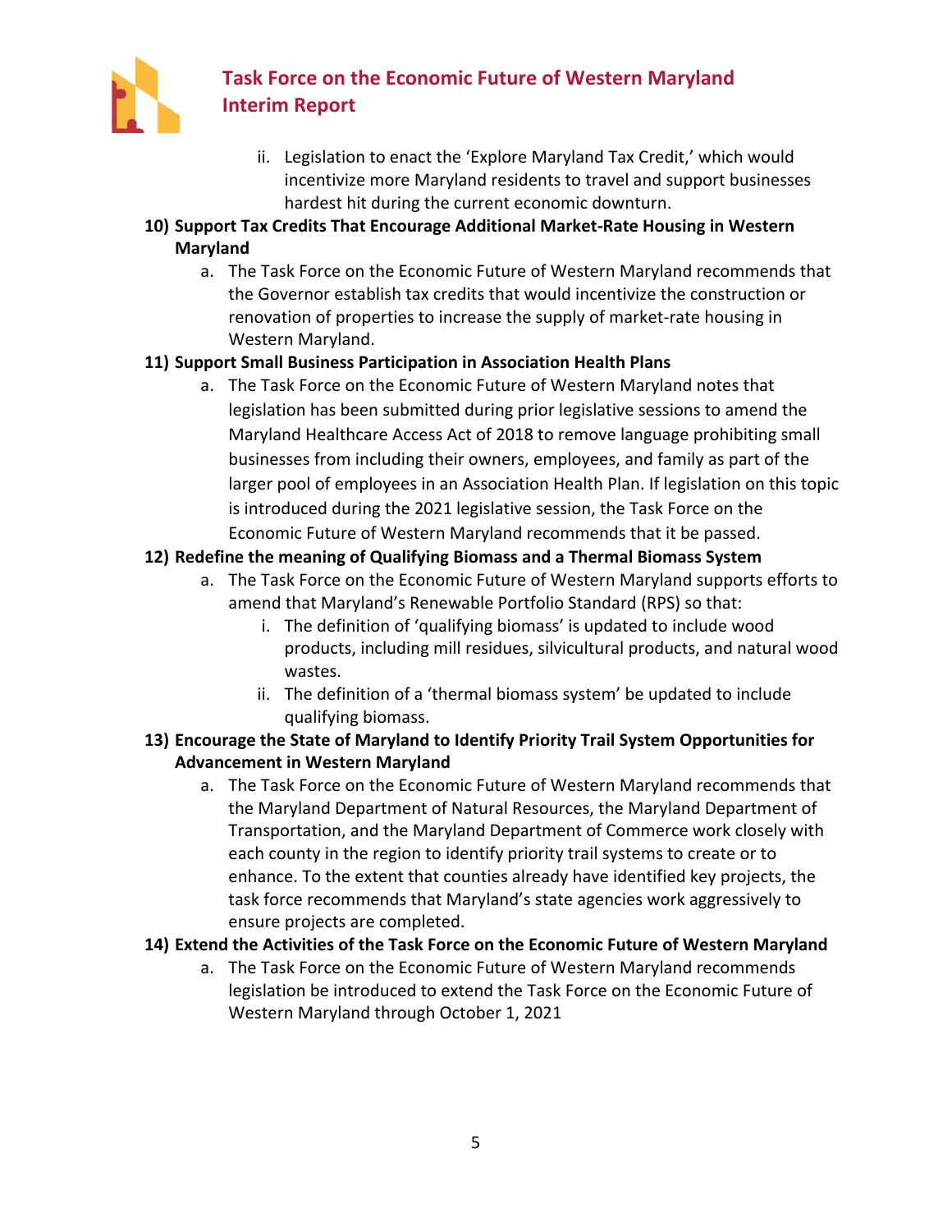ii. Legislation to enact the 'Explore Maryland Tax Credit,' which would incentivize more Maryland residents to travel and support businesses hardest hit during the current economic downturn.

**10) Support Tax Credits That Encourage Additional Market-Rate Housing in Western Maryland**

a. The Task Force on the Economic Future of Western Maryland recommends that the Governor establish tax credits that would incentivize the construction or renovation of properties to increase the supply of market-rate housing in Western Maryland.

**11) Support Small Business Participation in Association Health Plans**

a. The Task Force on the Economic Future of Western Maryland notes that legislation has been submitted during prior legislative sessions to amend the Maryland Healthcare Access Act of 2018 to remove language prohibiting small businesses from including their owners, employees, and family as part of the larger pool of employees in an Association Health Plan. If legislation on this topic is introduced during the 2021 legislative session, the Task Force on the Economic Future of Western Maryland recommends that it be passed.

**12) Redefine the meaning of Qualifying Biomass and a Thermal Biomass System**

a. The Task Force on the Economic Future of Western Maryland supports efforts to amend that Maryland's Renewable Portfolio Standard (RPS) so that:
   i. The definition of 'qualifying biomass' is updated to include wood products, including mill residues, silvicultural products, and natural wood wastes.
   ii. The definition of a 'thermal biomass system' be updated to include qualifying biomass.

**13) Encourage the State of Maryland to Identify Priority Trail System Opportunities for Advancement in Western Maryland**

a. The Task Force on the Economic Future of Western Maryland recommends that the Maryland Department of Natural Resources, the Maryland Department of Transportation, and the Maryland Department of Commerce work closely with each county in the region to identify priority trail systems to create or to enhance. To the extent that counties already have identified key projects, the task force recommends that Maryland's state agencies work aggressively to ensure projects are completed.

**14) Extend the Activities of the Task Force on the Economic Future of Western Maryland**

a. The Task Force on the Economic Future of Western Maryland recommends legislation be introduced to extend the Task Force on the Economic Future of Western Maryland through October 1, 2021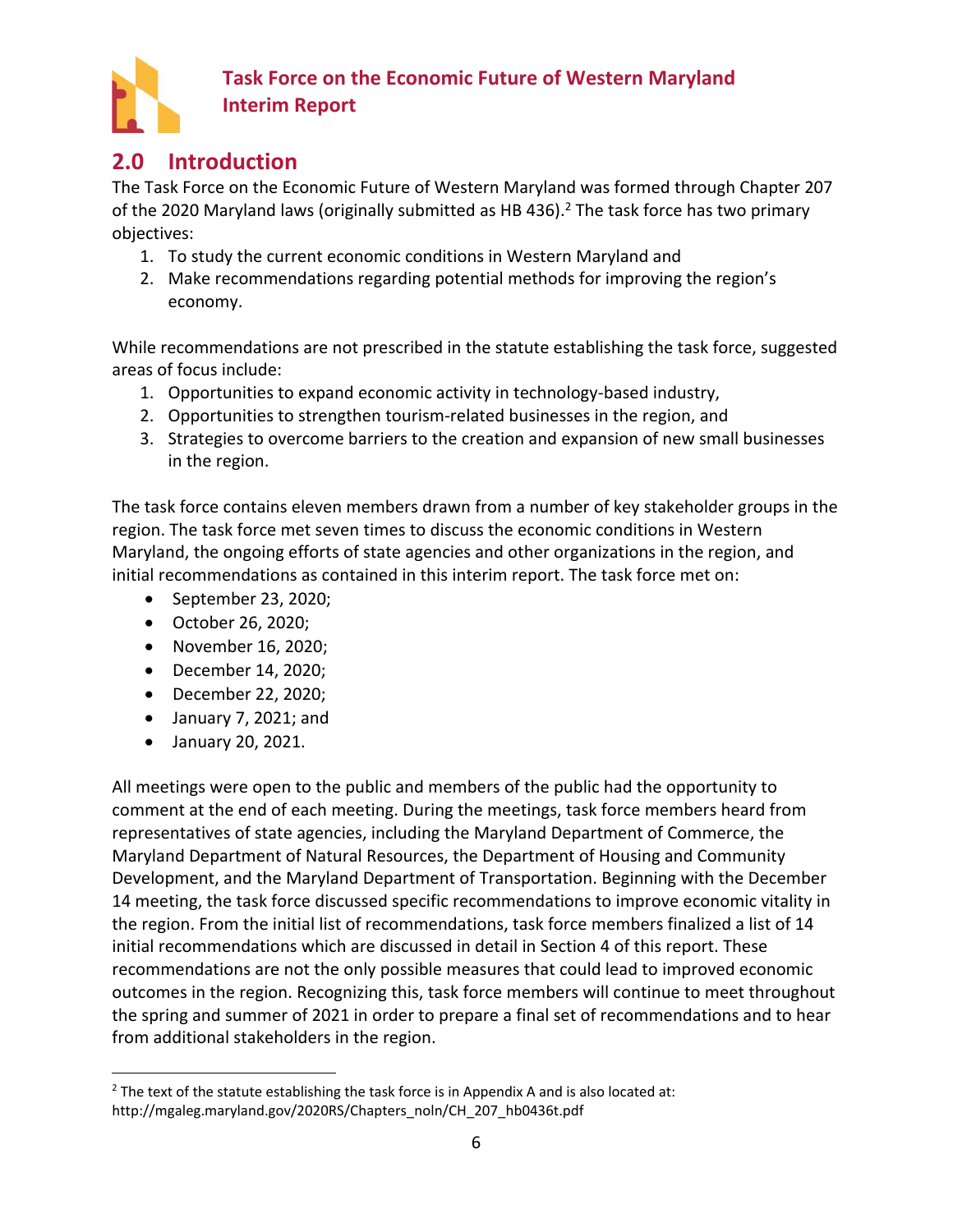## 2.0 Introduction

The Task Force on the Economic Future of Western Maryland was formed through Chapter 207 of the 2020 Maryland laws (originally submitted as HB 436).[2] The task force has two primary objectives:

1. To study the current economic conditions in Western Maryland and
2. Make recommendations regarding potential methods for improving the region's economy.

While recommendations are not prescribed in the statute establishing the task force, suggested areas of focus include:

1. Opportunities to expand economic activity in technology-based industry,
2. Opportunities to strengthen tourism-related businesses in the region, and
3. Strategies to overcome barriers to the creation and expansion of new small businesses in the region.

The task force contains eleven members drawn from a number of key stakeholder groups in the region. The task force met seven times to discuss the economic conditions in Western Maryland, the ongoing efforts of state agencies and other organizations in the region, and initial recommendations as contained in this interim report. The task force met on:

- September 23, 2020;
- October 26, 2020;
- November 16, 2020;
- December 14, 2020;
- December 22, 2020;
- January 7, 2021; and
- January 20, 2021.

All meetings were open to the public and members of the public had the opportunity to comment at the end of each meeting. During the meetings, task force members heard from representatives of state agencies, including the Maryland Department of Commerce, the Maryland Department of Natural Resources, the Department of Housing and Community Development, and the Maryland Department of Transportation. Beginning with the December 14 meeting, the task force discussed specific recommendations to improve economic vitality in the region. From the initial list of recommendations, task force members finalized a list of 14 initial recommendations which are discussed in detail in Section 4 of this report. These recommendations are not the only possible measures that could lead to improved economic outcomes in the region. Recognizing this, task force members will continue to meet throughout the spring and summer of 2021 in order to prepare a final set of recommendations and to hear from additional stakeholders in the region.

---

[2] The text of the statute establishing the task force is in Appendix A and is also located at: http://mgaleg.maryland.gov/2020RS/Chapters_noln/CH_207_hb0436t.pdf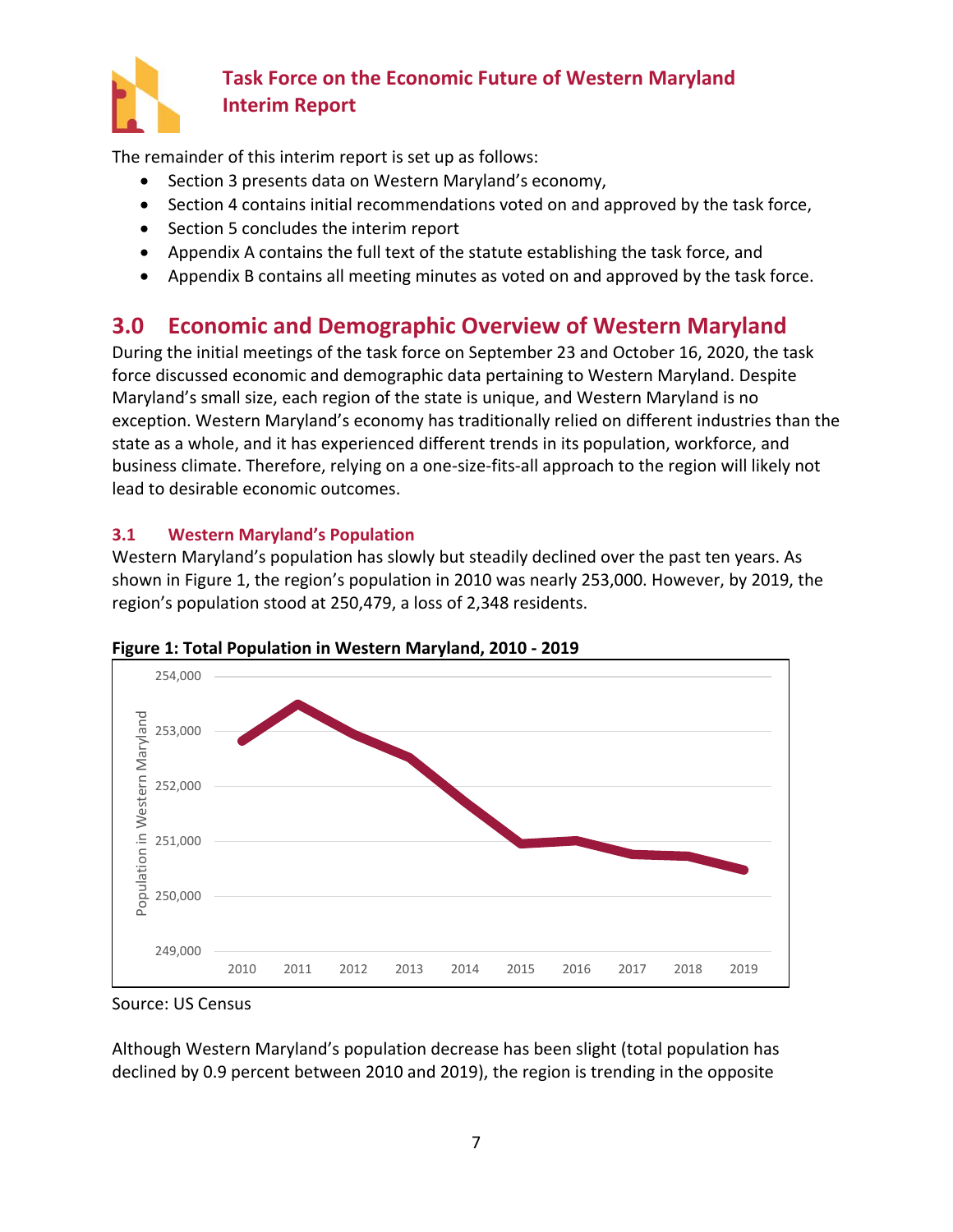The remainder of this interim report is set up as follows:

- Section 3 presents data on Western Maryland's economy,
- Section 4 contains initial recommendations voted on and approved by the task force,
- Section 5 concludes the interim report
- Appendix A contains the full text of the statute establishing the task force, and
- Appendix B contains all meeting minutes as voted on and approved by the task force.

# 3.0 Economic and Demographic Overview of Western Maryland

During the initial meetings of the task force on September 23 and October 16, 2020, the task force discussed economic and demographic data pertaining to Western Maryland. Despite Maryland's small size, each region of the state is unique, and Western Maryland is no exception. Western Maryland's economy has traditionally relied on different industries than the state as a whole, and it has experienced different trends in its population, workforce, and business climate. Therefore, relying on a one-size-fits-all approach to the region will likely not lead to desirable economic outcomes.

## 3.1 Western Maryland's Population

Western Maryland's population has slowly but steadily declined over the past ten years. As shown in Figure 1, the region's population in 2010 was nearly 253,000. However, by 2019, the region's population stood at 250,479, a loss of 2,348 residents.

**Figure 1: Total Population in Western Maryland, 2010 - 2019**

Source: US Census

Although Western Maryland's population decrease has been slight (total population has declined by 0.9 percent between 2010 and 2019), the region is trending in the opposite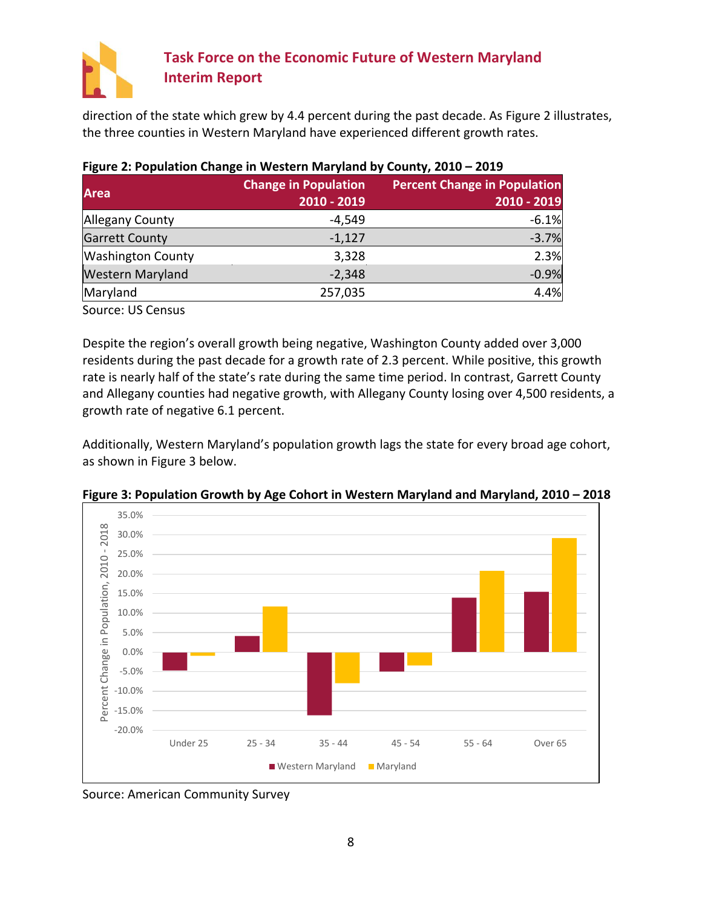direction of the state which grew by 4.4 percent during the past decade. As Figure 2 illustrates, the three counties in Western Maryland have experienced different growth rates.

**Figure 2: Population Change in Western Maryland by County, 2010 – 2019**

| Area | Change in Population 2010 - 2019 | Percent Change in Population 2010 - 2019 |
|---|---:|---:|
| Allegany County | -4,549 | -6.1% |
| Garrett County | -1,127 | -3.7% |
| Washington County | 3,328 | 2.3% |
| Western Maryland | -2,348 | -0.9% |
| Maryland | 257,035 | 4.4% |

Source: US Census

Despite the region's overall growth being negative, Washington County added over 3,000 residents during the past decade for a growth rate of 2.3 percent. While positive, this growth rate is nearly half of the state's rate during the same time period. In contrast, Garrett County and Allegany counties had negative growth, with Allegany County losing over 4,500 residents, a growth rate of negative 6.1 percent.

Additionally, Western Maryland's population growth lags the state for every broad age cohort, as shown in Figure 3 below.

**Figure 3: Population Growth by Age Cohort in Western Maryland and Maryland, 2010 – 2018**

Source: American Community Survey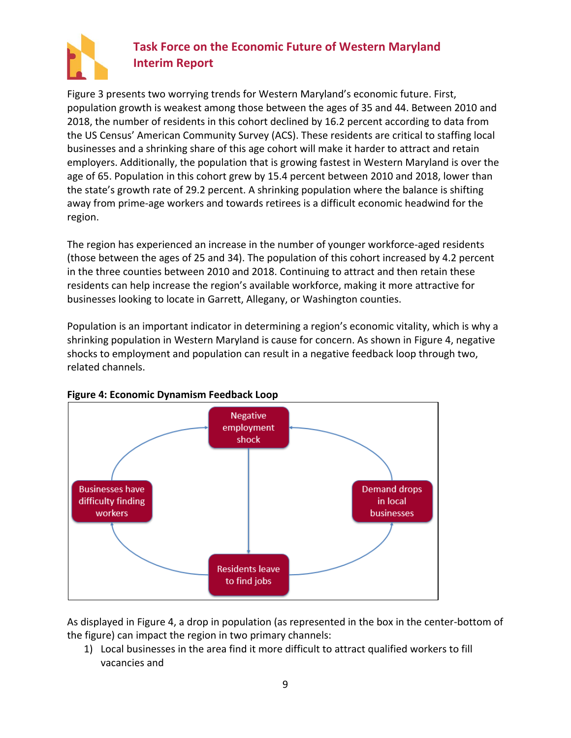Figure 3 presents two worrying trends for Western Maryland's economic future. First, population growth is weakest among those between the ages of 35 and 44. Between 2010 and 2018, the number of residents in this cohort declined by 16.2 percent according to data from the US Census' American Community Survey (ACS). These residents are critical to staffing local businesses and a shrinking share of this age cohort will make it harder to attract and retain employers. Additionally, the population that is growing fastest in Western Maryland is over the age of 65. Population in this cohort grew by 15.4 percent between 2010 and 2018, lower than the state's growth rate of 29.2 percent. A shrinking population where the balance is shifting away from prime-age workers and towards retirees is a difficult economic headwind for the region.

The region has experienced an increase in the number of younger workforce-aged residents (those between the ages of 25 and 34). The population of this cohort increased by 4.2 percent in the three counties between 2010 and 2018. Continuing to attract and then retain these residents can help increase the region's available workforce, making it more attractive for businesses looking to locate in Garrett, Allegany, or Washington counties.

Population is an important indicator in determining a region's economic vitality, which is why a shrinking population in Western Maryland is cause for concern. As shown in Figure 4, negative shocks to employment and population can result in a negative feedback loop through two, related channels.

**Figure 4: Economic Dynamism Feedback Loop**

Negative employment shock

Businesses have difficulty finding workers

Demand drops in local businesses

Residents leave to find jobs

As displayed in Figure 4, a drop in population (as represented in the box in the center-bottom of the figure) can impact the region in two primary channels:

1) Local businesses in the area find it more difficult to attract qualified workers to fill vacancies and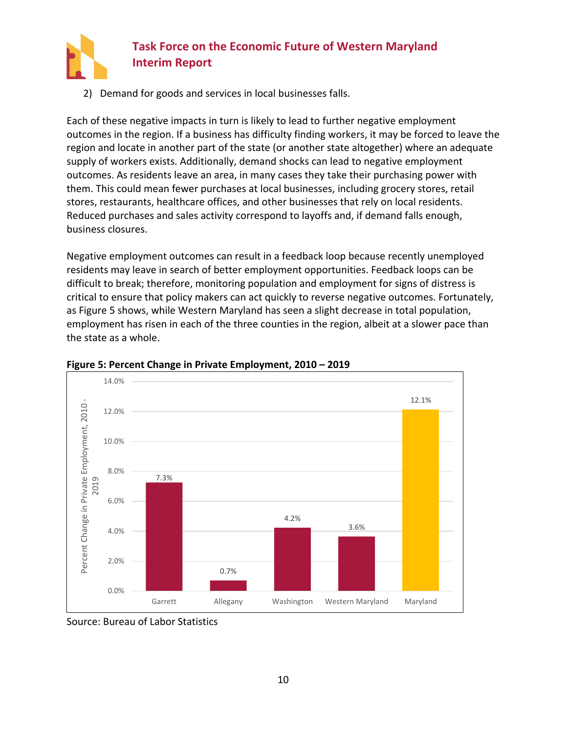2) Demand for goods and services in local businesses falls.

Each of these negative impacts in turn is likely to lead to further negative employment outcomes in the region. If a business has difficulty finding workers, it may be forced to leave the region and locate in another part of the state (or another state altogether) where an adequate supply of workers exists. Additionally, demand shocks can lead to negative employment outcomes. As residents leave an area, in many cases they take their purchasing power with them. This could mean fewer purchases at local businesses, including grocery stores, retail stores, restaurants, healthcare offices, and other businesses that rely on local residents. Reduced purchases and sales activity correspond to layoffs and, if demand falls enough, business closures.

Negative employment outcomes can result in a feedback loop because recently unemployed residents may leave in search of better employment opportunities. Feedback loops can be difficult to break; therefore, monitoring population and employment for signs of distress is critical to ensure that policy makers can act quickly to reverse negative outcomes. Fortunately, as Figure 5 shows, while Western Maryland has seen a slight decrease in total population, employment has risen in each of the three counties in the region, albeit at a slower pace than the state as a whole.

**Figure 5: Percent Change in Private Employment, 2010 – 2019**

| Area | Percent Change in Private Employment, 2010 - 2019 |
|---|---|
| Garrett | 7.3% |
| Allegany | 0.7% |
| Washington | 4.2% |
| Western Maryland | 3.6% |
| Maryland | 12.1% |

Source: Bureau of Labor Statistics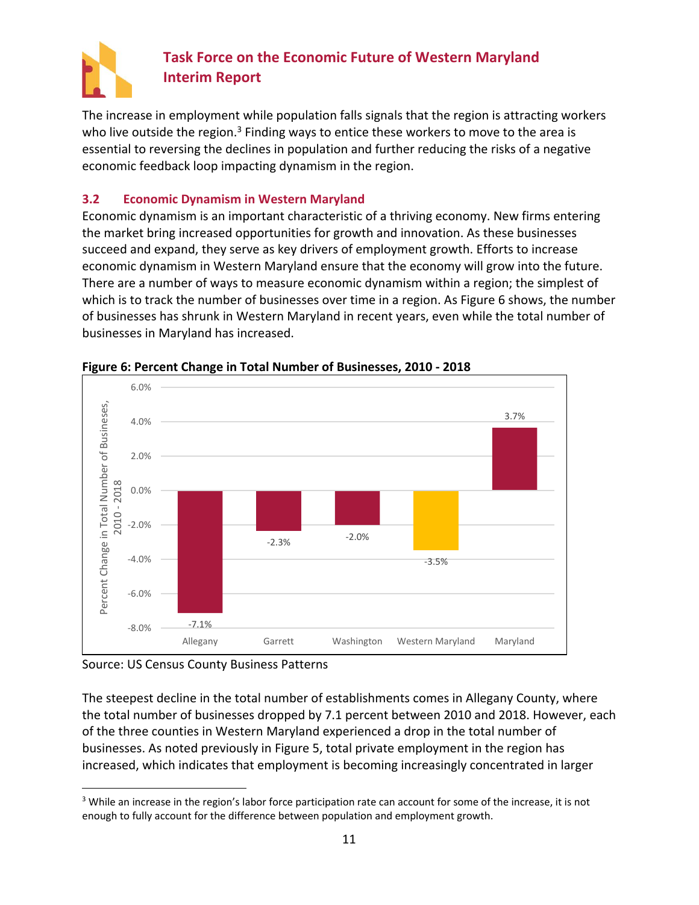The increase in employment while population falls signals that the region is attracting workers who live outside the region.[3] Finding ways to entice these workers to move to the area is essential to reversing the declines in population and further reducing the risks of a negative economic feedback loop impacting dynamism in the region.

## 3.2 Economic Dynamism in Western Maryland

Economic dynamism is an important characteristic of a thriving economy. New firms entering the market bring increased opportunities for growth and innovation. As these businesses succeed and expand, they serve as key drivers of employment growth. Efforts to increase economic dynamism in Western Maryland ensure that the economy will grow into the future. There are a number of ways to measure economic dynamism within a region; the simplest of which is to track the number of businesses over time in a region. As Figure 6 shows, the number of businesses has shrunk in Western Maryland in recent years, even while the total number of businesses in Maryland has increased.

**Figure 6: Percent Change in Total Number of Businesses, 2010 - 2018**

| Region | Percent Change in Total Number of Businesses, 2010 - 2018 |
|---|---|
| Allegany | -7.1% |
| Garrett | -2.3% |
| Washington | -2.0% |
| Western Maryland | -3.5% |
| Maryland | 3.7% |

Source: US Census County Business Patterns

The steepest decline in the total number of establishments comes in Allegany County, where the total number of businesses dropped by 7.1 percent between 2010 and 2018. However, each of the three counties in Western Maryland experienced a drop in the total number of businesses. As noted previously in Figure 5, total private employment in the region has increased, which indicates that employment is becoming increasingly concentrated in larger

[3] While an increase in the region's labor force participation rate can account for some of the increase, it is not enough to fully account for the difference between population and employment growth.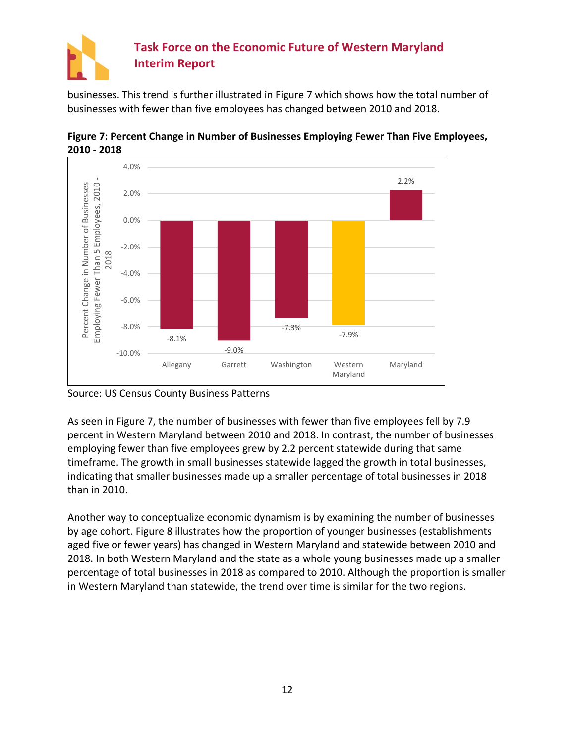businesses. This trend is further illustrated in Figure 7 which shows how the total number of businesses with fewer than five employees has changed between 2010 and 2018.

**Figure 7: Percent Change in Number of Businesses Employing Fewer Than Five Employees, 2010 - 2018**

| Region | Percent Change in Number of Businesses Employing Fewer Than 5 Employees, 2010 - 2018 |
|---|---|
| Allegany | -8.1% |
| Garrett | -9.0% |
| Washington | -7.3% |
| Western Maryland | -7.9% |
| Maryland | 2.2% |

Source: US Census County Business Patterns

As seen in Figure 7, the number of businesses with fewer than five employees fell by 7.9 percent in Western Maryland between 2010 and 2018. In contrast, the number of businesses employing fewer than five employees grew by 2.2 percent statewide during that same timeframe. The growth in small businesses statewide lagged the growth in total businesses, indicating that smaller businesses made up a smaller percentage of total businesses in 2018 than in 2010.

Another way to conceptualize economic dynamism is by examining the number of businesses by age cohort. Figure 8 illustrates how the proportion of younger businesses (establishments aged five or fewer years) has changed in Western Maryland and statewide between 2010 and 2018. In both Western Maryland and the state as a whole young businesses made up a smaller percentage of total businesses in 2018 as compared to 2010. Although the proportion is smaller in Western Maryland than statewide, the trend over time is similar for the two regions.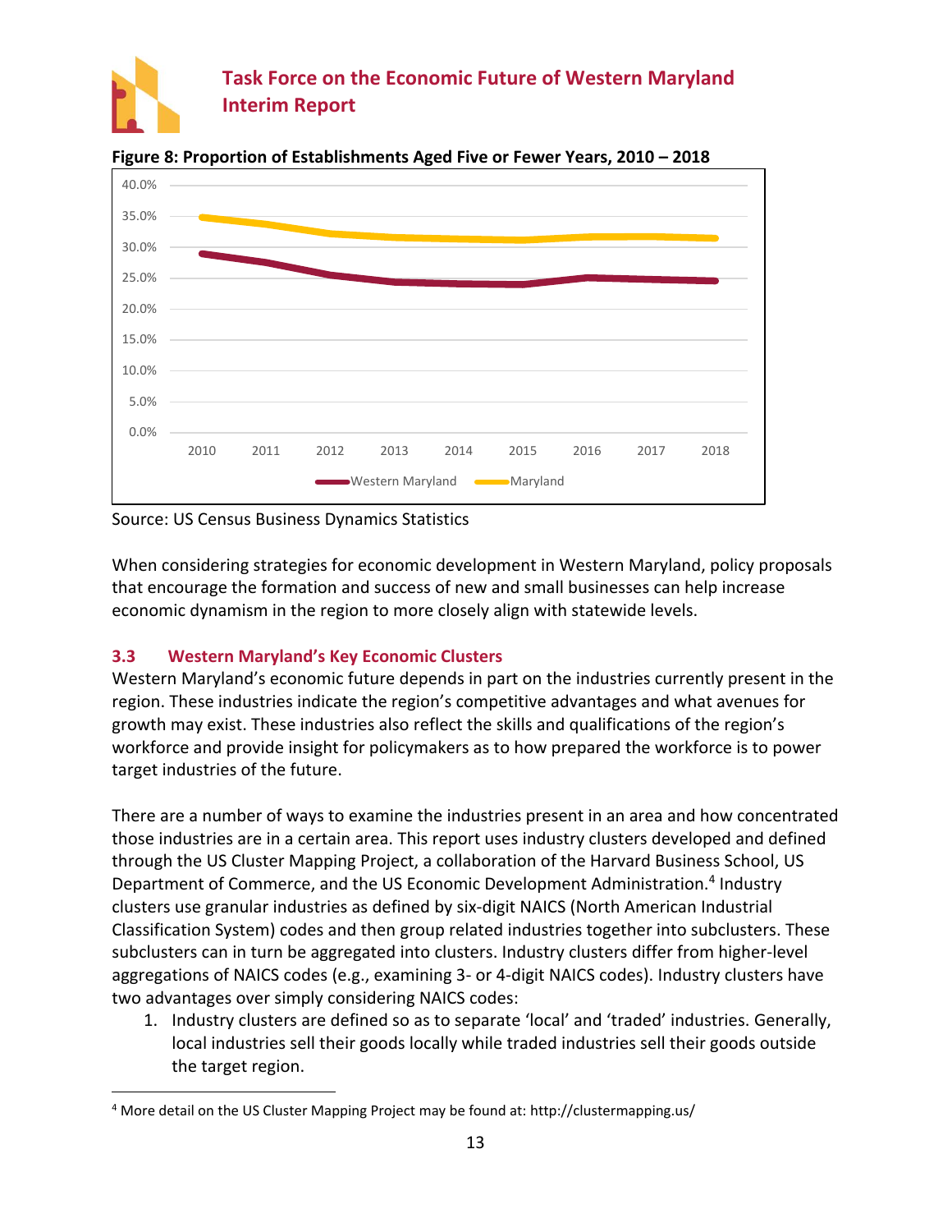**Figure 8: Proportion of Establishments Aged Five or Fewer Years, 2010 – 2018**

Source: US Census Business Dynamics Statistics

When considering strategies for economic development in Western Maryland, policy proposals that encourage the formation and success of new and small businesses can help increase economic dynamism in the region to more closely align with statewide levels.

### 3.3 Western Maryland's Key Economic Clusters

Western Maryland's economic future depends in part on the industries currently present in the region. These industries indicate the region's competitive advantages and what avenues for growth may exist. These industries also reflect the skills and qualifications of the region's workforce and provide insight for policymakers as to how prepared the workforce is to power target industries of the future.

There are a number of ways to examine the industries present in an area and how concentrated those industries are in a certain area. This report uses industry clusters developed and defined through the US Cluster Mapping Project, a collaboration of the Harvard Business School, US Department of Commerce, and the US Economic Development Administration.[4] Industry clusters use granular industries as defined by six-digit NAICS (North American Industrial Classification System) codes and then group related industries together into subclusters. These subclusters can in turn be aggregated into clusters. Industry clusters differ from higher-level aggregations of NAICS codes (e.g., examining 3- or 4-digit NAICS codes). Industry clusters have two advantages over simply considering NAICS codes:

1. Industry clusters are defined so as to separate 'local' and 'traded' industries. Generally, local industries sell their goods locally while traded industries sell their goods outside the target region.

[4] More detail on the US Cluster Mapping Project may be found at: http://clustermapping.us/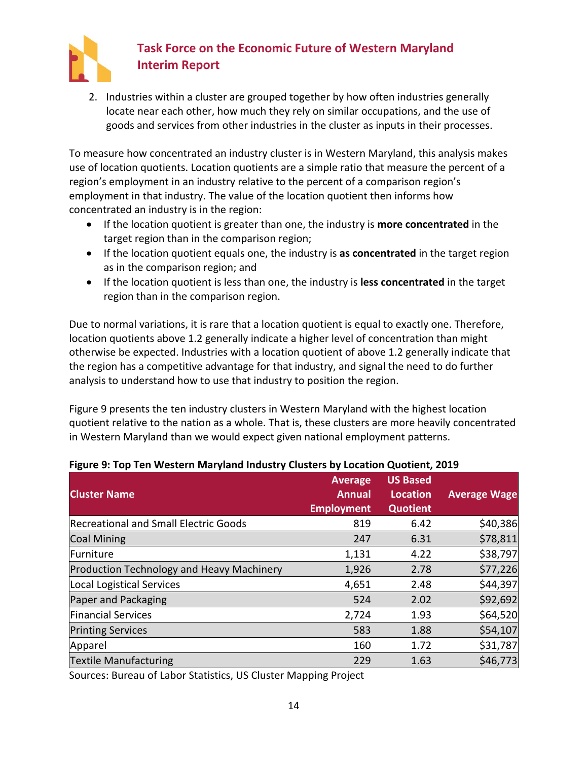2. Industries within a cluster are grouped together by how often industries generally locate near each other, how much they rely on similar occupations, and the use of goods and services from other industries in the cluster as inputs in their processes.

To measure how concentrated an industry cluster is in Western Maryland, this analysis makes use of location quotients. Location quotients are a simple ratio that measure the percent of a region's employment in an industry relative to the percent of a comparison region's employment in that industry. The value of the location quotient then informs how concentrated an industry is in the region:

- If the location quotient is greater than one, the industry is **more concentrated** in the target region than in the comparison region;
- If the location quotient equals one, the industry is **as concentrated** in the target region as in the comparison region; and
- If the location quotient is less than one, the industry is **less concentrated** in the target region than in the comparison region.

Due to normal variations, it is rare that a location quotient is equal to exactly one. Therefore, location quotients above 1.2 generally indicate a higher level of concentration than might otherwise be expected. Industries with a location quotient of above 1.2 generally indicate that the region has a competitive advantage for that industry, and signal the need to do further analysis to understand how to use that industry to position the region.

Figure 9 presents the ten industry clusters in Western Maryland with the highest location quotient relative to the nation as a whole. That is, these clusters are more heavily concentrated in Western Maryland than we would expect given national employment patterns.

**Figure 9: Top Ten Western Maryland Industry Clusters by Location Quotient, 2019**

| Cluster Name | Average Annual Employment | US Based Location Quotient | Average Wage |
|---|---|---|---|
| Recreational and Small Electric Goods | 819 | 6.42 | $40,386 |
| Coal Mining | 247 | 6.31 | $78,811 |
| Furniture | 1,131 | 4.22 | $38,797 |
| Production Technology and Heavy Machinery | 1,926 | 2.78 | $77,226 |
| Local Logistical Services | 4,651 | 2.48 | $44,397 |
| Paper and Packaging | 524 | 2.02 | $92,692 |
| Financial Services | 2,724 | 1.93 | $64,520 |
| Printing Services | 583 | 1.88 | $54,107 |
| Apparel | 160 | 1.72 | $31,787 |
| Textile Manufacturing | 229 | 1.63 | $46,773 |

Sources: Bureau of Labor Statistics, US Cluster Mapping Project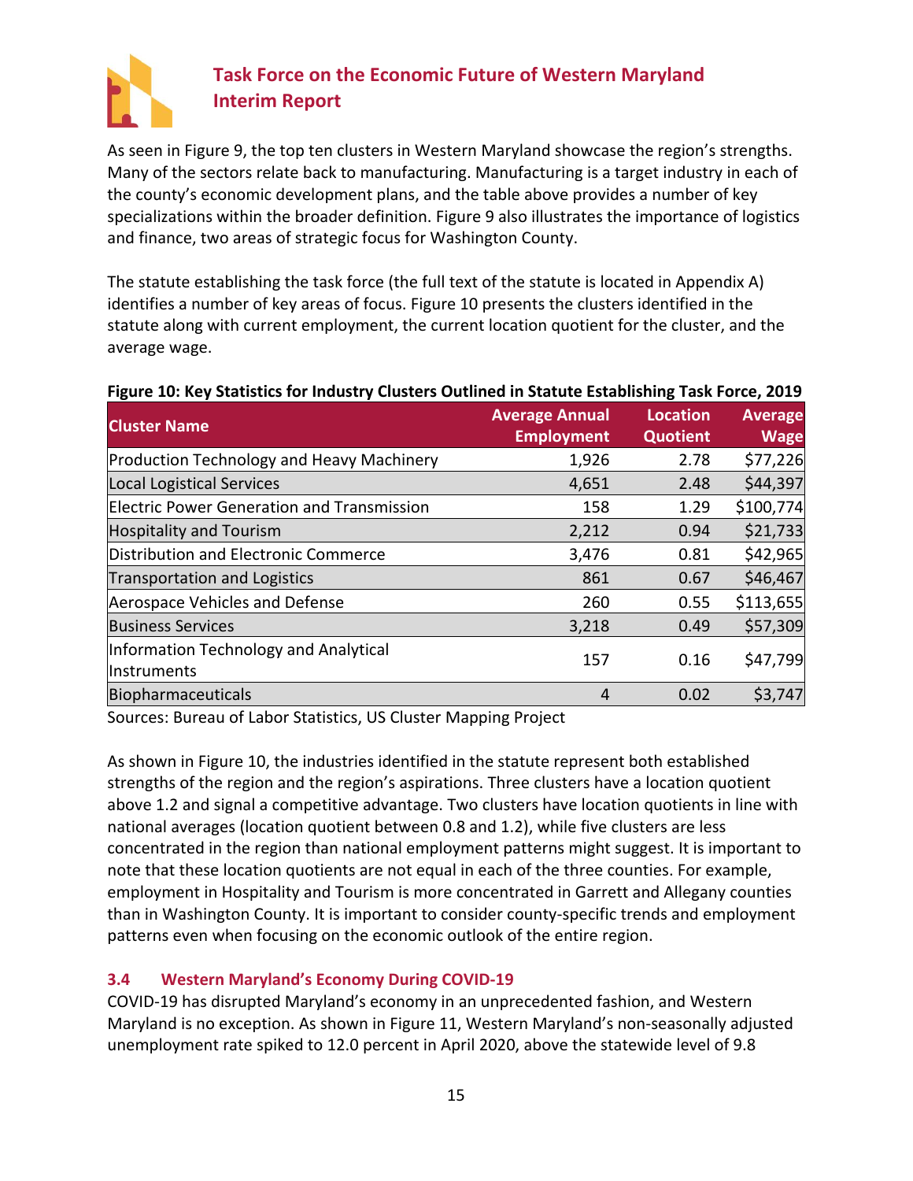As seen in Figure 9, the top ten clusters in Western Maryland showcase the region's strengths. Many of the sectors relate back to manufacturing. Manufacturing is a target industry in each of the county's economic development plans, and the table above provides a number of key specializations within the broader definition. Figure 9 also illustrates the importance of logistics and finance, two areas of strategic focus for Washington County.

The statute establishing the task force (the full text of the statute is located in Appendix A) identifies a number of key areas of focus. Figure 10 presents the clusters identified in the statute along with current employment, the current location quotient for the cluster, and the average wage.

**Figure 10: Key Statistics for Industry Clusters Outlined in Statute Establishing Task Force, 2019**

| Cluster Name | Average Annual Employment | Location Quotient | Average Wage |
|---|---|---|---|
| Production Technology and Heavy Machinery | 1,926 | 2.78 | $77,226 |
| Local Logistical Services | 4,651 | 2.48 | $44,397 |
| Electric Power Generation and Transmission | 158 | 1.29 | $100,774 |
| Hospitality and Tourism | 2,212 | 0.94 | $21,733 |
| Distribution and Electronic Commerce | 3,476 | 0.81 | $42,965 |
| Transportation and Logistics | 861 | 0.67 | $46,467 |
| Aerospace Vehicles and Defense | 260 | 0.55 | $113,655 |
| Business Services | 3,218 | 0.49 | $57,309 |
| Information Technology and Analytical Instruments | 157 | 0.16 | $47,799 |
| Biopharmaceuticals | 4 | 0.02 | $3,747 |

Sources: Bureau of Labor Statistics, US Cluster Mapping Project

As shown in Figure 10, the industries identified in the statute represent both established strengths of the region and the region's aspirations. Three clusters have a location quotient above 1.2 and signal a competitive advantage. Two clusters have location quotients in line with national averages (location quotient between 0.8 and 1.2), while five clusters are less concentrated in the region than national employment patterns might suggest. It is important to note that these location quotients are not equal in each of the three counties. For example, employment in Hospitality and Tourism is more concentrated in Garrett and Allegany counties than in Washington County. It is important to consider county-specific trends and employment patterns even when focusing on the economic outlook of the entire region.

### 3.4 Western Maryland's Economy During COVID-19

COVID-19 has disrupted Maryland's economy in an unprecedented fashion, and Western Maryland is no exception. As shown in Figure 11, Western Maryland's non-seasonally adjusted unemployment rate spiked to 12.0 percent in April 2020, above the statewide level of 9.8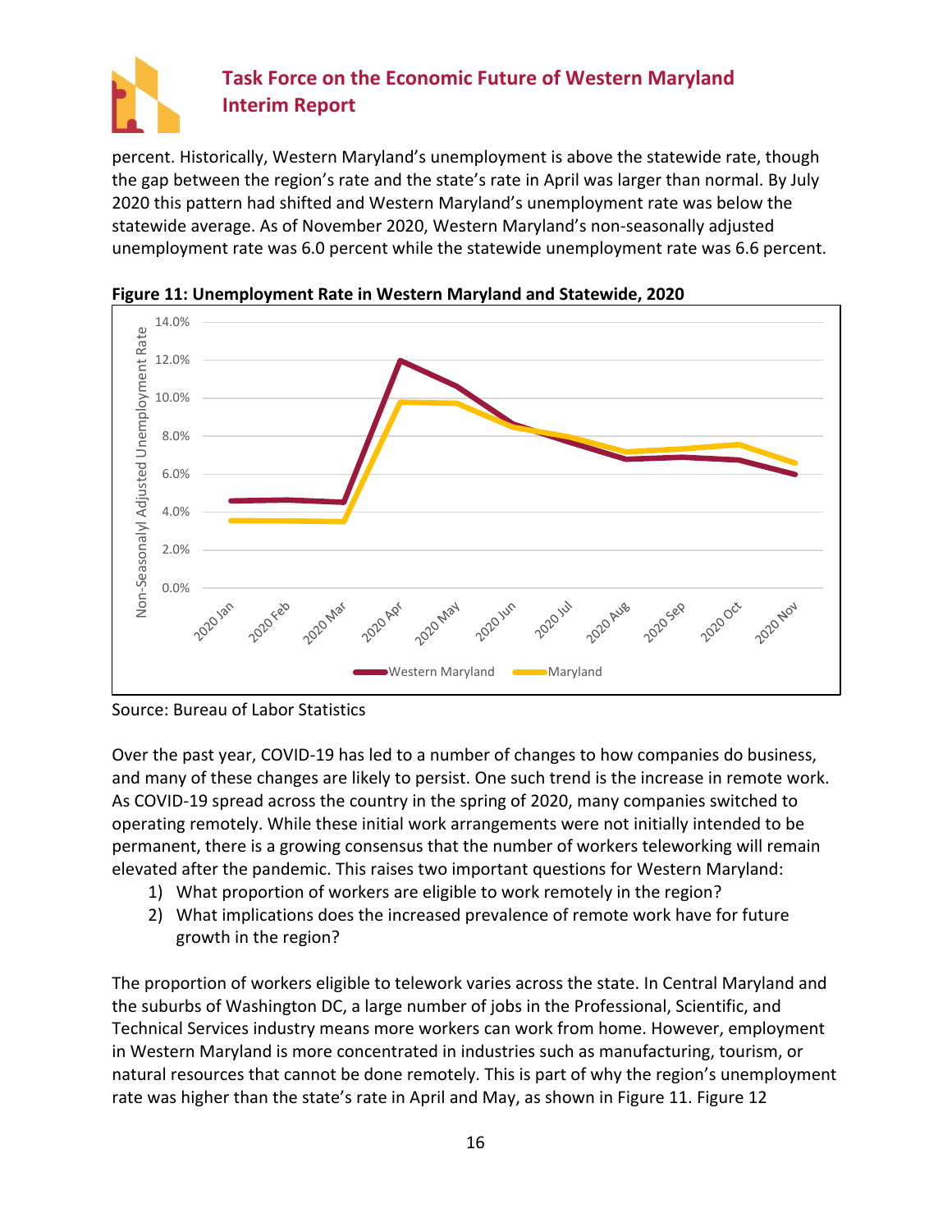percent. Historically, Western Maryland's unemployment is above the statewide rate, though the gap between the region's rate and the state's rate in April was larger than normal. By July 2020 this pattern had shifted and Western Maryland's unemployment rate was below the statewide average. As of November 2020, Western Maryland's non-seasonally adjusted unemployment rate was 6.0 percent while the statewide unemployment rate was 6.6 percent.

**Figure 11: Unemployment Rate in Western Maryland and Statewide, 2020**

Source: Bureau of Labor Statistics

Over the past year, COVID-19 has led to a number of changes to how companies do business, and many of these changes are likely to persist. One such trend is the increase in remote work. As COVID-19 spread across the country in the spring of 2020, many companies switched to operating remotely. While these initial work arrangements were not initially intended to be permanent, there is a growing consensus that the number of workers teleworking will remain elevated after the pandemic. This raises two important questions for Western Maryland:

1) What proportion of workers are eligible to work remotely in the region?
2) What implications does the increased prevalence of remote work have for future growth in the region?

The proportion of workers eligible to telework varies across the state. In Central Maryland and the suburbs of Washington DC, a large number of jobs in the Professional, Scientific, and Technical Services industry means more workers can work from home. However, employment in Western Maryland is more concentrated in industries such as manufacturing, tourism, or natural resources that cannot be done remotely. This is part of why the region's unemployment rate was higher than the state's rate in April and May, as shown in Figure 11. Figure 12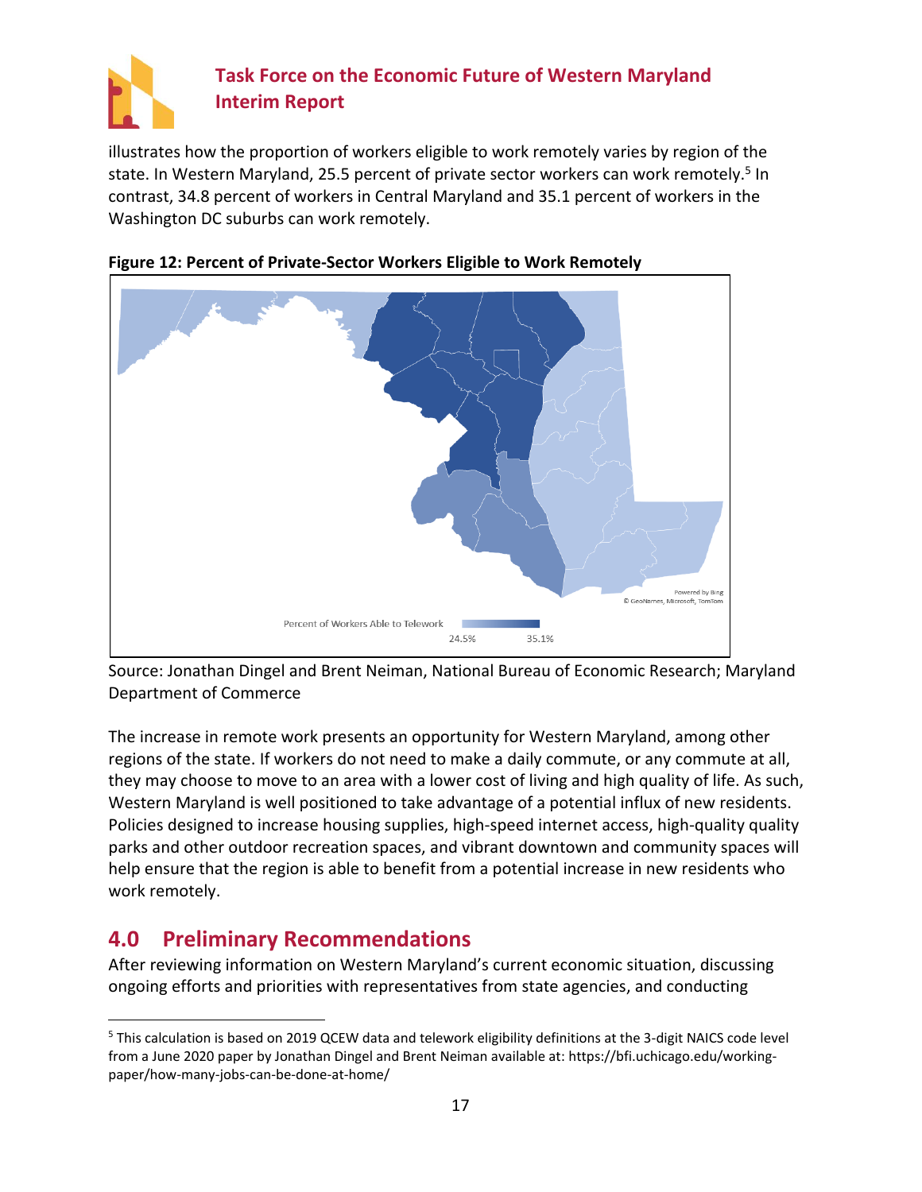illustrates how the proportion of workers eligible to work remotely varies by region of the state. In Western Maryland, 25.5 percent of private sector workers can work remotely.[5] In contrast, 34.8 percent of workers in Central Maryland and 35.1 percent of workers in the Washington DC suburbs can work remotely.

**Figure 12: Percent of Private-Sector Workers Eligible to Work Remotely**

Source: Jonathan Dingel and Brent Neiman, National Bureau of Economic Research; Maryland Department of Commerce

The increase in remote work presents an opportunity for Western Maryland, among other regions of the state. If workers do not need to make a daily commute, or any commute at all, they may choose to move to an area with a lower cost of living and high quality of life. As such, Western Maryland is well positioned to take advantage of a potential influx of new residents. Policies designed to increase housing supplies, high-speed internet access, high-quality quality parks and other outdoor recreation spaces, and vibrant downtown and community spaces will help ensure that the region is able to benefit from a potential increase in new residents who work remotely.

## 4.0 Preliminary Recommendations

After reviewing information on Western Maryland's current economic situation, discussing ongoing efforts and priorities with representatives from state agencies, and conducting

[5] This calculation is based on 2019 QCEW data and telework eligibility definitions at the 3-digit NAICS code level from a June 2020 paper by Jonathan Dingel and Brent Neiman available at: https://bfi.uchicago.edu/working-paper/how-many-jobs-can-be-done-at-home/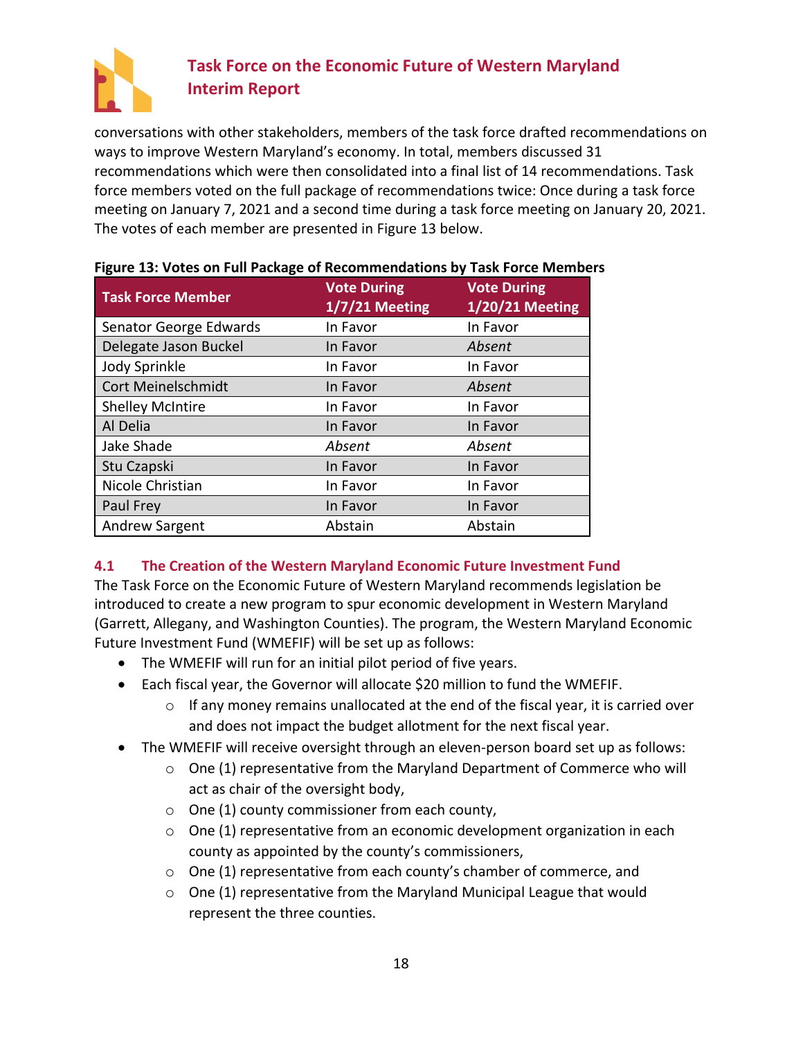conversations with other stakeholders, members of the task force drafted recommendations on ways to improve Western Maryland's economy. In total, members discussed 31 recommendations which were then consolidated into a final list of 14 recommendations. Task force members voted on the full package of recommendations twice: Once during a task force meeting on January 7, 2021 and a second time during a task force meeting on January 20, 2021. The votes of each member are presented in Figure 13 below.

**Figure 13: Votes on Full Package of Recommendations by Task Force Members**

| Task Force Member | Vote During 1/7/21 Meeting | Vote During 1/20/21 Meeting |
|---|---|---|
| Senator George Edwards | In Favor | In Favor |
| Delegate Jason Buckel | In Favor | *Absent* |
| Jody Sprinkle | In Favor | In Favor |
| Cort Meinelschmidt | In Favor | *Absent* |
| Shelley McIntire | In Favor | In Favor |
| Al Delia | In Favor | In Favor |
| Jake Shade | *Absent* | *Absent* |
| Stu Czapski | In Favor | In Favor |
| Nicole Christian | In Favor | In Favor |
| Paul Frey | In Favor | In Favor |
| Andrew Sargent | Abstain | Abstain |

## 4.1 The Creation of the Western Maryland Economic Future Investment Fund

The Task Force on the Economic Future of Western Maryland recommends legislation be introduced to create a new program to spur economic development in Western Maryland (Garrett, Allegany, and Washington Counties). The program, the Western Maryland Economic Future Investment Fund (WMEFIF) will be set up as follows:

- The WMEFIF will run for an initial pilot period of five years.
- Each fiscal year, the Governor will allocate $20 million to fund the WMEFIF.
  - If any money remains unallocated at the end of the fiscal year, it is carried over and does not impact the budget allotment for the next fiscal year.
- The WMEFIF will receive oversight through an eleven-person board set up as follows:
  - One (1) representative from the Maryland Department of Commerce who will act as chair of the oversight body,
  - One (1) county commissioner from each county,
  - One (1) representative from an economic development organization in each county as appointed by the county's commissioners,
  - One (1) representative from each county's chamber of commerce, and
  - One (1) representative from the Maryland Municipal League that would represent the three counties.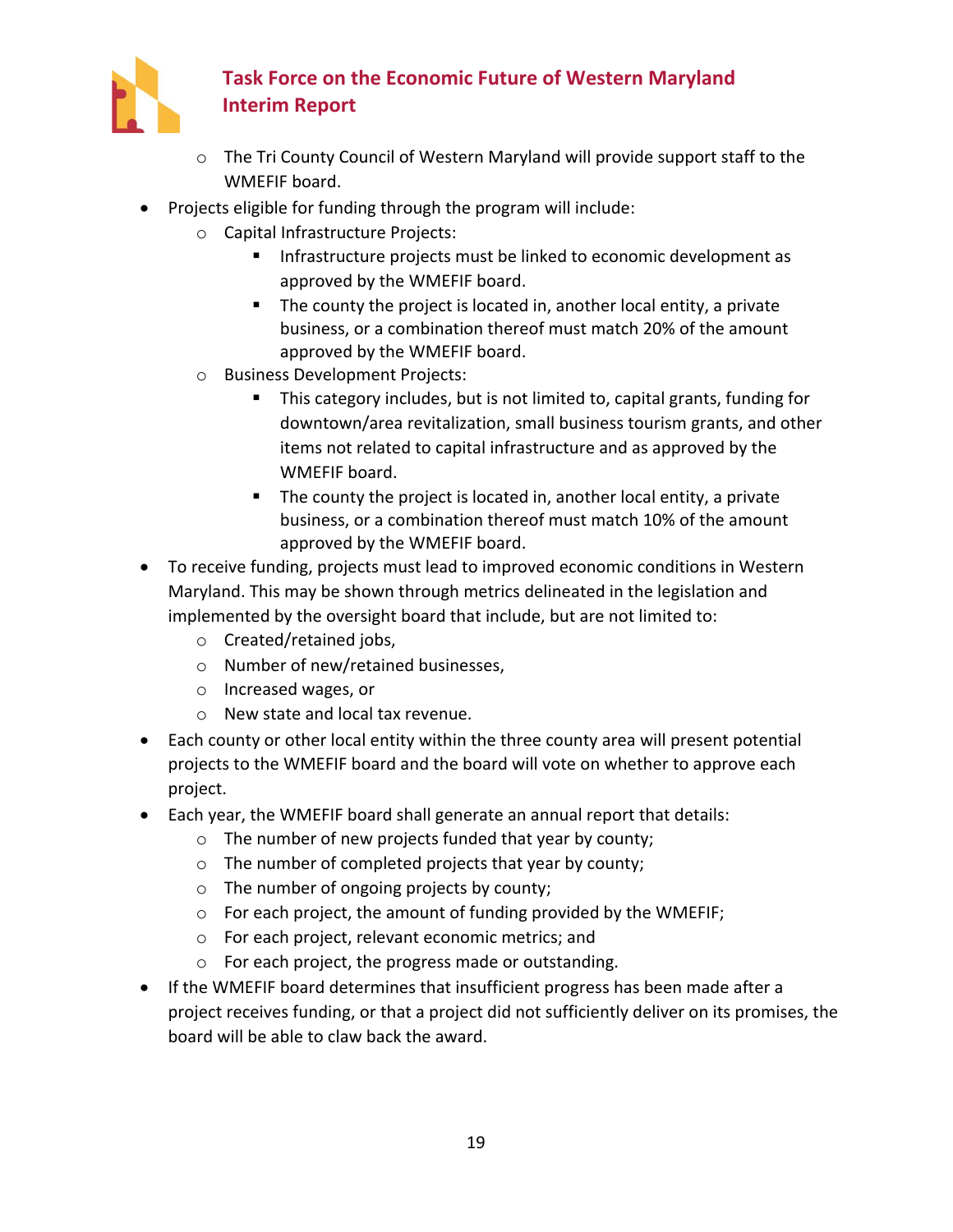- The Tri County Council of Western Maryland will provide support staff to the WMEFIF board.
- Projects eligible for funding through the program will include:
  - Capital Infrastructure Projects:
    - Infrastructure projects must be linked to economic development as approved by the WMEFIF board.
    - The county the project is located in, another local entity, a private business, or a combination thereof must match 20% of the amount approved by the WMEFIF board.
  - Business Development Projects:
    - This category includes, but is not limited to, capital grants, funding for downtown/area revitalization, small business tourism grants, and other items not related to capital infrastructure and as approved by the WMEFIF board.
    - The county the project is located in, another local entity, a private business, or a combination thereof must match 10% of the amount approved by the WMEFIF board.
- To receive funding, projects must lead to improved economic conditions in Western Maryland. This may be shown through metrics delineated in the legislation and implemented by the oversight board that include, but are not limited to:
  - Created/retained jobs,
  - Number of new/retained businesses,
  - Increased wages, or
  - New state and local tax revenue.
- Each county or other local entity within the three county area will present potential projects to the WMEFIF board and the board will vote on whether to approve each project.
- Each year, the WMEFIF board shall generate an annual report that details:
  - The number of new projects funded that year by county;
  - The number of completed projects that year by county;
  - The number of ongoing projects by county;
  - For each project, the amount of funding provided by the WMEFIF;
  - For each project, relevant economic metrics; and
  - For each project, the progress made or outstanding.
- If the WMEFIF board determines that insufficient progress has been made after a project receives funding, or that a project did not sufficiently deliver on its promises, the board will be able to claw back the award.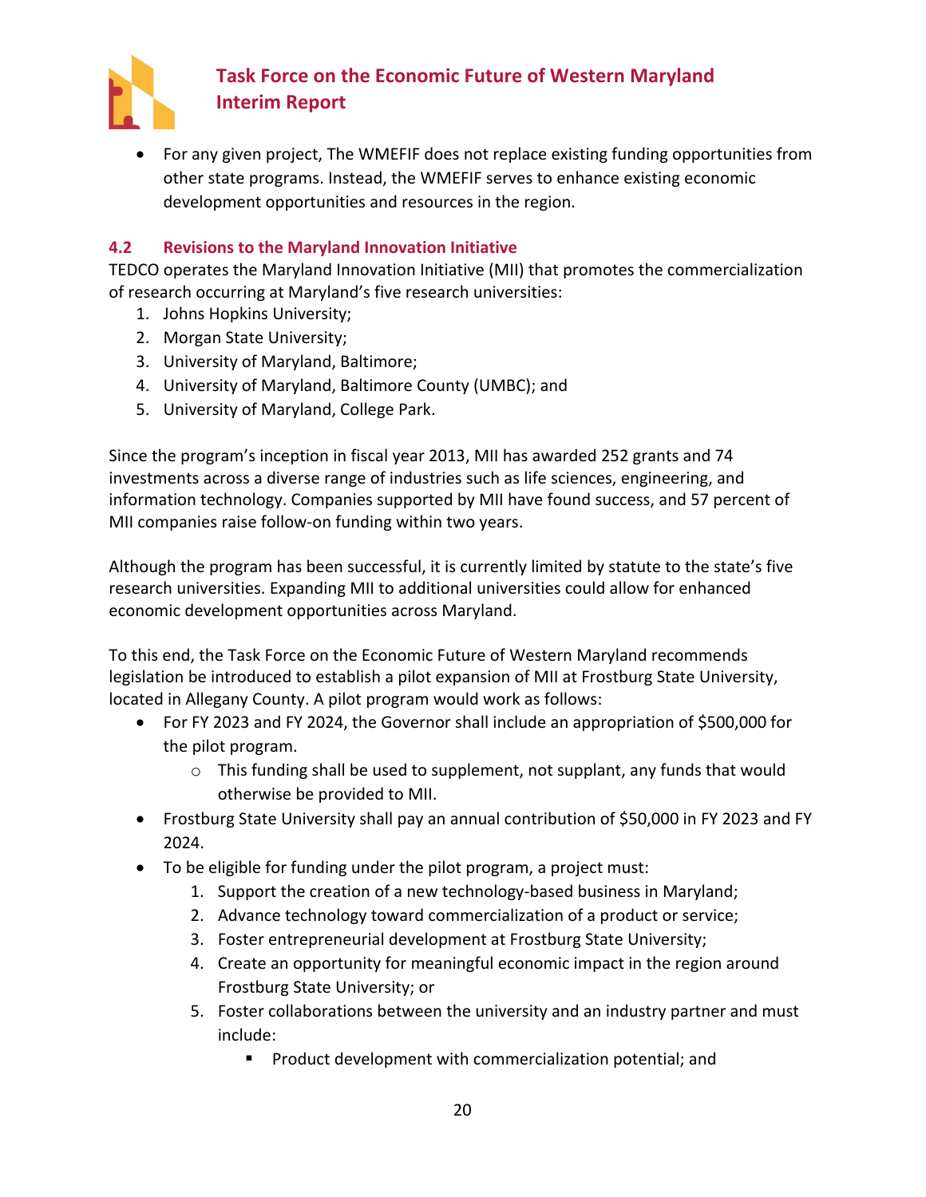- For any given project, The WMEFIF does not replace existing funding opportunities from other state programs. Instead, the WMEFIF serves to enhance existing economic development opportunities and resources in the region.

## 4.2 Revisions to the Maryland Innovation Initiative

TEDCO operates the Maryland Innovation Initiative (MII) that promotes the commercialization of research occurring at Maryland's five research universities:

1. Johns Hopkins University;
2. Morgan State University;
3. University of Maryland, Baltimore;
4. University of Maryland, Baltimore County (UMBC); and
5. University of Maryland, College Park.

Since the program's inception in fiscal year 2013, MII has awarded 252 grants and 74 investments across a diverse range of industries such as life sciences, engineering, and information technology. Companies supported by MII have found success, and 57 percent of MII companies raise follow-on funding within two years.

Although the program has been successful, it is currently limited by statute to the state's five research universities. Expanding MII to additional universities could allow for enhanced economic development opportunities across Maryland.

To this end, the Task Force on the Economic Future of Western Maryland recommends legislation be introduced to establish a pilot expansion of MII at Frostburg State University, located in Allegany County. A pilot program would work as follows:

- For FY 2023 and FY 2024, the Governor shall include an appropriation of $500,000 for the pilot program.
    - This funding shall be used to supplement, not supplant, any funds that would otherwise be provided to MII.
- Frostburg State University shall pay an annual contribution of $50,000 in FY 2023 and FY 2024.
- To be eligible for funding under the pilot program, a project must:
    1. Support the creation of a new technology-based business in Maryland;
    2. Advance technology toward commercialization of a product or service;
    3. Foster entrepreneurial development at Frostburg State University;
    4. Create an opportunity for meaningful economic impact in the region around Frostburg State University; or
    5. Foster collaborations between the university and an industry partner and must include:
        - Product development with commercialization potential; and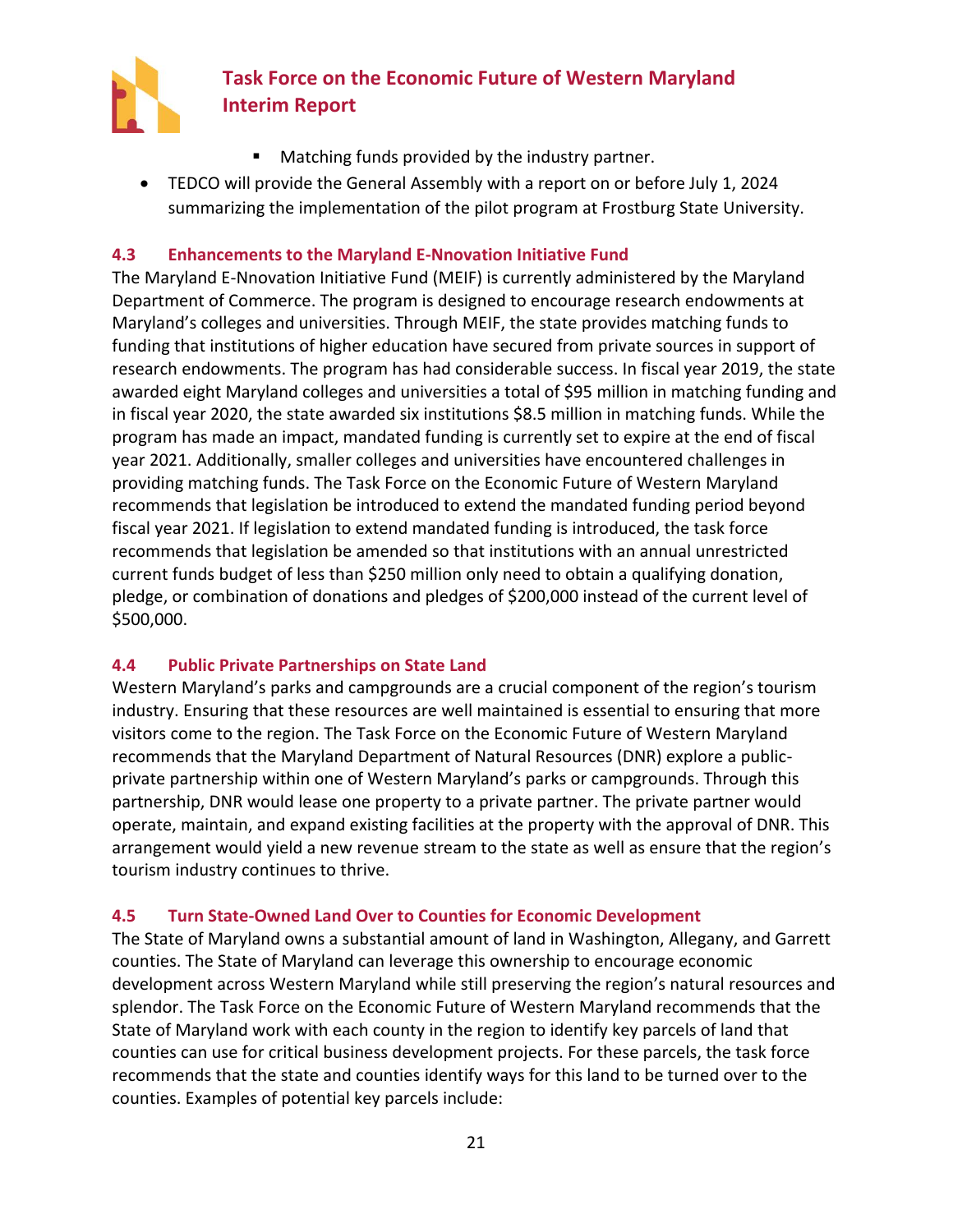- Matching funds provided by the industry partner.
- TEDCO will provide the General Assembly with a report on or before July 1, 2024 summarizing the implementation of the pilot program at Frostburg State University.

### 4.3 Enhancements to the Maryland E-Nnovation Initiative Fund

The Maryland E-Nnovation Initiative Fund (MEIF) is currently administered by the Maryland Department of Commerce. The program is designed to encourage research endowments at Maryland's colleges and universities. Through MEIF, the state provides matching funds to funding that institutions of higher education have secured from private sources in support of research endowments. The program has had considerable success. In fiscal year 2019, the state awarded eight Maryland colleges and universities a total of $95 million in matching funding and in fiscal year 2020, the state awarded six institutions $8.5 million in matching funds. While the program has made an impact, mandated funding is currently set to expire at the end of fiscal year 2021. Additionally, smaller colleges and universities have encountered challenges in providing matching funds. The Task Force on the Economic Future of Western Maryland recommends that legislation be introduced to extend the mandated funding period beyond fiscal year 2021. If legislation to extend mandated funding is introduced, the task force recommends that legislation be amended so that institutions with an annual unrestricted current funds budget of less than $250 million only need to obtain a qualifying donation, pledge, or combination of donations and pledges of $200,000 instead of the current level of $500,000.

### 4.4 Public Private Partnerships on State Land

Western Maryland's parks and campgrounds are a crucial component of the region's tourism industry. Ensuring that these resources are well maintained is essential to ensuring that more visitors come to the region. The Task Force on the Economic Future of Western Maryland recommends that the Maryland Department of Natural Resources (DNR) explore a public-private partnership within one of Western Maryland's parks or campgrounds. Through this partnership, DNR would lease one property to a private partner. The private partner would operate, maintain, and expand existing facilities at the property with the approval of DNR. This arrangement would yield a new revenue stream to the state as well as ensure that the region's tourism industry continues to thrive.

### 4.5 Turn State-Owned Land Over to Counties for Economic Development

The State of Maryland owns a substantial amount of land in Washington, Allegany, and Garrett counties. The State of Maryland can leverage this ownership to encourage economic development across Western Maryland while still preserving the region's natural resources and splendor. The Task Force on the Economic Future of Western Maryland recommends that the State of Maryland work with each county in the region to identify key parcels of land that counties can use for critical business development projects. For these parcels, the task force recommends that the state and counties identify ways for this land to be turned over to the counties. Examples of potential key parcels include: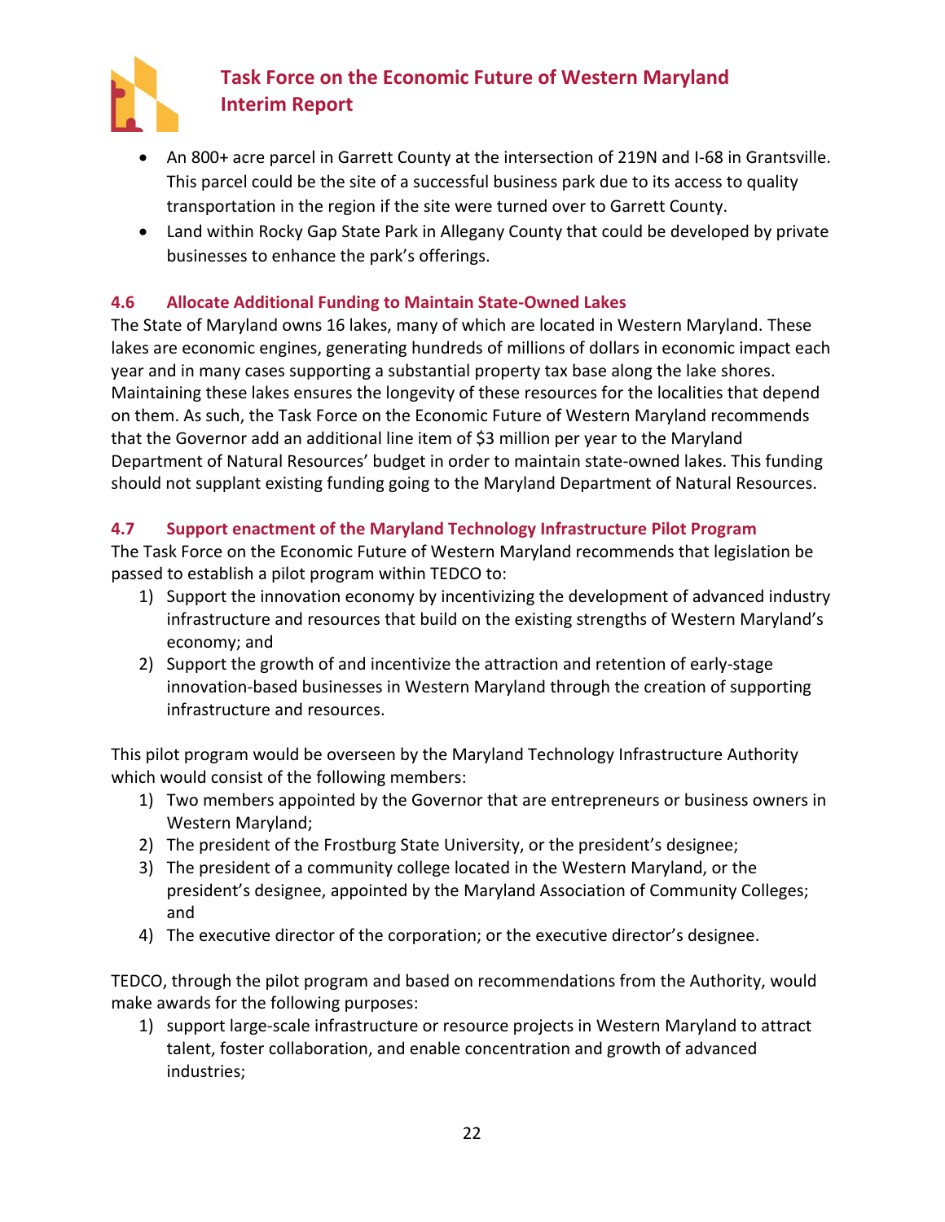- An 800+ acre parcel in Garrett County at the intersection of 219N and I-68 in Grantsville. This parcel could be the site of a successful business park due to its access to quality transportation in the region if the site were turned over to Garrett County.
- Land within Rocky Gap State Park in Allegany County that could be developed by private businesses to enhance the park's offerings.

### 4.6 Allocate Additional Funding to Maintain State-Owned Lakes

The State of Maryland owns 16 lakes, many of which are located in Western Maryland. These lakes are economic engines, generating hundreds of millions of dollars in economic impact each year and in many cases supporting a substantial property tax base along the lake shores. Maintaining these lakes ensures the longevity of these resources for the localities that depend on them. As such, the Task Force on the Economic Future of Western Maryland recommends that the Governor add an additional line item of $3 million per year to the Maryland Department of Natural Resources' budget in order to maintain state-owned lakes. This funding should not supplant existing funding going to the Maryland Department of Natural Resources.

### 4.7 Support enactment of the Maryland Technology Infrastructure Pilot Program

The Task Force on the Economic Future of Western Maryland recommends that legislation be passed to establish a pilot program within TEDCO to:

1) Support the innovation economy by incentivizing the development of advanced industry infrastructure and resources that build on the existing strengths of Western Maryland's economy; and
2) Support the growth of and incentivize the attraction and retention of early-stage innovation-based businesses in Western Maryland through the creation of supporting infrastructure and resources.

This pilot program would be overseen by the Maryland Technology Infrastructure Authority which would consist of the following members:

1) Two members appointed by the Governor that are entrepreneurs or business owners in Western Maryland;
2) The president of the Frostburg State University, or the president's designee;
3) The president of a community college located in the Western Maryland, or the president's designee, appointed by the Maryland Association of Community Colleges; and
4) The executive director of the corporation; or the executive director's designee.

TEDCO, through the pilot program and based on recommendations from the Authority, would make awards for the following purposes:

1) support large-scale infrastructure or resource projects in Western Maryland to attract talent, foster collaboration, and enable concentration and growth of advanced industries;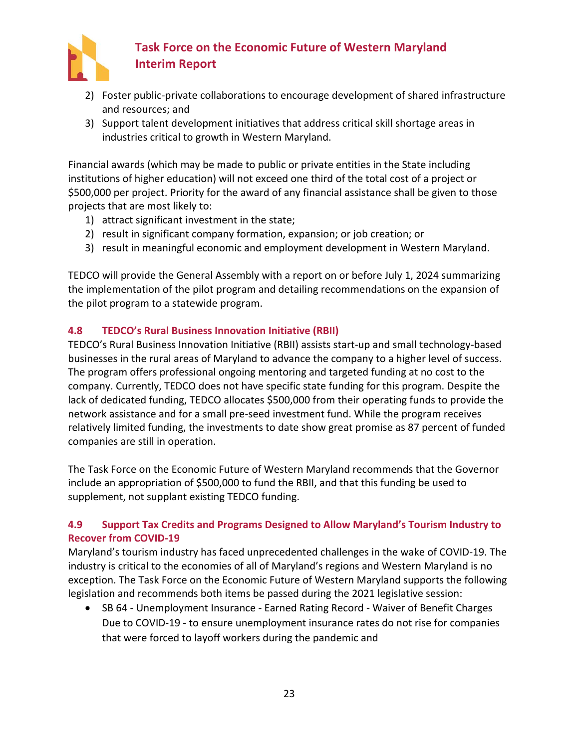2) Foster public-private collaborations to encourage development of shared infrastructure and resources; and
3) Support talent development initiatives that address critical skill shortage areas in industries critical to growth in Western Maryland.

Financial awards (which may be made to public or private entities in the State including institutions of higher education) will not exceed one third of the total cost of a project or $500,000 per project. Priority for the award of any financial assistance shall be given to those projects that are most likely to:

1) attract significant investment in the state;
2) result in significant company formation, expansion; or job creation; or
3) result in meaningful economic and employment development in Western Maryland.

TEDCO will provide the General Assembly with a report on or before July 1, 2024 summarizing the implementation of the pilot program and detailing recommendations on the expansion of the pilot program to a statewide program.

### 4.8 TEDCO's Rural Business Innovation Initiative (RBII)

TEDCO's Rural Business Innovation Initiative (RBII) assists start-up and small technology-based businesses in the rural areas of Maryland to advance the company to a higher level of success. The program offers professional ongoing mentoring and targeted funding at no cost to the company. Currently, TEDCO does not have specific state funding for this program. Despite the lack of dedicated funding, TEDCO allocates $500,000 from their operating funds to provide the network assistance and for a small pre-seed investment fund. While the program receives relatively limited funding, the investments to date show great promise as 87 percent of funded companies are still in operation.

The Task Force on the Economic Future of Western Maryland recommends that the Governor include an appropriation of $500,000 to fund the RBII, and that this funding be used to supplement, not supplant existing TEDCO funding.

### 4.9 Support Tax Credits and Programs Designed to Allow Maryland's Tourism Industry to Recover from COVID-19

Maryland's tourism industry has faced unprecedented challenges in the wake of COVID-19. The industry is critical to the economies of all of Maryland's regions and Western Maryland is no exception. The Task Force on the Economic Future of Western Maryland supports the following legislation and recommends both items be passed during the 2021 legislative session:

- SB 64 - Unemployment Insurance - Earned Rating Record - Waiver of Benefit Charges Due to COVID-19 - to ensure unemployment insurance rates do not rise for companies that were forced to layoff workers during the pandemic and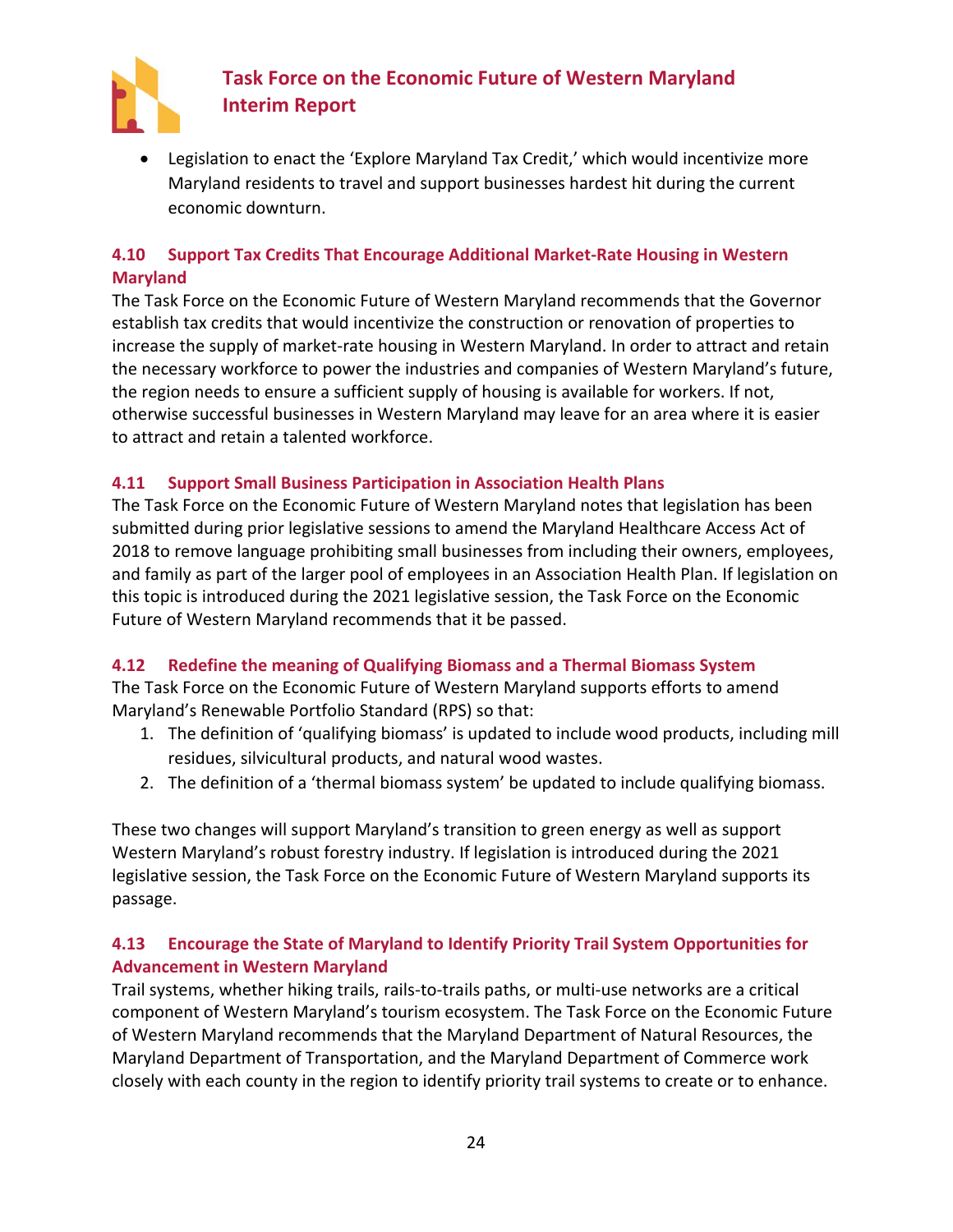- Legislation to enact the 'Explore Maryland Tax Credit,' which would incentivize more Maryland residents to travel and support businesses hardest hit during the current economic downturn.

### 4.10 Support Tax Credits That Encourage Additional Market-Rate Housing in Western Maryland

The Task Force on the Economic Future of Western Maryland recommends that the Governor establish tax credits that would incentivize the construction or renovation of properties to increase the supply of market-rate housing in Western Maryland. In order to attract and retain the necessary workforce to power the industries and companies of Western Maryland's future, the region needs to ensure a sufficient supply of housing is available for workers. If not, otherwise successful businesses in Western Maryland may leave for an area where it is easier to attract and retain a talented workforce.

### 4.11 Support Small Business Participation in Association Health Plans

The Task Force on the Economic Future of Western Maryland notes that legislation has been submitted during prior legislative sessions to amend the Maryland Healthcare Access Act of 2018 to remove language prohibiting small businesses from including their owners, employees, and family as part of the larger pool of employees in an Association Health Plan. If legislation on this topic is introduced during the 2021 legislative session, the Task Force on the Economic Future of Western Maryland recommends that it be passed.

### 4.12 Redefine the meaning of Qualifying Biomass and a Thermal Biomass System

The Task Force on the Economic Future of Western Maryland supports efforts to amend Maryland's Renewable Portfolio Standard (RPS) so that:

1. The definition of 'qualifying biomass' is updated to include wood products, including mill residues, silvicultural products, and natural wood wastes.
2. The definition of a 'thermal biomass system' be updated to include qualifying biomass.

These two changes will support Maryland's transition to green energy as well as support Western Maryland's robust forestry industry. If legislation is introduced during the 2021 legislative session, the Task Force on the Economic Future of Western Maryland supports its passage.

### 4.13 Encourage the State of Maryland to Identify Priority Trail System Opportunities for Advancement in Western Maryland

Trail systems, whether hiking trails, rails-to-trails paths, or multi-use networks are a critical component of Western Maryland's tourism ecosystem. The Task Force on the Economic Future of Western Maryland recommends that the Maryland Department of Natural Resources, the Maryland Department of Transportation, and the Maryland Department of Commerce work closely with each county in the region to identify priority trail systems to create or to enhance.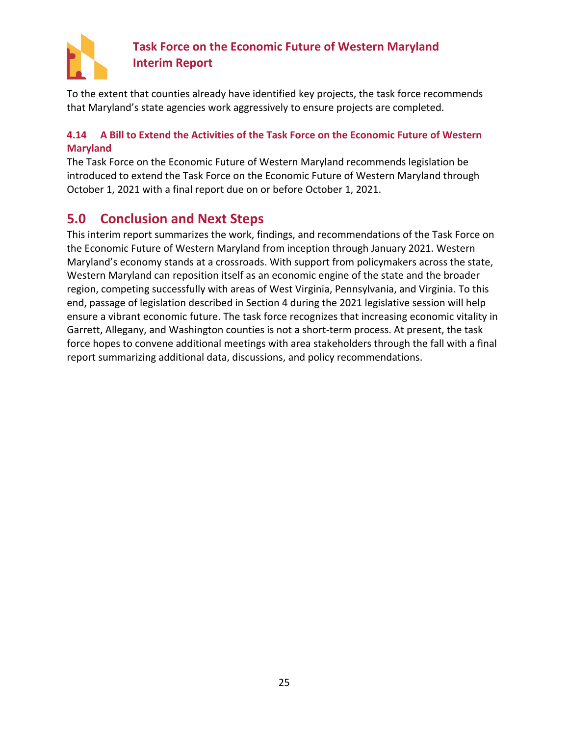To the extent that counties already have identified key projects, the task force recommends that Maryland's state agencies work aggressively to ensure projects are completed.

### 4.14 A Bill to Extend the Activities of the Task Force on the Economic Future of Western Maryland

The Task Force on the Economic Future of Western Maryland recommends legislation be introduced to extend the Task Force on the Economic Future of Western Maryland through October 1, 2021 with a final report due on or before October 1, 2021.

## 5.0 Conclusion and Next Steps

This interim report summarizes the work, findings, and recommendations of the Task Force on the Economic Future of Western Maryland from inception through January 2021. Western Maryland's economy stands at a crossroads. With support from policymakers across the state, Western Maryland can reposition itself as an economic engine of the state and the broader region, competing successfully with areas of West Virginia, Pennsylvania, and Virginia. To this end, passage of legislation described in Section 4 during the 2021 legislative session will help ensure a vibrant economic future. The task force recognizes that increasing economic vitality in Garrett, Allegany, and Washington counties is not a short-term process. At present, the task force hopes to convene additional meetings with area stakeholders through the fall with a final report summarizing additional data, discussions, and policy recommendations.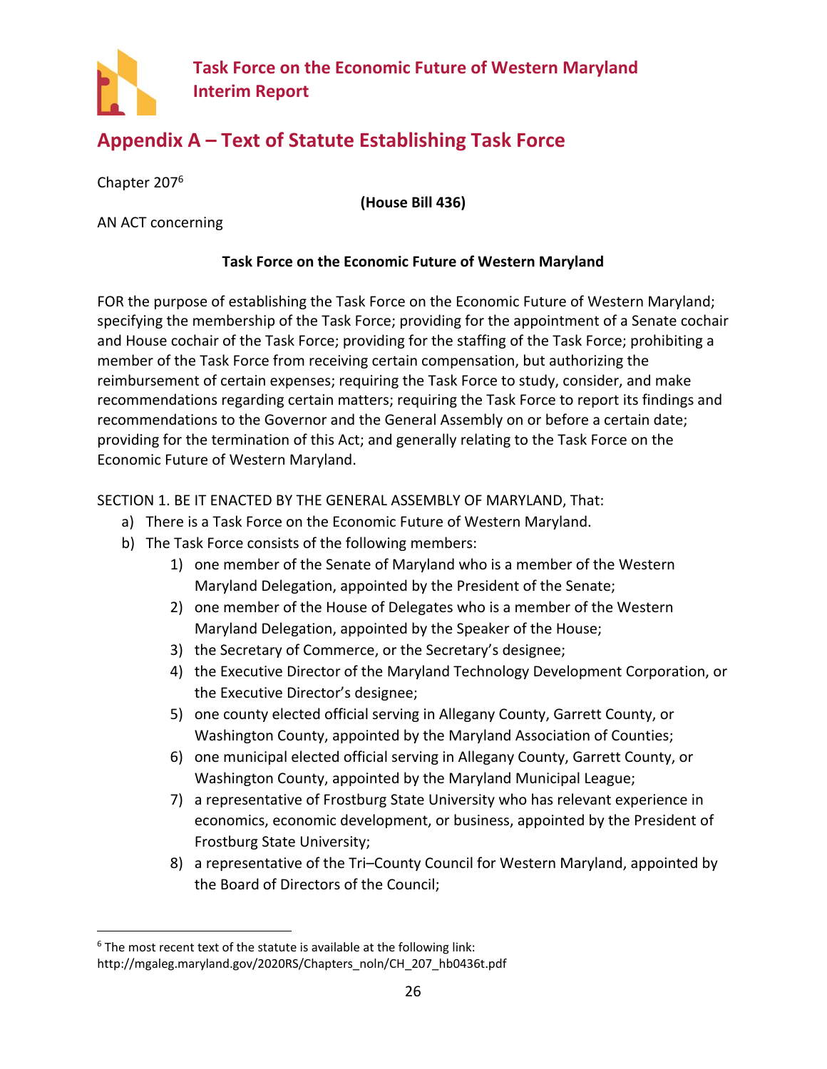## Appendix A – Text of Statute Establishing Task Force

Chapter 207[6]

**(House Bill 436)**

AN ACT concerning

**Task Force on the Economic Future of Western Maryland**

FOR the purpose of establishing the Task Force on the Economic Future of Western Maryland; specifying the membership of the Task Force; providing for the appointment of a Senate cochair and House cochair of the Task Force; providing for the staffing of the Task Force; prohibiting a member of the Task Force from receiving certain compensation, but authorizing the reimbursement of certain expenses; requiring the Task Force to study, consider, and make recommendations regarding certain matters; requiring the Task Force to report its findings and recommendations to the Governor and the General Assembly on or before a certain date; providing for the termination of this Act; and generally relating to the Task Force on the Economic Future of Western Maryland.

SECTION 1. BE IT ENACTED BY THE GENERAL ASSEMBLY OF MARYLAND, That:

a) There is a Task Force on the Economic Future of Western Maryland.
b) The Task Force consists of the following members:
    1) one member of the Senate of Maryland who is a member of the Western Maryland Delegation, appointed by the President of the Senate;
    2) one member of the House of Delegates who is a member of the Western Maryland Delegation, appointed by the Speaker of the House;
    3) the Secretary of Commerce, or the Secretary's designee;
    4) the Executive Director of the Maryland Technology Development Corporation, or the Executive Director's designee;
    5) one county elected official serving in Allegany County, Garrett County, or Washington County, appointed by the Maryland Association of Counties;
    6) one municipal elected official serving in Allegany County, Garrett County, or Washington County, appointed by the Maryland Municipal League;
    7) a representative of Frostburg State University who has relevant experience in economics, economic development, or business, appointed by the President of Frostburg State University;
    8) a representative of the Tri–County Council for Western Maryland, appointed by the Board of Directors of the Council;

[6] The most recent text of the statute is available at the following link: http://mgaleg.maryland.gov/2020RS/Chapters_noln/CH_207_hb0436t.pdf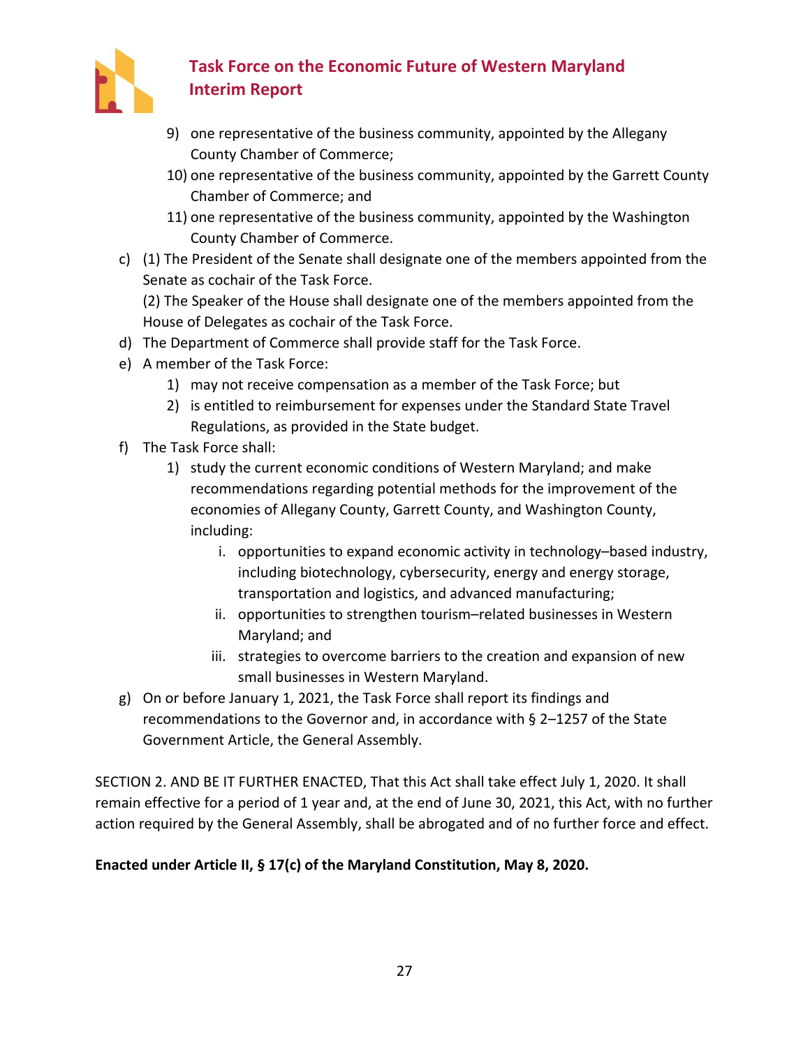9) one representative of the business community, appointed by the Allegany County Chamber of Commerce;
10) one representative of the business community, appointed by the Garrett County Chamber of Commerce; and
11) one representative of the business community, appointed by the Washington County Chamber of Commerce.

c) (1) The President of the Senate shall designate one of the members appointed from the Senate as cochair of the Task Force.
(2) The Speaker of the House shall designate one of the members appointed from the House of Delegates as cochair of the Task Force.

d) The Department of Commerce shall provide staff for the Task Force.

e) A member of the Task Force:
   1) may not receive compensation as a member of the Task Force; but
   2) is entitled to reimbursement for expenses under the Standard State Travel Regulations, as provided in the State budget.

f) The Task Force shall:
   1) study the current economic conditions of Western Maryland; and make recommendations regarding potential methods for the improvement of the economies of Allegany County, Garrett County, and Washington County, including:
      i. opportunities to expand economic activity in technology–based industry, including biotechnology, cybersecurity, energy and energy storage, transportation and logistics, and advanced manufacturing;
      ii. opportunities to strengthen tourism–related businesses in Western Maryland; and
      iii. strategies to overcome barriers to the creation and expansion of new small businesses in Western Maryland.

g) On or before January 1, 2021, the Task Force shall report its findings and recommendations to the Governor and, in accordance with § 2–1257 of the State Government Article, the General Assembly.

SECTION 2. AND BE IT FURTHER ENACTED, That this Act shall take effect July 1, 2020. It shall remain effective for a period of 1 year and, at the end of June 30, 2021, this Act, with no further action required by the General Assembly, shall be abrogated and of no further force and effect.

**Enacted under Article II, § 17(c) of the Maryland Constitution, May 8, 2020.**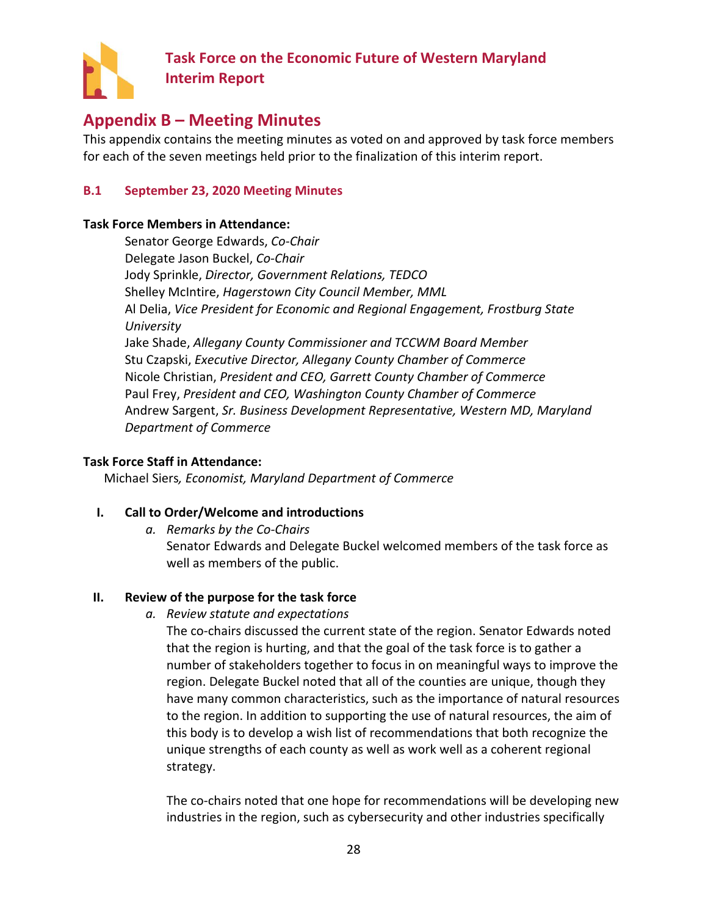## Appendix B – Meeting Minutes

This appendix contains the meeting minutes as voted on and approved by task force members for each of the seven meetings held prior to the finalization of this interim report.

### B.1 September 23, 2020 Meeting Minutes

**Task Force Members in Attendance:**

Senator George Edwards, *Co-Chair*
Delegate Jason Buckel, *Co-Chair*
Jody Sprinkle, *Director, Government Relations, TEDCO*
Shelley McIntire, *Hagerstown City Council Member, MML*
Al Delia, *Vice President for Economic and Regional Engagement, Frostburg State University*
Jake Shade, *Allegany County Commissioner and TCCWM Board Member*
Stu Czapski, *Executive Director, Allegany County Chamber of Commerce*
Nicole Christian, *President and CEO, Garrett County Chamber of Commerce*
Paul Frey, *President and CEO, Washington County Chamber of Commerce*
Andrew Sargent, *Sr. Business Development Representative, Western MD, Maryland Department of Commerce*

**Task Force Staff in Attendance:**

Michael Siers*, Economist, Maryland Department of Commerce*

**I. Call to Order/Welcome and introductions**

a. *Remarks by the Co-Chairs*

Senator Edwards and Delegate Buckel welcomed members of the task force as well as members of the public.

**II. Review of the purpose for the task force**

a. *Review statute and expectations*

The co-chairs discussed the current state of the region. Senator Edwards noted that the region is hurting, and that the goal of the task force is to gather a number of stakeholders together to focus in on meaningful ways to improve the region. Delegate Buckel noted that all of the counties are unique, though they have many common characteristics, such as the importance of natural resources to the region. In addition to supporting the use of natural resources, the aim of this body is to develop a wish list of recommendations that both recognize the unique strengths of each county as well as work well as a coherent regional strategy.

The co-chairs noted that one hope for recommendations will be developing new industries in the region, such as cybersecurity and other industries specifically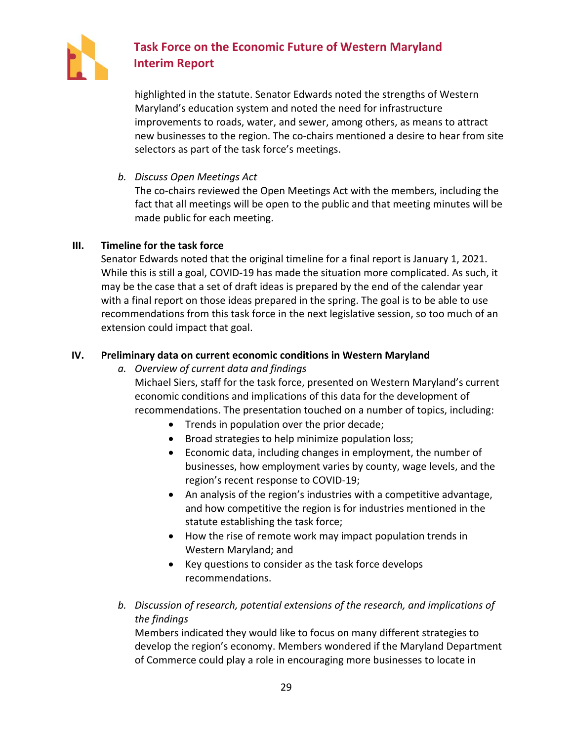highlighted in the statute. Senator Edwards noted the strengths of Western Maryland's education system and noted the need for infrastructure improvements to roads, water, and sewer, among others, as means to attract new businesses to the region. The co-chairs mentioned a desire to hear from site selectors as part of the task force's meetings.

b. *Discuss Open Meetings Act*

The co-chairs reviewed the Open Meetings Act with the members, including the fact that all meetings will be open to the public and that meeting minutes will be made public for each meeting.

**III. Timeline for the task force**

Senator Edwards noted that the original timeline for a final report is January 1, 2021. While this is still a goal, COVID-19 has made the situation more complicated. As such, it may be the case that a set of draft ideas is prepared by the end of the calendar year with a final report on those ideas prepared in the spring. The goal is to be able to use recommendations from this task force in the next legislative session, so too much of an extension could impact that goal.

**IV. Preliminary data on current economic conditions in Western Maryland**

a. *Overview of current data and findings*

Michael Siers, staff for the task force, presented on Western Maryland's current economic conditions and implications of this data for the development of recommendations. The presentation touched on a number of topics, including:

- Trends in population over the prior decade;
- Broad strategies to help minimize population loss;
- Economic data, including changes in employment, the number of businesses, how employment varies by county, wage levels, and the region's recent response to COVID-19;
- An analysis of the region's industries with a competitive advantage, and how competitive the region is for industries mentioned in the statute establishing the task force;
- How the rise of remote work may impact population trends in Western Maryland; and
- Key questions to consider as the task force develops recommendations.

b. *Discussion of research, potential extensions of the research, and implications of the findings*

Members indicated they would like to focus on many different strategies to develop the region's economy. Members wondered if the Maryland Department of Commerce could play a role in encouraging more businesses to locate in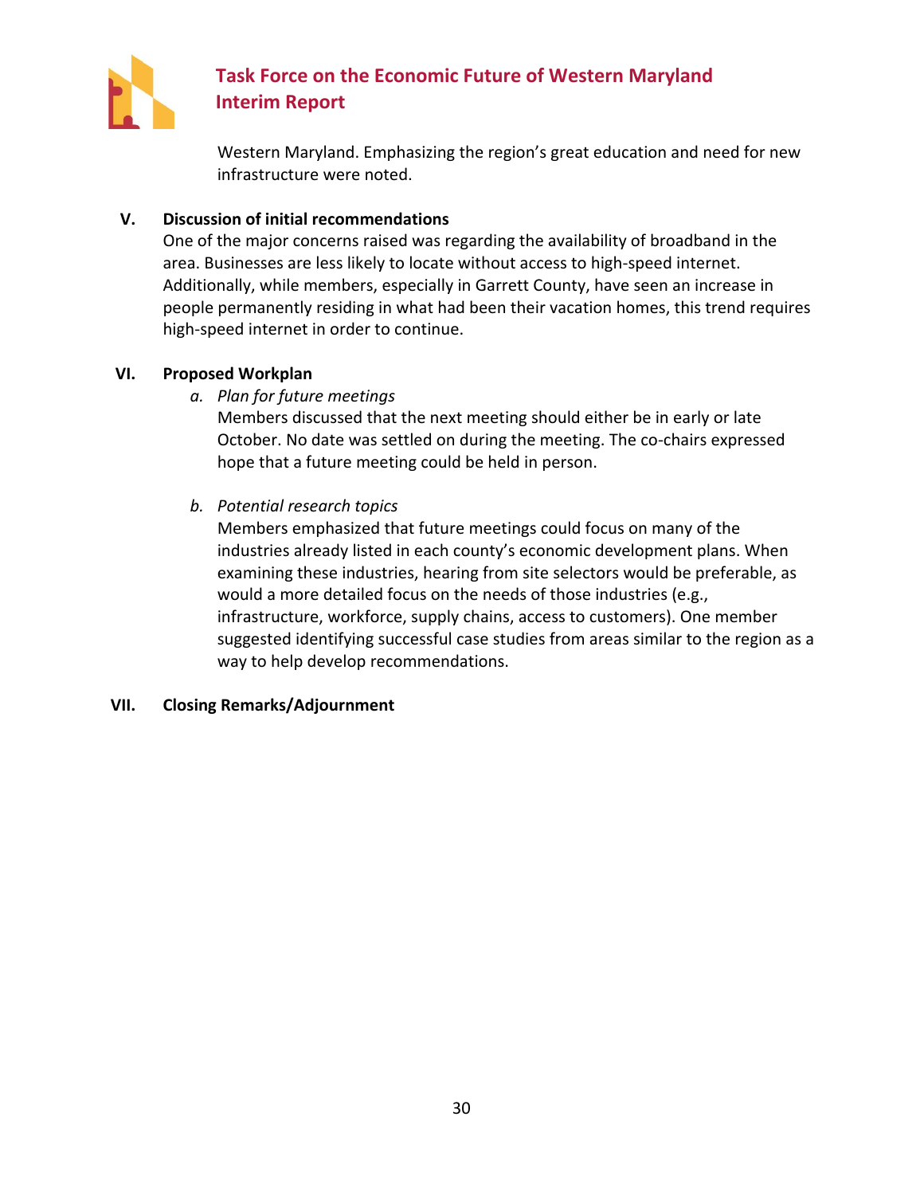Western Maryland. Emphasizing the region's great education and need for new infrastructure were noted.

**V. Discussion of initial recommendations**

One of the major concerns raised was regarding the availability of broadband in the area. Businesses are less likely to locate without access to high-speed internet. Additionally, while members, especially in Garrett County, have seen an increase in people permanently residing in what had been their vacation homes, this trend requires high-speed internet in order to continue.

**VI. Proposed Workplan**

*a. Plan for future meetings*

Members discussed that the next meeting should either be in early or late October. No date was settled on during the meeting. The co-chairs expressed hope that a future meeting could be held in person.

*b. Potential research topics*

Members emphasized that future meetings could focus on many of the industries already listed in each county's economic development plans. When examining these industries, hearing from site selectors would be preferable, as would a more detailed focus on the needs of those industries (e.g., infrastructure, workforce, supply chains, access to customers). One member suggested identifying successful case studies from areas similar to the region as a way to help develop recommendations.

**VII. Closing Remarks/Adjournment**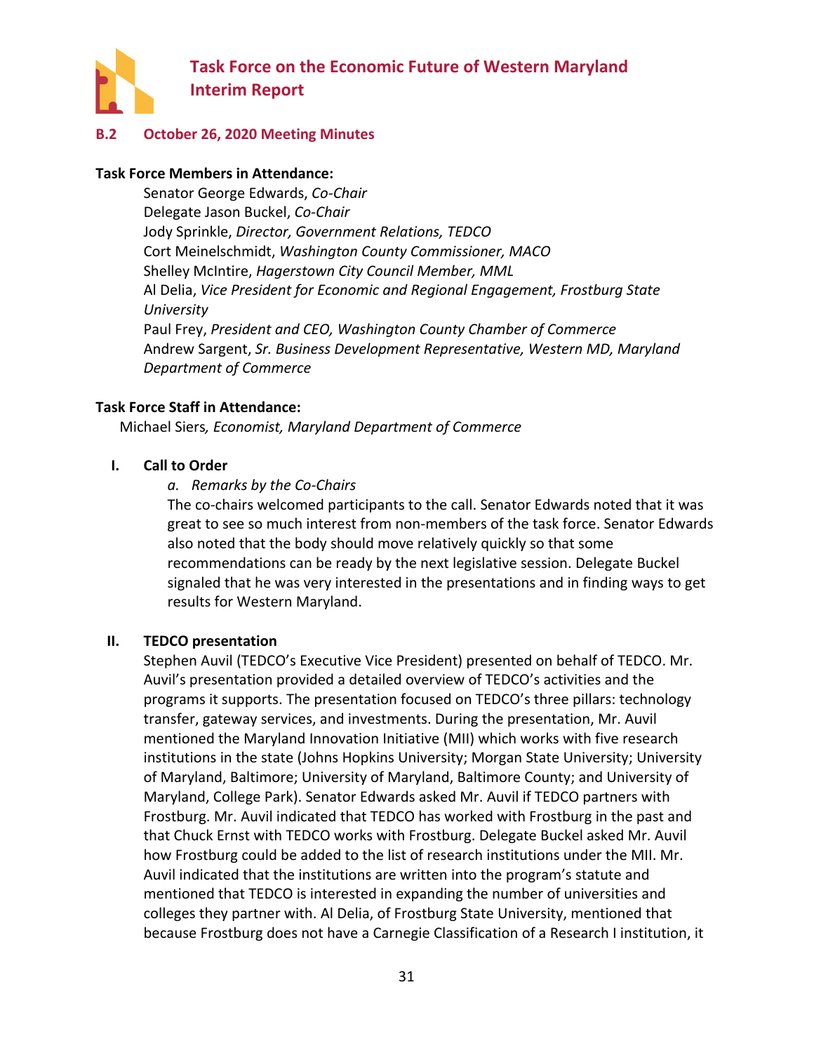## B.2 October 26, 2020 Meeting Minutes

**Task Force Members in Attendance:**

Senator George Edwards, *Co-Chair*
Delegate Jason Buckel, *Co-Chair*
Jody Sprinkle, *Director, Government Relations, TEDCO*
Cort Meinelschmidt, *Washington County Commissioner, MACO*
Shelley McIntire, *Hagerstown City Council Member, MML*
Al Delia, *Vice President for Economic and Regional Engagement, Frostburg State University*
Paul Frey, *President and CEO, Washington County Chamber of Commerce*
Andrew Sargent, *Sr. Business Development Representative, Western MD, Maryland Department of Commerce*

**Task Force Staff in Attendance:**

Michael Siers*, Economist, Maryland Department of Commerce*

### I. Call to Order

*a. Remarks by the Co-Chairs*

The co-chairs welcomed participants to the call. Senator Edwards noted that it was great to see so much interest from non-members of the task force. Senator Edwards also noted that the body should move relatively quickly so that some recommendations can be ready by the next legislative session. Delegate Buckel signaled that he was very interested in the presentations and in finding ways to get results for Western Maryland.

### II. TEDCO presentation

Stephen Auvil (TEDCO's Executive Vice President) presented on behalf of TEDCO. Mr. Auvil's presentation provided a detailed overview of TEDCO's activities and the programs it supports. The presentation focused on TEDCO's three pillars: technology transfer, gateway services, and investments. During the presentation, Mr. Auvil mentioned the Maryland Innovation Initiative (MII) which works with five research institutions in the state (Johns Hopkins University; Morgan State University; University of Maryland, Baltimore; University of Maryland, Baltimore County; and University of Maryland, College Park). Senator Edwards asked Mr. Auvil if TEDCO partners with Frostburg. Mr. Auvil indicated that TEDCO has worked with Frostburg in the past and that Chuck Ernst with TEDCO works with Frostburg. Delegate Buckel asked Mr. Auvil how Frostburg could be added to the list of research institutions under the MII. Mr. Auvil indicated that the institutions are written into the program's statute and mentioned that TEDCO is interested in expanding the number of universities and colleges they partner with. Al Delia, of Frostburg State University, mentioned that because Frostburg does not have a Carnegie Classification of a Research I institution, it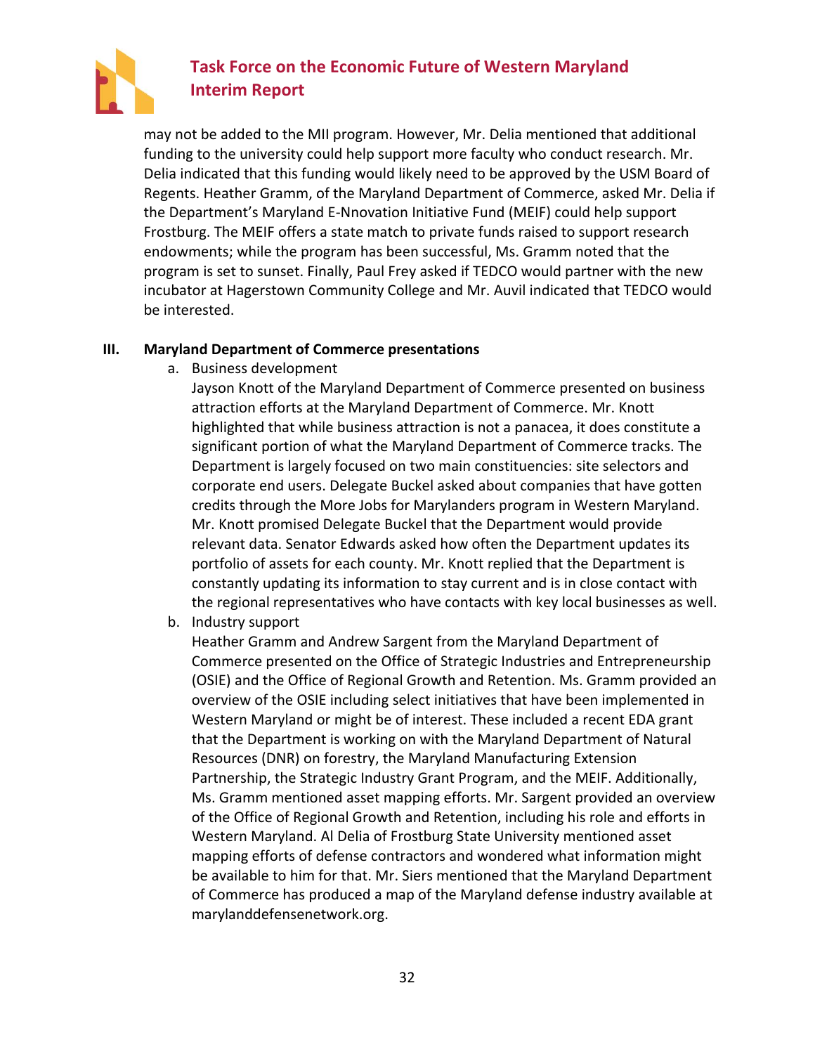may not be added to the MII program. However, Mr. Delia mentioned that additional funding to the university could help support more faculty who conduct research. Mr. Delia indicated that this funding would likely need to be approved by the USM Board of Regents. Heather Gramm, of the Maryland Department of Commerce, asked Mr. Delia if the Department's Maryland E-Nnovation Initiative Fund (MEIF) could help support Frostburg. The MEIF offers a state match to private funds raised to support research endowments; while the program has been successful, Ms. Gramm noted that the program is set to sunset. Finally, Paul Frey asked if TEDCO would partner with the new incubator at Hagerstown Community College and Mr. Auvil indicated that TEDCO would be interested.

**III. Maryland Department of Commerce presentations**

a. Business development

Jayson Knott of the Maryland Department of Commerce presented on business attraction efforts at the Maryland Department of Commerce. Mr. Knott highlighted that while business attraction is not a panacea, it does constitute a significant portion of what the Maryland Department of Commerce tracks. The Department is largely focused on two main constituencies: site selectors and corporate end users. Delegate Buckel asked about companies that have gotten credits through the More Jobs for Marylanders program in Western Maryland. Mr. Knott promised Delegate Buckel that the Department would provide relevant data. Senator Edwards asked how often the Department updates its portfolio of assets for each county. Mr. Knott replied that the Department is constantly updating its information to stay current and is in close contact with the regional representatives who have contacts with key local businesses as well.

b. Industry support

Heather Gramm and Andrew Sargent from the Maryland Department of Commerce presented on the Office of Strategic Industries and Entrepreneurship (OSIE) and the Office of Regional Growth and Retention. Ms. Gramm provided an overview of the OSIE including select initiatives that have been implemented in Western Maryland or might be of interest. These included a recent EDA grant that the Department is working on with the Maryland Department of Natural Resources (DNR) on forestry, the Maryland Manufacturing Extension Partnership, the Strategic Industry Grant Program, and the MEIF. Additionally, Ms. Gramm mentioned asset mapping efforts. Mr. Sargent provided an overview of the Office of Regional Growth and Retention, including his role and efforts in Western Maryland. Al Delia of Frostburg State University mentioned asset mapping efforts of defense contractors and wondered what information might be available to him for that. Mr. Siers mentioned that the Maryland Department of Commerce has produced a map of the Maryland defense industry available at marylanddefensenetwork.org.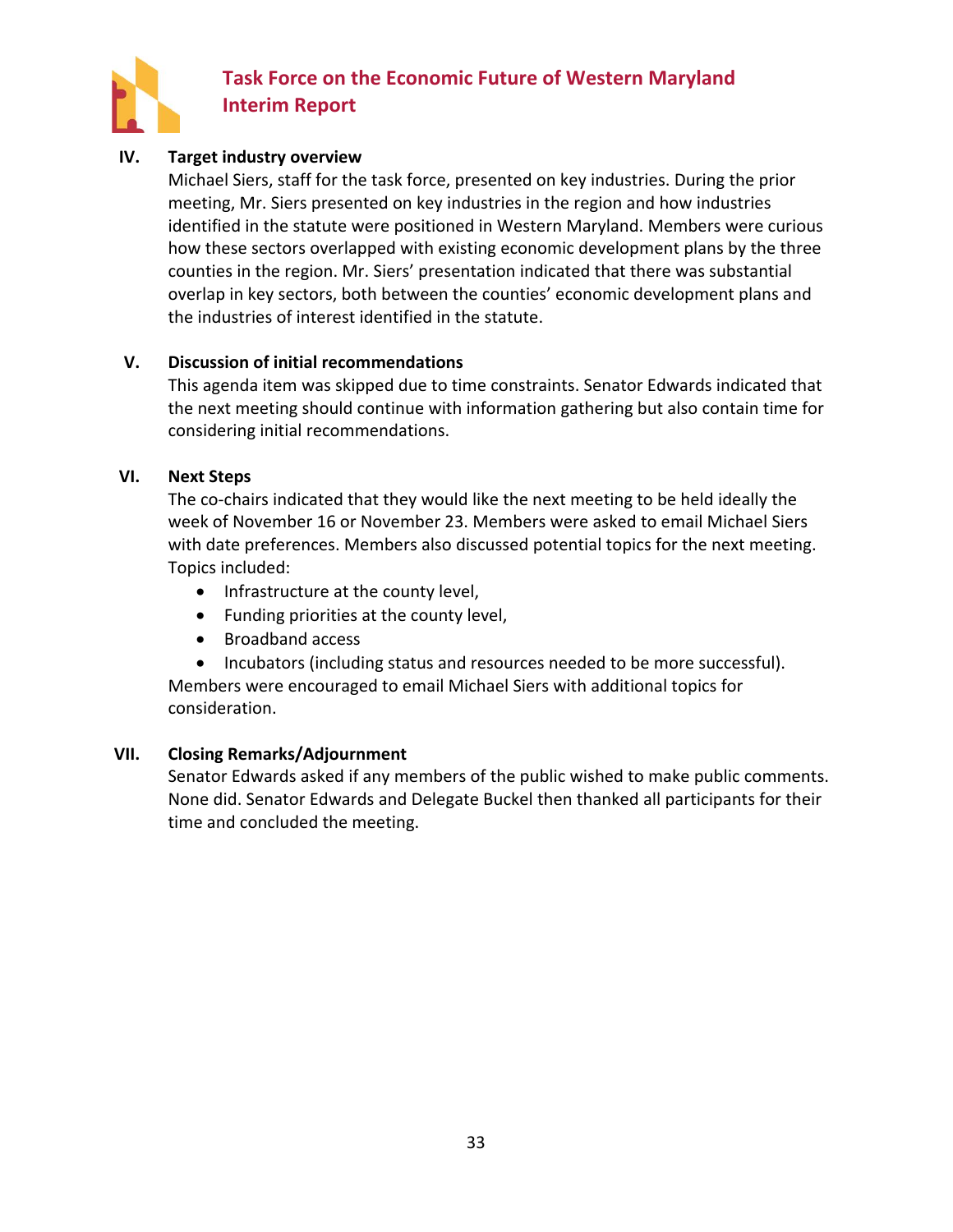IV. **Target industry overview**

Michael Siers, staff for the task force, presented on key industries. During the prior meeting, Mr. Siers presented on key industries in the region and how industries identified in the statute were positioned in Western Maryland. Members were curious how these sectors overlapped with existing economic development plans by the three counties in the region. Mr. Siers' presentation indicated that there was substantial overlap in key sectors, both between the counties' economic development plans and the industries of interest identified in the statute.

V. **Discussion of initial recommendations**

This agenda item was skipped due to time constraints. Senator Edwards indicated that the next meeting should continue with information gathering but also contain time for considering initial recommendations.

VI. **Next Steps**

The co-chairs indicated that they would like the next meeting to be held ideally the week of November 16 or November 23. Members were asked to email Michael Siers with date preferences. Members also discussed potential topics for the next meeting. Topics included:

- Infrastructure at the county level,
- Funding priorities at the county level,
- Broadband access
- Incubators (including status and resources needed to be more successful).

Members were encouraged to email Michael Siers with additional topics for consideration.

VII. **Closing Remarks/Adjournment**

Senator Edwards asked if any members of the public wished to make public comments. None did. Senator Edwards and Delegate Buckel then thanked all participants for their time and concluded the meeting.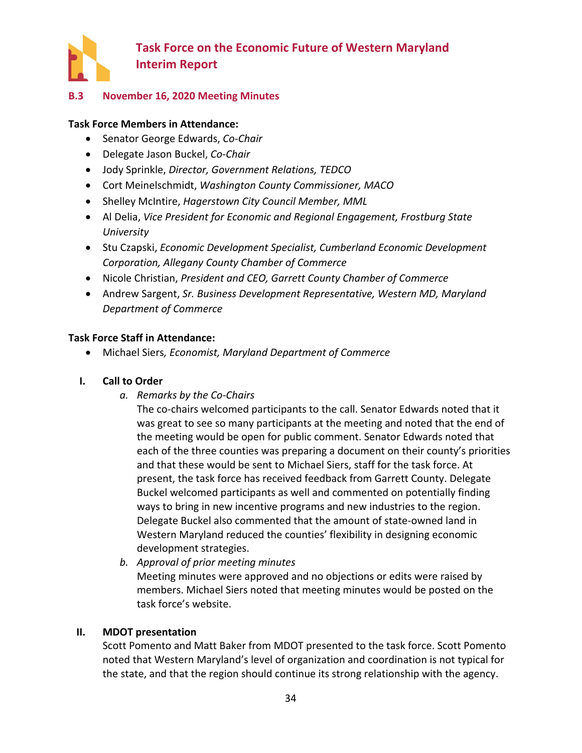## B.3 November 16, 2020 Meeting Minutes

**Task Force Members in Attendance:**

- Senator George Edwards, *Co-Chair*
- Delegate Jason Buckel, *Co-Chair*
- Jody Sprinkle, *Director, Government Relations, TEDCO*
- Cort Meinelschmidt, *Washington County Commissioner, MACO*
- Shelley McIntire, *Hagerstown City Council Member, MML*
- Al Delia, *Vice President for Economic and Regional Engagement, Frostburg State University*
- Stu Czapski, *Economic Development Specialist, Cumberland Economic Development Corporation, Allegany County Chamber of Commerce*
- Nicole Christian, *President and CEO, Garrett County Chamber of Commerce*
- Andrew Sargent, *Sr. Business Development Representative, Western MD, Maryland Department of Commerce*

**Task Force Staff in Attendance:**

- Michael Siers*, Economist, Maryland Department of Commerce*

**I. Call to Order**

*a. Remarks by the Co-Chairs*

The co-chairs welcomed participants to the call. Senator Edwards noted that it was great to see so many participants at the meeting and noted that the end of the meeting would be open for public comment. Senator Edwards noted that each of the three counties was preparing a document on their county's priorities and that these would be sent to Michael Siers, staff for the task force. At present, the task force has received feedback from Garrett County. Delegate Buckel welcomed participants as well and commented on potentially finding ways to bring in new incentive programs and new industries to the region. Delegate Buckel also commented that the amount of state-owned land in Western Maryland reduced the counties' flexibility in designing economic development strategies.

*b. Approval of prior meeting minutes*

Meeting minutes were approved and no objections or edits were raised by members. Michael Siers noted that meeting minutes would be posted on the task force's website.

**II. MDOT presentation**

Scott Pomento and Matt Baker from MDOT presented to the task force. Scott Pomento noted that Western Maryland's level of organization and coordination is not typical for the state, and that the region should continue its strong relationship with the agency.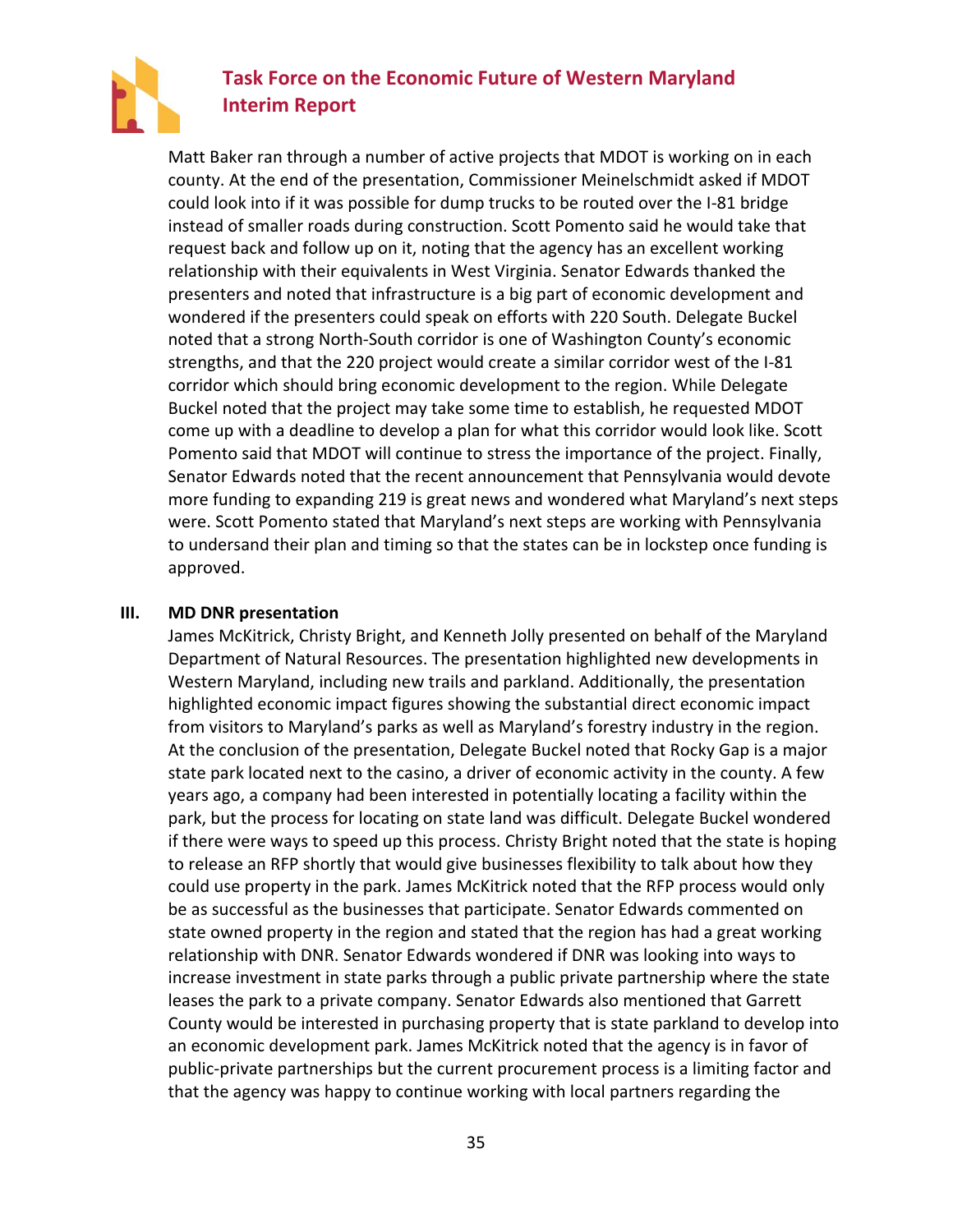Matt Baker ran through a number of active projects that MDOT is working on in each county. At the end of the presentation, Commissioner Meinelschmidt asked if MDOT could look into if it was possible for dump trucks to be routed over the I-81 bridge instead of smaller roads during construction. Scott Pomento said he would take that request back and follow up on it, noting that the agency has an excellent working relationship with their equivalents in West Virginia. Senator Edwards thanked the presenters and noted that infrastructure is a big part of economic development and wondered if the presenters could speak on efforts with 220 South. Delegate Buckel noted that a strong North-South corridor is one of Washington County's economic strengths, and that the 220 project would create a similar corridor west of the I-81 corridor which should bring economic development to the region. While Delegate Buckel noted that the project may take some time to establish, he requested MDOT come up with a deadline to develop a plan for what this corridor would look like. Scott Pomento said that MDOT will continue to stress the importance of the project. Finally, Senator Edwards noted that the recent announcement that Pennsylvania would devote more funding to expanding 219 is great news and wondered what Maryland's next steps were. Scott Pomento stated that Maryland's next steps are working with Pennsylvania to undersand their plan and timing so that the states can be in lockstep once funding is approved.

**III. MD DNR presentation**

James McKitrick, Christy Bright, and Kenneth Jolly presented on behalf of the Maryland Department of Natural Resources. The presentation highlighted new developments in Western Maryland, including new trails and parkland. Additionally, the presentation highlighted economic impact figures showing the substantial direct economic impact from visitors to Maryland's parks as well as Maryland's forestry industry in the region. At the conclusion of the presentation, Delegate Buckel noted that Rocky Gap is a major state park located next to the casino, a driver of economic activity in the county. A few years ago, a company had been interested in potentially locating a facility within the park, but the process for locating on state land was difficult. Delegate Buckel wondered if there were ways to speed up this process. Christy Bright noted that the state is hoping to release an RFP shortly that would give businesses flexibility to talk about how they could use property in the park. James McKitrick noted that the RFP process would only be as successful as the businesses that participate. Senator Edwards commented on state owned property in the region and stated that the region has had a great working relationship with DNR. Senator Edwards wondered if DNR was looking into ways to increase investment in state parks through a public private partnership where the state leases the park to a private company. Senator Edwards also mentioned that Garrett County would be interested in purchasing property that is state parkland to develop into an economic development park. James McKitrick noted that the agency is in favor of public-private partnerships but the current procurement process is a limiting factor and that the agency was happy to continue working with local partners regarding the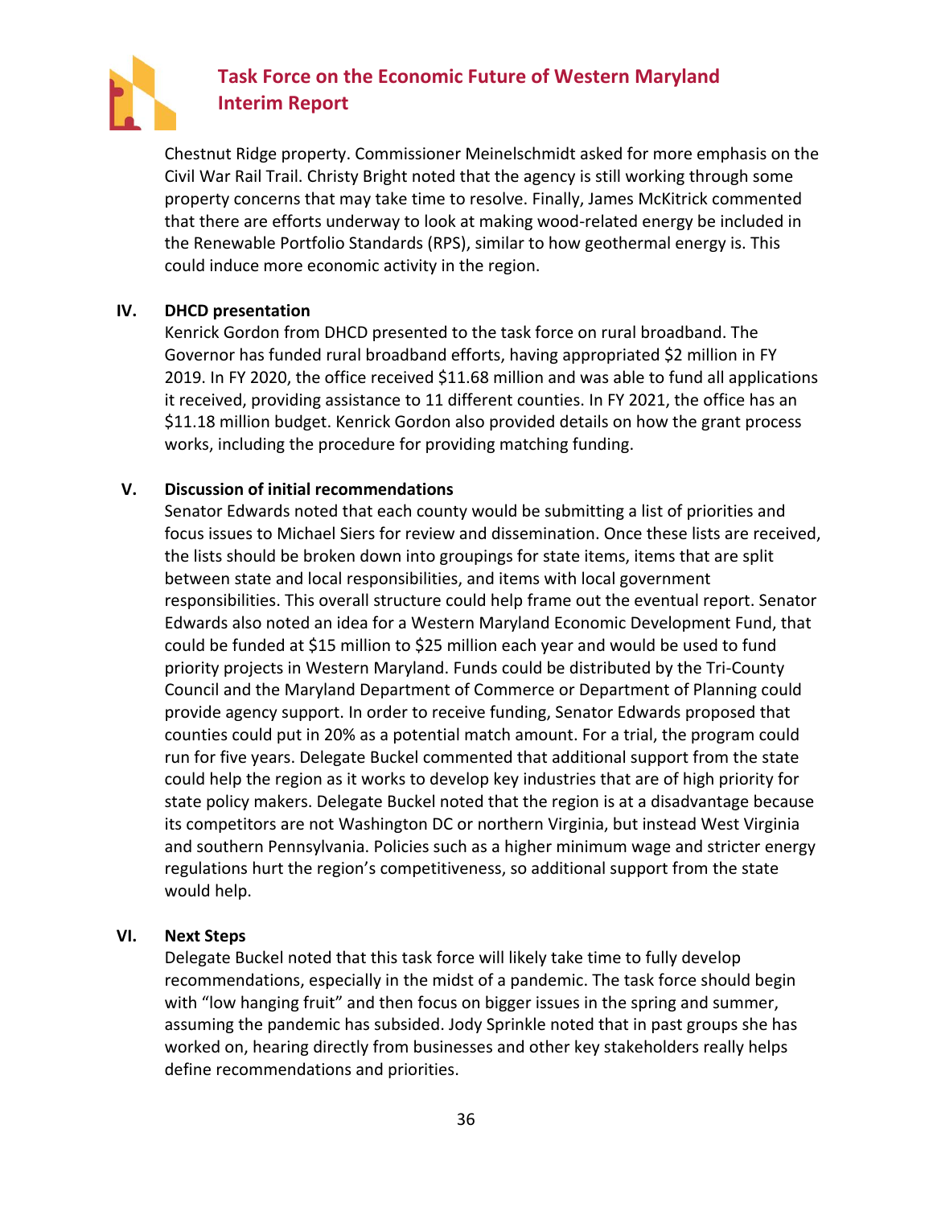Chestnut Ridge property. Commissioner Meinelschmidt asked for more emphasis on the Civil War Rail Trail. Christy Bright noted that the agency is still working through some property concerns that may take time to resolve. Finally, James McKitrick commented that there are efforts underway to look at making wood-related energy be included in the Renewable Portfolio Standards (RPS), similar to how geothermal energy is. This could induce more economic activity in the region.

**IV. DHCD presentation**

Kenrick Gordon from DHCD presented to the task force on rural broadband. The Governor has funded rural broadband efforts, having appropriated $2 million in FY 2019. In FY 2020, the office received $11.68 million and was able to fund all applications it received, providing assistance to 11 different counties. In FY 2021, the office has an $11.18 million budget. Kenrick Gordon also provided details on how the grant process works, including the procedure for providing matching funding.

**V. Discussion of initial recommendations**

Senator Edwards noted that each county would be submitting a list of priorities and focus issues to Michael Siers for review and dissemination. Once these lists are received, the lists should be broken down into groupings for state items, items that are split between state and local responsibilities, and items with local government responsibilities. This overall structure could help frame out the eventual report. Senator Edwards also noted an idea for a Western Maryland Economic Development Fund, that could be funded at $15 million to $25 million each year and would be used to fund priority projects in Western Maryland. Funds could be distributed by the Tri-County Council and the Maryland Department of Commerce or Department of Planning could provide agency support. In order to receive funding, Senator Edwards proposed that counties could put in 20% as a potential match amount. For a trial, the program could run for five years. Delegate Buckel commented that additional support from the state could help the region as it works to develop key industries that are of high priority for state policy makers. Delegate Buckel noted that the region is at a disadvantage because its competitors are not Washington DC or northern Virginia, but instead West Virginia and southern Pennsylvania. Policies such as a higher minimum wage and stricter energy regulations hurt the region's competitiveness, so additional support from the state would help.

**VI. Next Steps**

Delegate Buckel noted that this task force will likely take time to fully develop recommendations, especially in the midst of a pandemic. The task force should begin with "low hanging fruit" and then focus on bigger issues in the spring and summer, assuming the pandemic has subsided. Jody Sprinkle noted that in past groups she has worked on, hearing directly from businesses and other key stakeholders really helps define recommendations and priorities.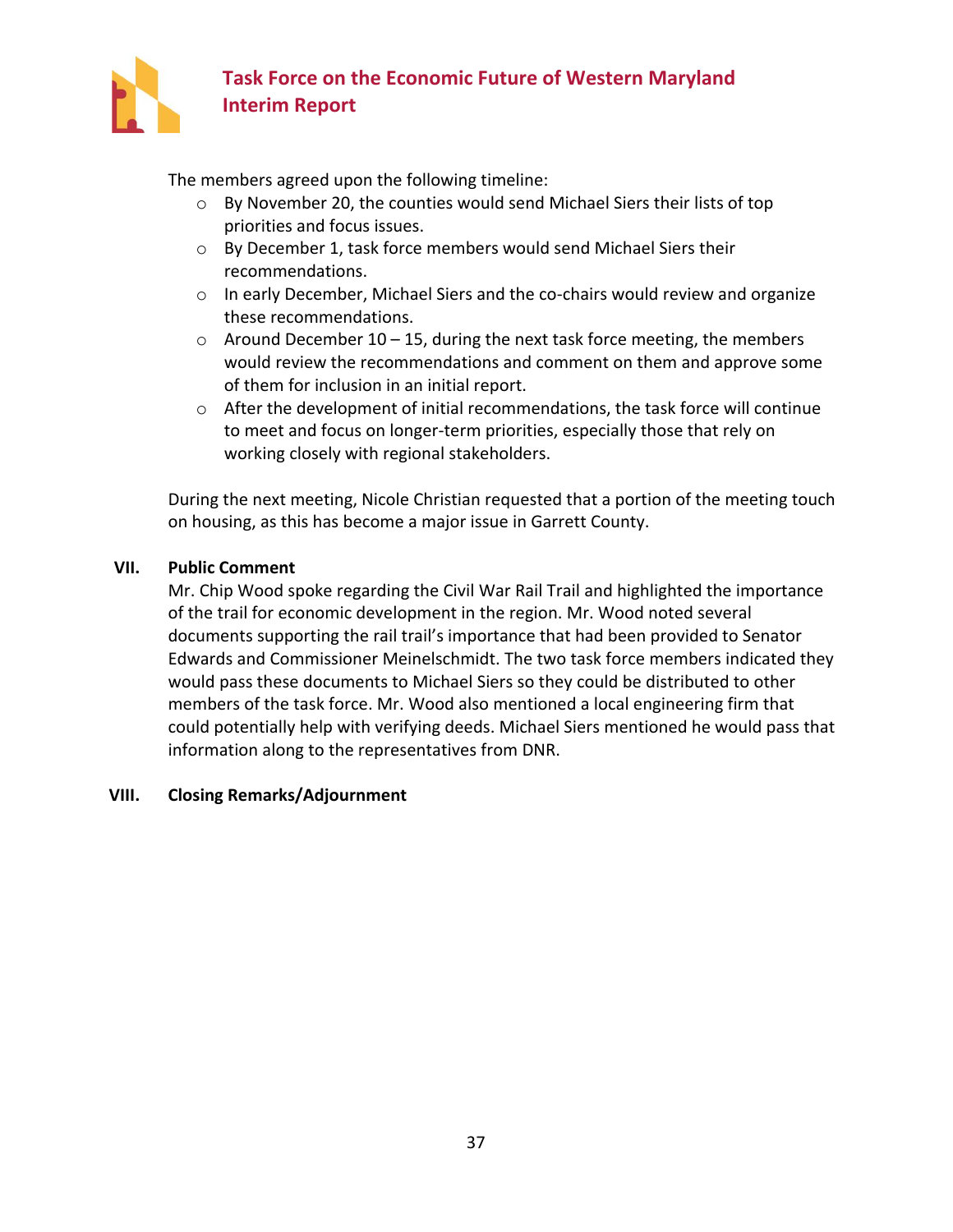The members agreed upon the following timeline:

- By November 20, the counties would send Michael Siers their lists of top priorities and focus issues.
- By December 1, task force members would send Michael Siers their recommendations.
- In early December, Michael Siers and the co-chairs would review and organize these recommendations.
- Around December 10 – 15, during the next task force meeting, the members would review the recommendations and comment on them and approve some of them for inclusion in an initial report.
- After the development of initial recommendations, the task force will continue to meet and focus on longer-term priorities, especially those that rely on working closely with regional stakeholders.

During the next meeting, Nicole Christian requested that a portion of the meeting touch on housing, as this has become a major issue in Garrett County.

**VII. Public Comment**

Mr. Chip Wood spoke regarding the Civil War Rail Trail and highlighted the importance of the trail for economic development in the region. Mr. Wood noted several documents supporting the rail trail's importance that had been provided to Senator Edwards and Commissioner Meinelschmidt. The two task force members indicated they would pass these documents to Michael Siers so they could be distributed to other members of the task force. Mr. Wood also mentioned a local engineering firm that could potentially help with verifying deeds. Michael Siers mentioned he would pass that information along to the representatives from DNR.

**VIII. Closing Remarks/Adjournment**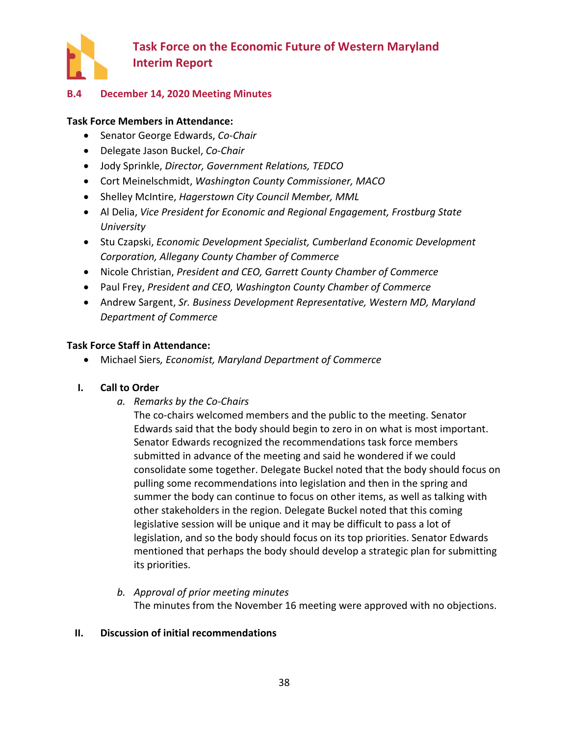### B.4 December 14, 2020 Meeting Minutes

**Task Force Members in Attendance:**

- Senator George Edwards, *Co-Chair*
- Delegate Jason Buckel, *Co-Chair*
- Jody Sprinkle, *Director, Government Relations, TEDCO*
- Cort Meinelschmidt, *Washington County Commissioner, MACO*
- Shelley McIntire, *Hagerstown City Council Member, MML*
- Al Delia, *Vice President for Economic and Regional Engagement, Frostburg State University*
- Stu Czapski, *Economic Development Specialist, Cumberland Economic Development Corporation, Allegany County Chamber of Commerce*
- Nicole Christian, *President and CEO, Garrett County Chamber of Commerce*
- Paul Frey, *President and CEO, Washington County Chamber of Commerce*
- Andrew Sargent, *Sr. Business Development Representative, Western MD, Maryland Department of Commerce*

**Task Force Staff in Attendance:**

- Michael Siers*, Economist, Maryland Department of Commerce*

**I. Call to Order**

*a. Remarks by the Co-Chairs*

The co-chairs welcomed members and the public to the meeting. Senator Edwards said that the body should begin to zero in on what is most important. Senator Edwards recognized the recommendations task force members submitted in advance of the meeting and said he wondered if we could consolidate some together. Delegate Buckel noted that the body should focus on pulling some recommendations into legislation and then in the spring and summer the body can continue to focus on other items, as well as talking with other stakeholders in the region. Delegate Buckel noted that this coming legislative session will be unique and it may be difficult to pass a lot of legislation, and so the body should focus on its top priorities. Senator Edwards mentioned that perhaps the body should develop a strategic plan for submitting its priorities.

*b. Approval of prior meeting minutes*

The minutes from the November 16 meeting were approved with no objections.

**II. Discussion of initial recommendations**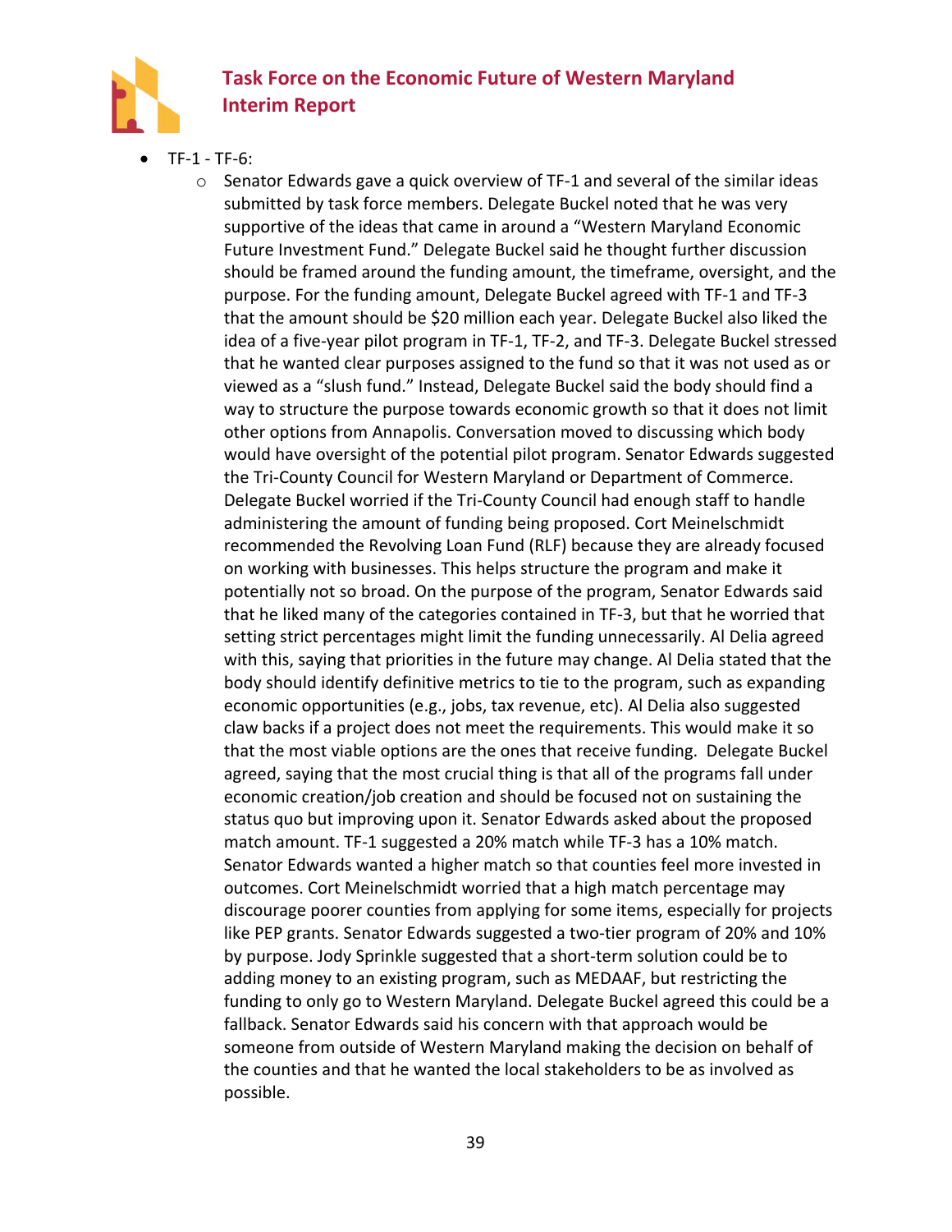- TF-1 - TF-6:
  - Senator Edwards gave a quick overview of TF-1 and several of the similar ideas submitted by task force members. Delegate Buckel noted that he was very supportive of the ideas that came in around a "Western Maryland Economic Future Investment Fund." Delegate Buckel said he thought further discussion should be framed around the funding amount, the timeframe, oversight, and the purpose. For the funding amount, Delegate Buckel agreed with TF-1 and TF-3 that the amount should be $20 million each year. Delegate Buckel also liked the idea of a five-year pilot program in TF-1, TF-2, and TF-3. Delegate Buckel stressed that he wanted clear purposes assigned to the fund so that it was not used as or viewed as a "slush fund." Instead, Delegate Buckel said the body should find a way to structure the purpose towards economic growth so that it does not limit other options from Annapolis. Conversation moved to discussing which body would have oversight of the potential pilot program. Senator Edwards suggested the Tri-County Council for Western Maryland or Department of Commerce. Delegate Buckel worried if the Tri-County Council had enough staff to handle administering the amount of funding being proposed. Cort Meinelschmidt recommended the Revolving Loan Fund (RLF) because they are already focused on working with businesses. This helps structure the program and make it potentially not so broad. On the purpose of the program, Senator Edwards said that he liked many of the categories contained in TF-3, but that he worried that setting strict percentages might limit the funding unnecessarily. Al Delia agreed with this, saying that priorities in the future may change. Al Delia stated that the body should identify definitive metrics to tie to the program, such as expanding economic opportunities (e.g., jobs, tax revenue, etc). Al Delia also suggested claw backs if a project does not meet the requirements. This would make it so that the most viable options are the ones that receive funding.  Delegate Buckel agreed, saying that the most crucial thing is that all of the programs fall under economic creation/job creation and should be focused not on sustaining the status quo but improving upon it. Senator Edwards asked about the proposed match amount. TF-1 suggested a 20% match while TF-3 has a 10% match. Senator Edwards wanted a higher match so that counties feel more invested in outcomes. Cort Meinelschmidt worried that a high match percentage may discourage poorer counties from applying for some items, especially for projects like PEP grants. Senator Edwards suggested a two-tier program of 20% and 10% by purpose. Jody Sprinkle suggested that a short-term solution could be to adding money to an existing program, such as MEDAAF, but restricting the funding to only go to Western Maryland. Delegate Buckel agreed this could be a fallback. Senator Edwards said his concern with that approach would be someone from outside of Western Maryland making the decision on behalf of the counties and that he wanted the local stakeholders to be as involved as possible.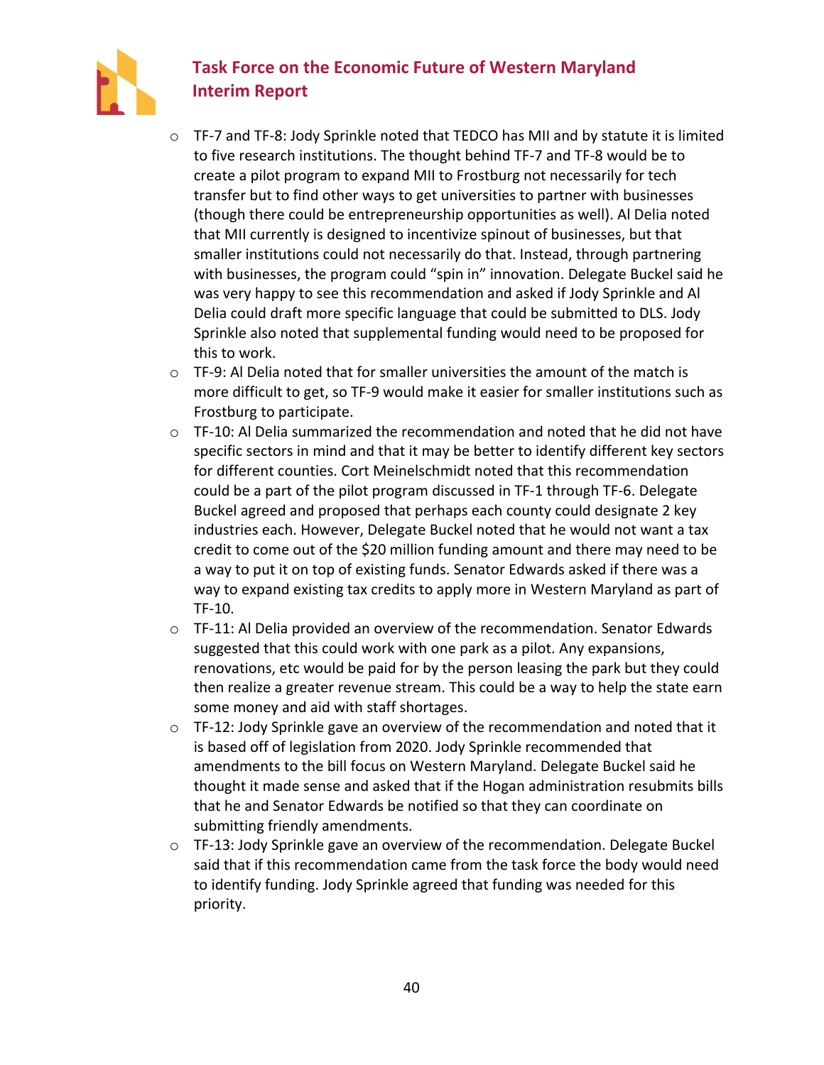- TF-7 and TF-8: Jody Sprinkle noted that TEDCO has MII and by statute it is limited to five research institutions. The thought behind TF-7 and TF-8 would be to create a pilot program to expand MII to Frostburg not necessarily for tech transfer but to find other ways to get universities to partner with businesses (though there could be entrepreneurship opportunities as well). Al Delia noted that MII currently is designed to incentivize spinout of businesses, but that smaller institutions could not necessarily do that. Instead, through partnering with businesses, the program could "spin in" innovation. Delegate Buckel said he was very happy to see this recommendation and asked if Jody Sprinkle and Al Delia could draft more specific language that could be submitted to DLS. Jody Sprinkle also noted that supplemental funding would need to be proposed for this to work.
- TF-9: Al Delia noted that for smaller universities the amount of the match is more difficult to get, so TF-9 would make it easier for smaller institutions such as Frostburg to participate.
- TF-10: Al Delia summarized the recommendation and noted that he did not have specific sectors in mind and that it may be better to identify different key sectors for different counties. Cort Meinelschmidt noted that this recommendation could be a part of the pilot program discussed in TF-1 through TF-6. Delegate Buckel agreed and proposed that perhaps each county could designate 2 key industries each. However, Delegate Buckel noted that he would not want a tax credit to come out of the $20 million funding amount and there may need to be a way to put it on top of existing funds. Senator Edwards asked if there was a way to expand existing tax credits to apply more in Western Maryland as part of TF-10.
- TF-11: Al Delia provided an overview of the recommendation. Senator Edwards suggested that this could work with one park as a pilot. Any expansions, renovations, etc would be paid for by the person leasing the park but they could then realize a greater revenue stream. This could be a way to help the state earn some money and aid with staff shortages.
- TF-12: Jody Sprinkle gave an overview of the recommendation and noted that it is based off of legislation from 2020. Jody Sprinkle recommended that amendments to the bill focus on Western Maryland. Delegate Buckel said he thought it made sense and asked that if the Hogan administration resubmits bills that he and Senator Edwards be notified so that they can coordinate on submitting friendly amendments.
- TF-13: Jody Sprinkle gave an overview of the recommendation. Delegate Buckel said that if this recommendation came from the task force the body would need to identify funding. Jody Sprinkle agreed that funding was needed for this priority.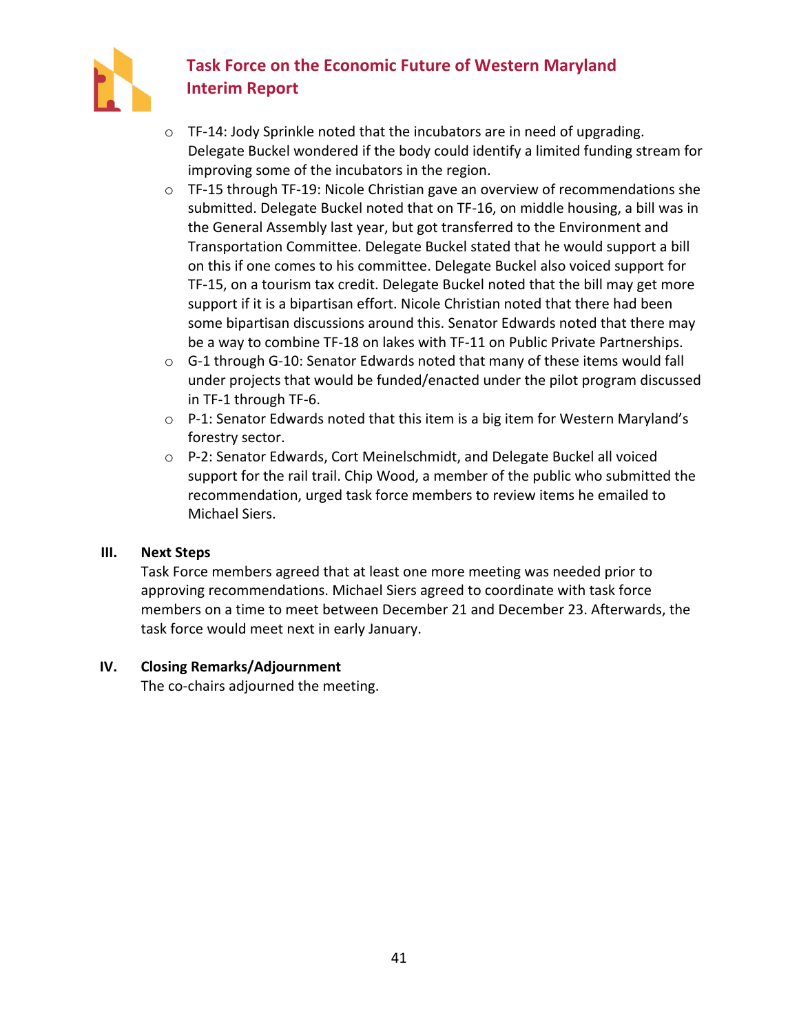- TF-14: Jody Sprinkle noted that the incubators are in need of upgrading. Delegate Buckel wondered if the body could identify a limited funding stream for improving some of the incubators in the region.
- TF-15 through TF-19: Nicole Christian gave an overview of recommendations she submitted. Delegate Buckel noted that on TF-16, on middle housing, a bill was in the General Assembly last year, but got transferred to the Environment and Transportation Committee. Delegate Buckel stated that he would support a bill on this if one comes to his committee. Delegate Buckel also voiced support for TF-15, on a tourism tax credit. Delegate Buckel noted that the bill may get more support if it is a bipartisan effort. Nicole Christian noted that there had been some bipartisan discussions around this. Senator Edwards noted that there may be a way to combine TF-18 on lakes with TF-11 on Public Private Partnerships.
- G-1 through G-10: Senator Edwards noted that many of these items would fall under projects that would be funded/enacted under the pilot program discussed in TF-1 through TF-6.
- P-1: Senator Edwards noted that this item is a big item for Western Maryland's forestry sector.
- P-2: Senator Edwards, Cort Meinelschmidt, and Delegate Buckel all voiced support for the rail trail. Chip Wood, a member of the public who submitted the recommendation, urged task force members to review items he emailed to Michael Siers.

## III. Next Steps

Task Force members agreed that at least one more meeting was needed prior to approving recommendations. Michael Siers agreed to coordinate with task force members on a time to meet between December 21 and December 23. Afterwards, the task force would meet next in early January.

## IV. Closing Remarks/Adjournment

The co-chairs adjourned the meeting.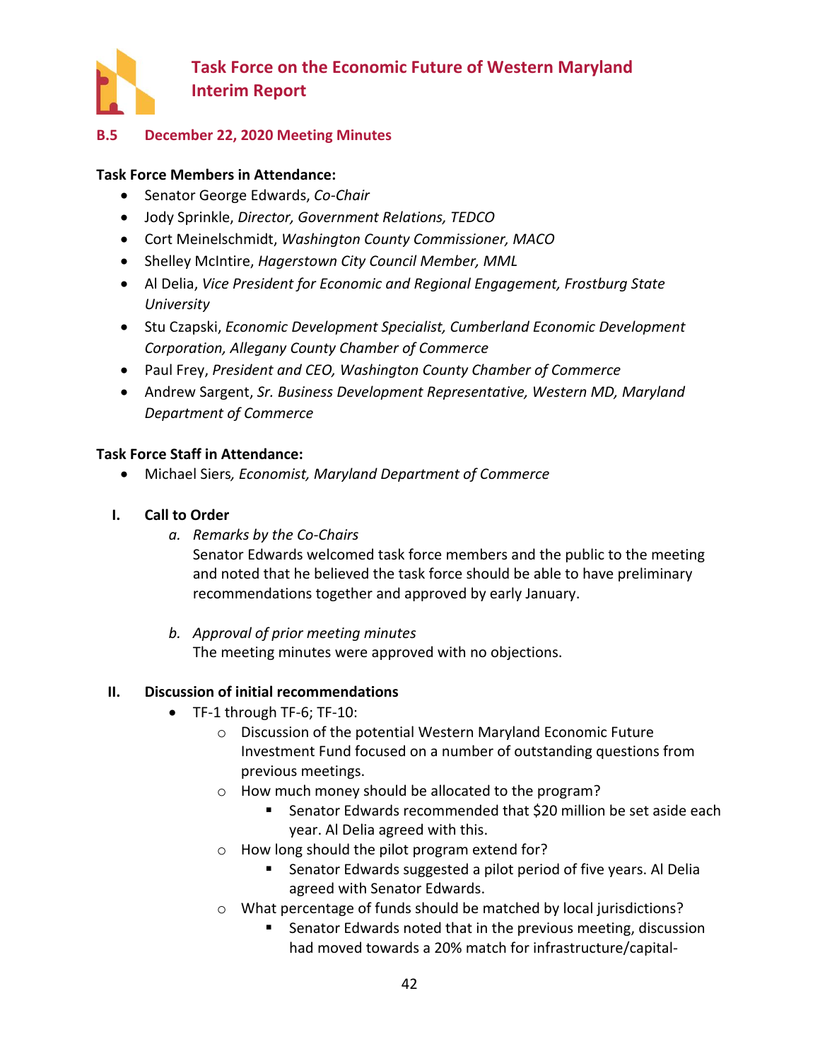### B.5 December 22, 2020 Meeting Minutes

**Task Force Members in Attendance:**

- Senator George Edwards, *Co-Chair*
- Jody Sprinkle, *Director, Government Relations, TEDCO*
- Cort Meinelschmidt, *Washington County Commissioner, MACO*
- Shelley McIntire, *Hagerstown City Council Member, MML*
- Al Delia, *Vice President for Economic and Regional Engagement, Frostburg State University*
- Stu Czapski, *Economic Development Specialist, Cumberland Economic Development Corporation, Allegany County Chamber of Commerce*
- Paul Frey, *President and CEO, Washington County Chamber of Commerce*
- Andrew Sargent, *Sr. Business Development Representative, Western MD, Maryland Department of Commerce*

**Task Force Staff in Attendance:**

- Michael Siers*, Economist, Maryland Department of Commerce*

**I. Call to Order**

a. *Remarks by the Co-Chairs*
   Senator Edwards welcomed task force members and the public to the meeting and noted that he believed the task force should be able to have preliminary recommendations together and approved by early January.

b. *Approval of prior meeting minutes*
   The meeting minutes were approved with no objections.

**II. Discussion of initial recommendations**

- TF-1 through TF-6; TF-10:
  - Discussion of the potential Western Maryland Economic Future Investment Fund focused on a number of outstanding questions from previous meetings.
  - How much money should be allocated to the program?
    - Senator Edwards recommended that $20 million be set aside each year. Al Delia agreed with this.
  - How long should the pilot program extend for?
    - Senator Edwards suggested a pilot period of five years. Al Delia agreed with Senator Edwards.
  - What percentage of funds should be matched by local jurisdictions?
    - Senator Edwards noted that in the previous meeting, discussion had moved towards a 20% match for infrastructure/capital-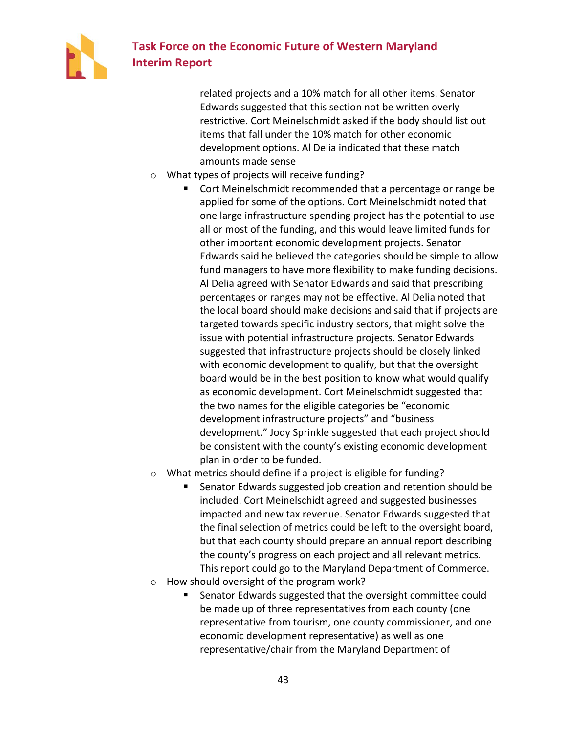related projects and a 10% match for all other items. Senator Edwards suggested that this section not be written overly restrictive. Cort Meinelschmidt asked if the body should list out items that fall under the 10% match for other economic development options. Al Delia indicated that these match amounts made sense

- What types of projects will receive funding?
  - Cort Meinelschmidt recommended that a percentage or range be applied for some of the options. Cort Meinelschmidt noted that one large infrastructure spending project has the potential to use all or most of the funding, and this would leave limited funds for other important economic development projects. Senator Edwards said he believed the categories should be simple to allow fund managers to have more flexibility to make funding decisions. Al Delia agreed with Senator Edwards and said that prescribing percentages or ranges may not be effective. Al Delia noted that the local board should make decisions and said that if projects are targeted towards specific industry sectors, that might solve the issue with potential infrastructure projects. Senator Edwards suggested that infrastructure projects should be closely linked with economic development to qualify, but that the oversight board would be in the best position to know what would qualify as economic development. Cort Meinelschmidt suggested that the two names for the eligible categories be "economic development infrastructure projects" and "business development." Jody Sprinkle suggested that each project should be consistent with the county's existing economic development plan in order to be funded.
- What metrics should define if a project is eligible for funding?
  - Senator Edwards suggested job creation and retention should be included. Cort Meinelschidt agreed and suggested businesses impacted and new tax revenue. Senator Edwards suggested that the final selection of metrics could be left to the oversight board, but that each county should prepare an annual report describing the county's progress on each project and all relevant metrics. This report could go to the Maryland Department of Commerce.
- How should oversight of the program work?
  - Senator Edwards suggested that the oversight committee could be made up of three representatives from each county (one representative from tourism, one county commissioner, and one economic development representative) as well as one representative/chair from the Maryland Department of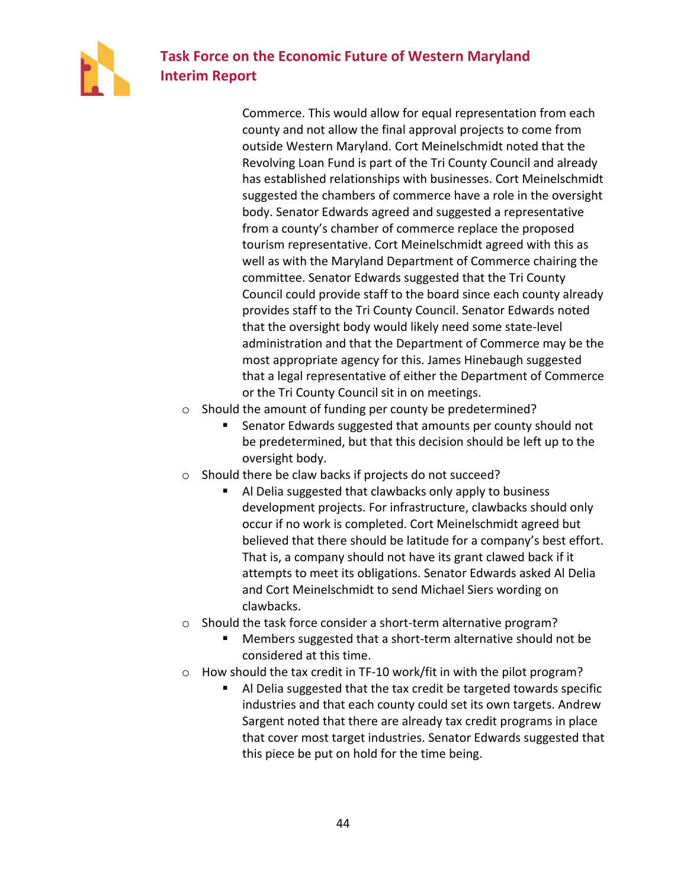Commerce. This would allow for equal representation from each county and not allow the final approval projects to come from outside Western Maryland. Cort Meinelschmidt noted that the Revolving Loan Fund is part of the Tri County Council and already has established relationships with businesses. Cort Meinelschmidt suggested the chambers of commerce have a role in the oversight body. Senator Edwards agreed and suggested a representative from a county's chamber of commerce replace the proposed tourism representative. Cort Meinelschmidt agreed with this as well as with the Maryland Department of Commerce chairing the committee. Senator Edwards suggested that the Tri County Council could provide staff to the board since each county already provides staff to the Tri County Council. Senator Edwards noted that the oversight body would likely need some state-level administration and that the Department of Commerce may be the most appropriate agency for this. James Hinebaugh suggested that a legal representative of either the Department of Commerce or the Tri County Council sit in on meetings.

- Should the amount of funding per county be predetermined?
  - Senator Edwards suggested that amounts per county should not be predetermined, but that this decision should be left up to the oversight body.
- Should there be claw backs if projects do not succeed?
  - Al Delia suggested that clawbacks only apply to business development projects. For infrastructure, clawbacks should only occur if no work is completed. Cort Meinelschmidt agreed but believed that there should be latitude for a company's best effort. That is, a company should not have its grant clawed back if it attempts to meet its obligations. Senator Edwards asked Al Delia and Cort Meinelschmidt to send Michael Siers wording on clawbacks.
- Should the task force consider a short-term alternative program?
  - Members suggested that a short-term alternative should not be considered at this time.
- How should the tax credit in TF-10 work/fit in with the pilot program?
  - Al Delia suggested that the tax credit be targeted towards specific industries and that each county could set its own targets. Andrew Sargent noted that there are already tax credit programs in place that cover most target industries. Senator Edwards suggested that this piece be put on hold for the time being.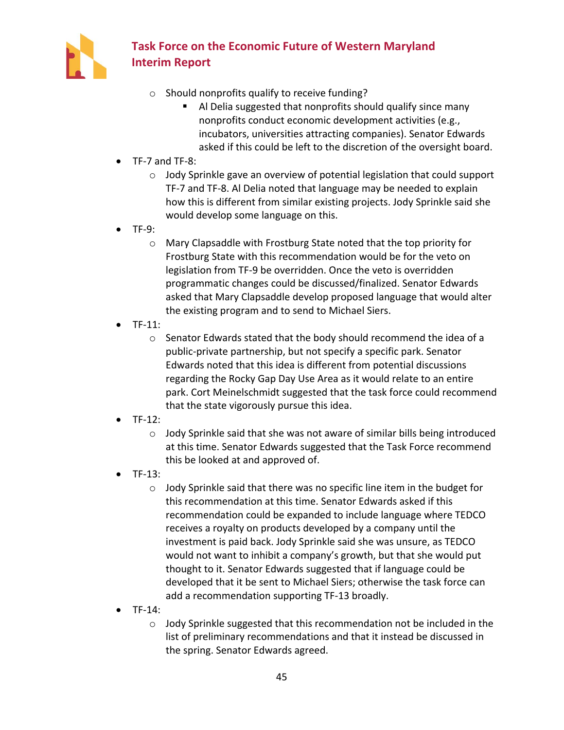- Should nonprofits qualify to receive funding?
    - Al Delia suggested that nonprofits should qualify since many nonprofits conduct economic development activities (e.g., incubators, universities attracting companies). Senator Edwards asked if this could be left to the discretion of the oversight board.
- TF-7 and TF-8:
  - Jody Sprinkle gave an overview of potential legislation that could support TF-7 and TF-8. Al Delia noted that language may be needed to explain how this is different from similar existing projects. Jody Sprinkle said she would develop some language on this.
- TF-9:
  - Mary Clapsaddle with Frostburg State noted that the top priority for Frostburg State with this recommendation would be for the veto on legislation from TF-9 be overridden. Once the veto is overridden programmatic changes could be discussed/finalized. Senator Edwards asked that Mary Clapsaddle develop proposed language that would alter the existing program and to send to Michael Siers.
- TF-11:
  - Senator Edwards stated that the body should recommend the idea of a public-private partnership, but not specify a specific park. Senator Edwards noted that this idea is different from potential discussions regarding the Rocky Gap Day Use Area as it would relate to an entire park. Cort Meinelschmidt suggested that the task force could recommend that the state vigorously pursue this idea.
- TF-12:
  - Jody Sprinkle said that she was not aware of similar bills being introduced at this time. Senator Edwards suggested that the Task Force recommend this be looked at and approved of.
- TF-13:
  - Jody Sprinkle said that there was no specific line item in the budget for this recommendation at this time. Senator Edwards asked if this recommendation could be expanded to include language where TEDCO receives a royalty on products developed by a company until the investment is paid back. Jody Sprinkle said she was unsure, as TEDCO would not want to inhibit a company's growth, but that she would put thought to it. Senator Edwards suggested that if language could be developed that it be sent to Michael Siers; otherwise the task force can add a recommendation supporting TF-13 broadly.
- TF-14:
  - Jody Sprinkle suggested that this recommendation not be included in the list of preliminary recommendations and that it instead be discussed in the spring. Senator Edwards agreed.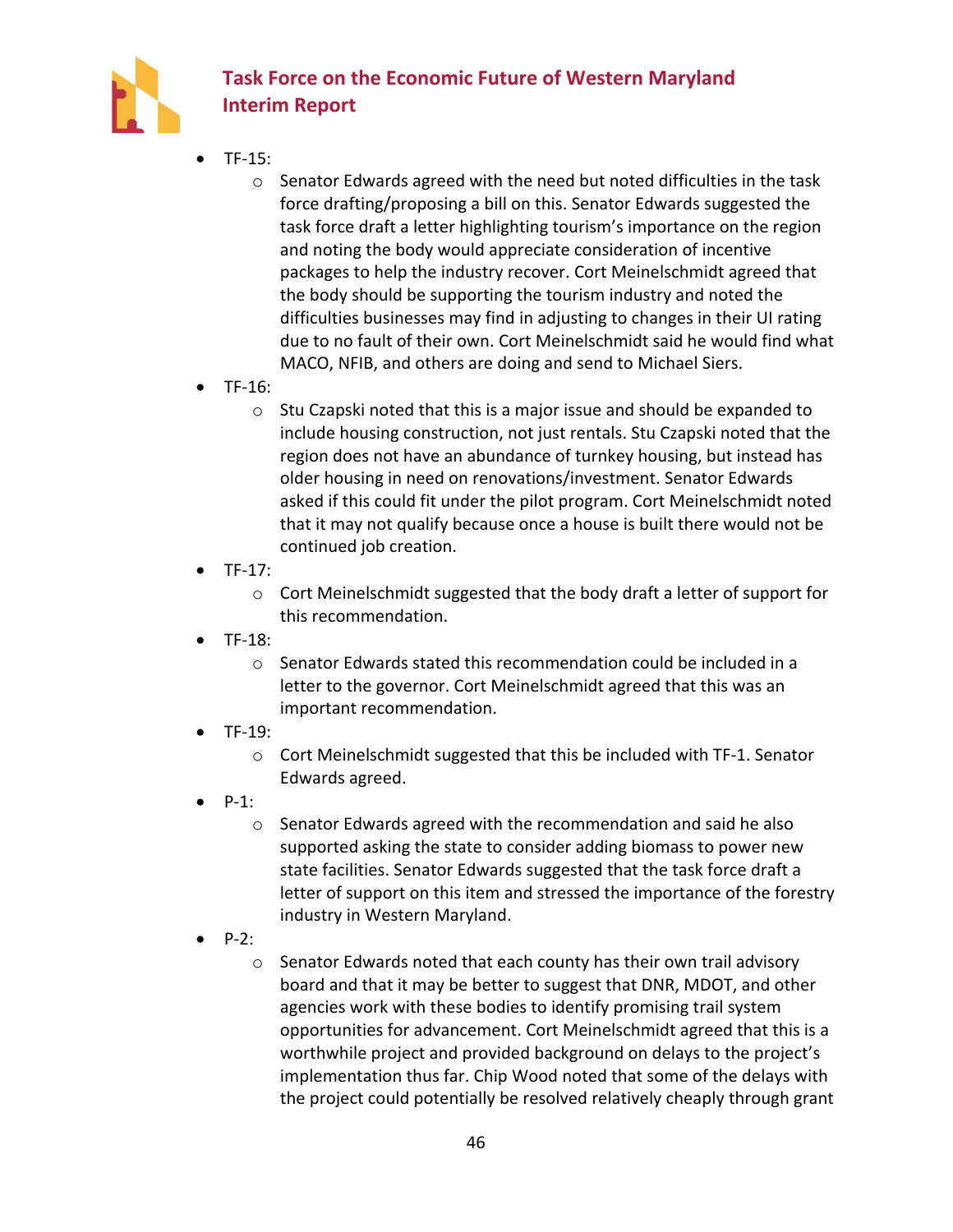- TF-15:
  - Senator Edwards agreed with the need but noted difficulties in the task force drafting/proposing a bill on this. Senator Edwards suggested the task force draft a letter highlighting tourism's importance on the region and noting the body would appreciate consideration of incentive packages to help the industry recover. Cort Meinelschmidt agreed that the body should be supporting the tourism industry and noted the difficulties businesses may find in adjusting to changes in their UI rating due to no fault of their own. Cort Meinelschmidt said he would find what MACO, NFIB, and others are doing and send to Michael Siers.
- TF-16:
  - Stu Czapski noted that this is a major issue and should be expanded to include housing construction, not just rentals. Stu Czapski noted that the region does not have an abundance of turnkey housing, but instead has older housing in need on renovations/investment. Senator Edwards asked if this could fit under the pilot program. Cort Meinelschmidt noted that it may not qualify because once a house is built there would not be continued job creation.
- TF-17:
  - Cort Meinelschmidt suggested that the body draft a letter of support for this recommendation.
- TF-18:
  - Senator Edwards stated this recommendation could be included in a letter to the governor. Cort Meinelschmidt agreed that this was an important recommendation.
- TF-19:
  - Cort Meinelschmidt suggested that this be included with TF-1. Senator Edwards agreed.
- P-1:
  - Senator Edwards agreed with the recommendation and said he also supported asking the state to consider adding biomass to power new state facilities. Senator Edwards suggested that the task force draft a letter of support on this item and stressed the importance of the forestry industry in Western Maryland.
- P-2:
  - Senator Edwards noted that each county has their own trail advisory board and that it may be better to suggest that DNR, MDOT, and other agencies work with these bodies to identify promising trail system opportunities for advancement. Cort Meinelschmidt agreed that this is a worthwhile project and provided background on delays to the project's implementation thus far. Chip Wood noted that some of the delays with the project could potentially be resolved relatively cheaply through grant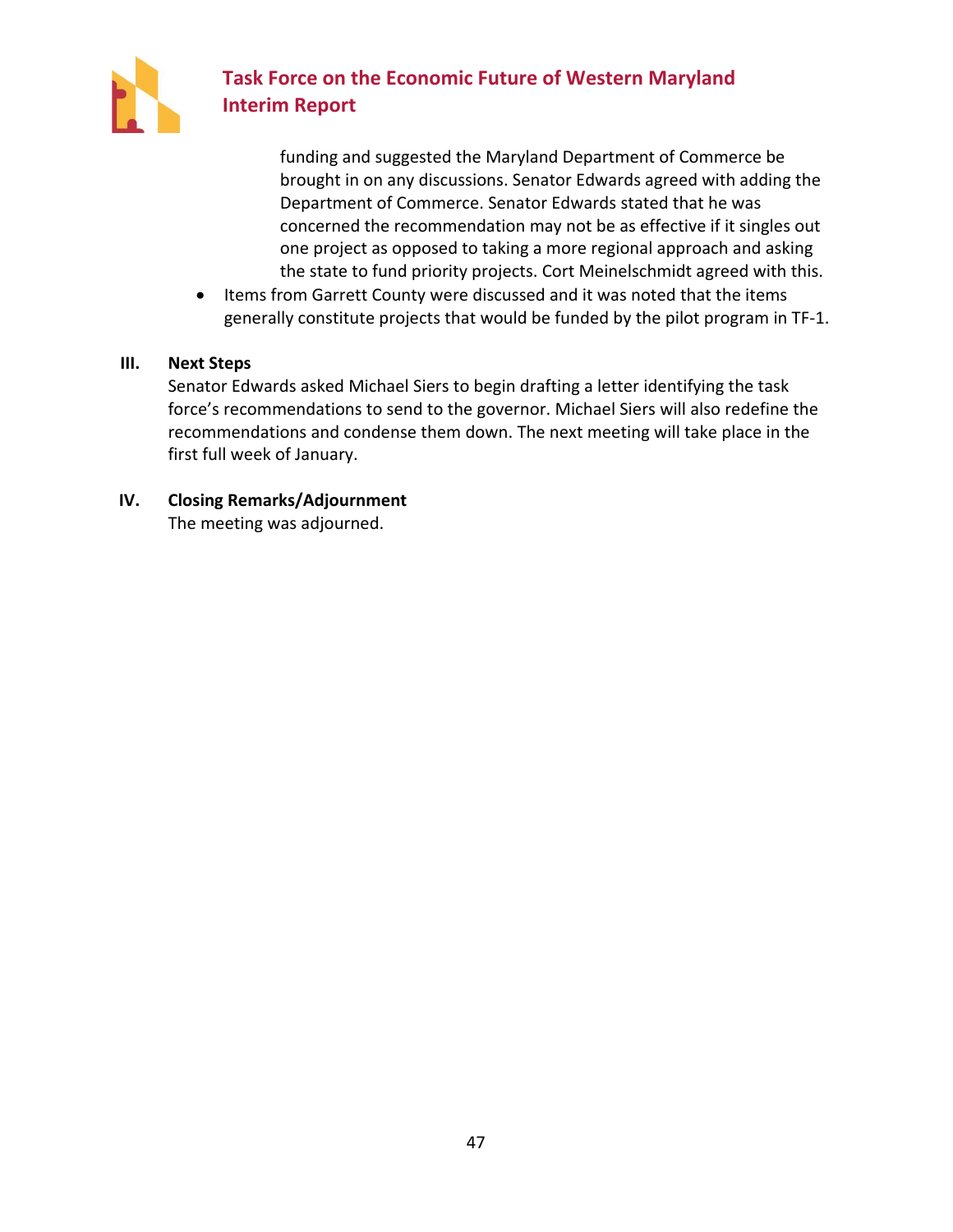funding and suggested the Maryland Department of Commerce be brought in on any discussions. Senator Edwards agreed with adding the Department of Commerce. Senator Edwards stated that he was concerned the recommendation may not be as effective if it singles out one project as opposed to taking a more regional approach and asking the state to fund priority projects. Cort Meinelschmidt agreed with this.

- Items from Garrett County were discussed and it was noted that the items generally constitute projects that would be funded by the pilot program in TF-1.

**III. Next Steps**

Senator Edwards asked Michael Siers to begin drafting a letter identifying the task force's recommendations to send to the governor. Michael Siers will also redefine the recommendations and condense them down. The next meeting will take place in the first full week of January.

**IV. Closing Remarks/Adjournment**

The meeting was adjourned.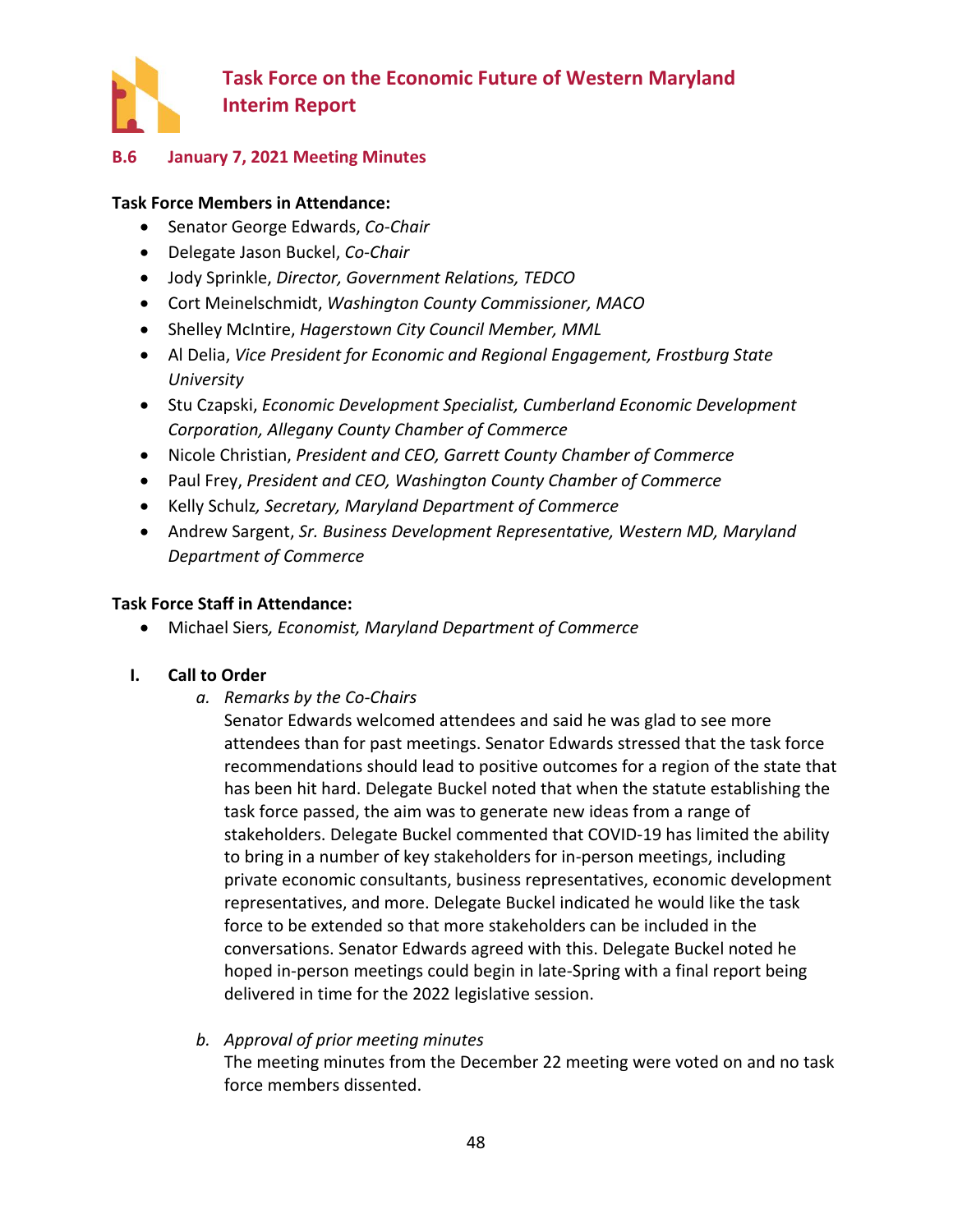## B.6 January 7, 2021 Meeting Minutes

**Task Force Members in Attendance:**

- Senator George Edwards, *Co-Chair*
- Delegate Jason Buckel, *Co-Chair*
- Jody Sprinkle, *Director, Government Relations, TEDCO*
- Cort Meinelschmidt, *Washington County Commissioner, MACO*
- Shelley McIntire, *Hagerstown City Council Member, MML*
- Al Delia, *Vice President for Economic and Regional Engagement, Frostburg State University*
- Stu Czapski, *Economic Development Specialist, Cumberland Economic Development Corporation, Allegany County Chamber of Commerce*
- Nicole Christian, *President and CEO, Garrett County Chamber of Commerce*
- Paul Frey, *President and CEO, Washington County Chamber of Commerce*
- Kelly Schulz*, Secretary, Maryland Department of Commerce*
- Andrew Sargent, *Sr. Business Development Representative, Western MD, Maryland Department of Commerce*

**Task Force Staff in Attendance:**

- Michael Siers*, Economist, Maryland Department of Commerce*

### I. Call to Order

*a. Remarks by the Co-Chairs*

Senator Edwards welcomed attendees and said he was glad to see more attendees than for past meetings. Senator Edwards stressed that the task force recommendations should lead to positive outcomes for a region of the state that has been hit hard. Delegate Buckel noted that when the statute establishing the task force passed, the aim was to generate new ideas from a range of stakeholders. Delegate Buckel commented that COVID-19 has limited the ability to bring in a number of key stakeholders for in-person meetings, including private economic consultants, business representatives, economic development representatives, and more. Delegate Buckel indicated he would like the task force to be extended so that more stakeholders can be included in the conversations. Senator Edwards agreed with this. Delegate Buckel noted he hoped in-person meetings could begin in late-Spring with a final report being delivered in time for the 2022 legislative session.

*b. Approval of prior meeting minutes*

The meeting minutes from the December 22 meeting were voted on and no task force members dissented.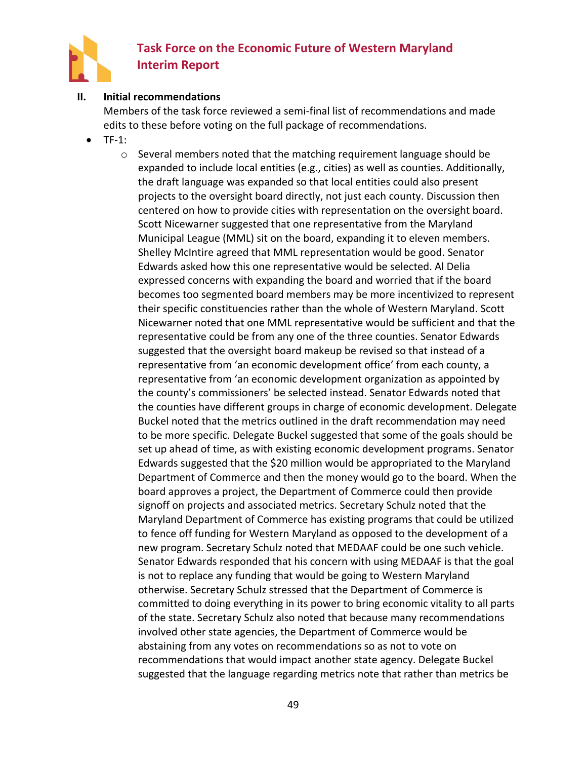## II. Initial recommendations

Members of the task force reviewed a semi-final list of recommendations and made edits to these before voting on the full package of recommendations.

- TF-1:
  - Several members noted that the matching requirement language should be expanded to include local entities (e.g., cities) as well as counties. Additionally, the draft language was expanded so that local entities could also present projects to the oversight board directly, not just each county. Discussion then centered on how to provide cities with representation on the oversight board. Scott Nicewarner suggested that one representative from the Maryland Municipal League (MML) sit on the board, expanding it to eleven members. Shelley McIntire agreed that MML representation would be good. Senator Edwards asked how this one representative would be selected. Al Delia expressed concerns with expanding the board and worried that if the board becomes too segmented board members may be more incentivized to represent their specific constituencies rather than the whole of Western Maryland. Scott Nicewarner noted that one MML representative would be sufficient and that the representative could be from any one of the three counties. Senator Edwards suggested that the oversight board makeup be revised so that instead of a representative from 'an economic development office' from each county, a representative from 'an economic development organization as appointed by the county's commissioners' be selected instead. Senator Edwards noted that the counties have different groups in charge of economic development. Delegate Buckel noted that the metrics outlined in the draft recommendation may need to be more specific. Delegate Buckel suggested that some of the goals should be set up ahead of time, as with existing economic development programs. Senator Edwards suggested that the $20 million would be appropriated to the Maryland Department of Commerce and then the money would go to the board. When the board approves a project, the Department of Commerce could then provide signoff on projects and associated metrics. Secretary Schulz noted that the Maryland Department of Commerce has existing programs that could be utilized to fence off funding for Western Maryland as opposed to the development of a new program. Secretary Schulz noted that MEDAAF could be one such vehicle. Senator Edwards responded that his concern with using MEDAAF is that the goal is not to replace any funding that would be going to Western Maryland otherwise. Secretary Schulz stressed that the Department of Commerce is committed to doing everything in its power to bring economic vitality to all parts of the state. Secretary Schulz also noted that because many recommendations involved other state agencies, the Department of Commerce would be abstaining from any votes on recommendations so as not to vote on recommendations that would impact another state agency. Delegate Buckel suggested that the language regarding metrics note that rather than metrics be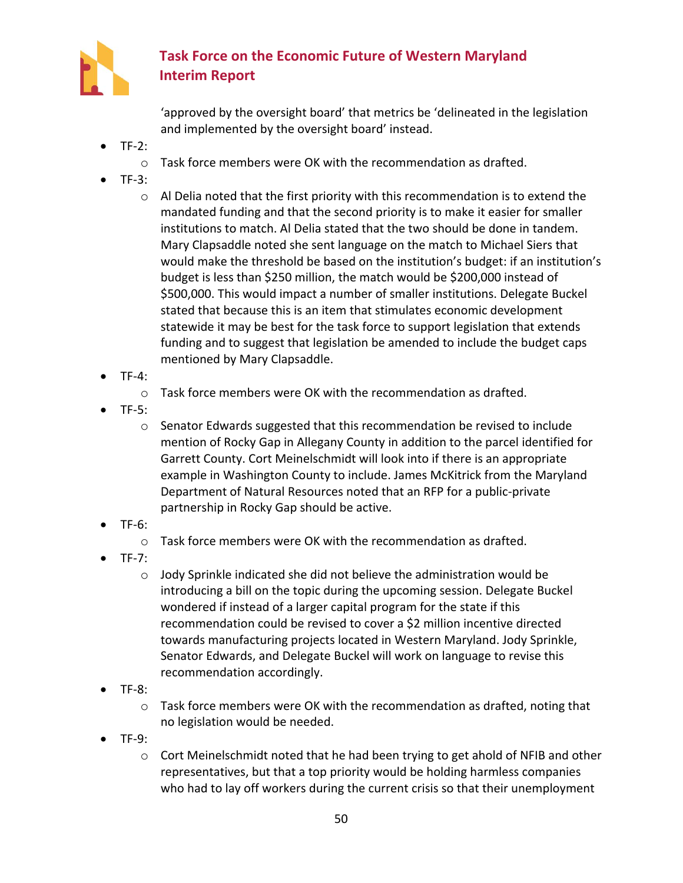'approved by the oversight board' that metrics be 'delineated in the legislation and implemented by the oversight board' instead.

- TF-2:
  - Task force members were OK with the recommendation as drafted.
- TF-3:
  - Al Delia noted that the first priority with this recommendation is to extend the mandated funding and that the second priority is to make it easier for smaller institutions to match. Al Delia stated that the two should be done in tandem. Mary Clapsaddle noted she sent language on the match to Michael Siers that would make the threshold be based on the institution's budget: if an institution's budget is less than $250 million, the match would be $200,000 instead of $500,000. This would impact a number of smaller institutions. Delegate Buckel stated that because this is an item that stimulates economic development statewide it may be best for the task force to support legislation that extends funding and to suggest that legislation be amended to include the budget caps mentioned by Mary Clapsaddle.
- TF-4:
  - Task force members were OK with the recommendation as drafted.
- TF-5:
  - Senator Edwards suggested that this recommendation be revised to include mention of Rocky Gap in Allegany County in addition to the parcel identified for Garrett County. Cort Meinelschmidt will look into if there is an appropriate example in Washington County to include. James McKitrick from the Maryland Department of Natural Resources noted that an RFP for a public-private partnership in Rocky Gap should be active.
- TF-6:
  - Task force members were OK with the recommendation as drafted.
- TF-7:
  - Jody Sprinkle indicated she did not believe the administration would be introducing a bill on the topic during the upcoming session. Delegate Buckel wondered if instead of a larger capital program for the state if this recommendation could be revised to cover a $2 million incentive directed towards manufacturing projects located in Western Maryland. Jody Sprinkle, Senator Edwards, and Delegate Buckel will work on language to revise this recommendation accordingly.
- TF-8:
  - Task force members were OK with the recommendation as drafted, noting that no legislation would be needed.
- TF-9:
  - Cort Meinelschmidt noted that he had been trying to get ahold of NFIB and other representatives, but that a top priority would be holding harmless companies who had to lay off workers during the current crisis so that their unemployment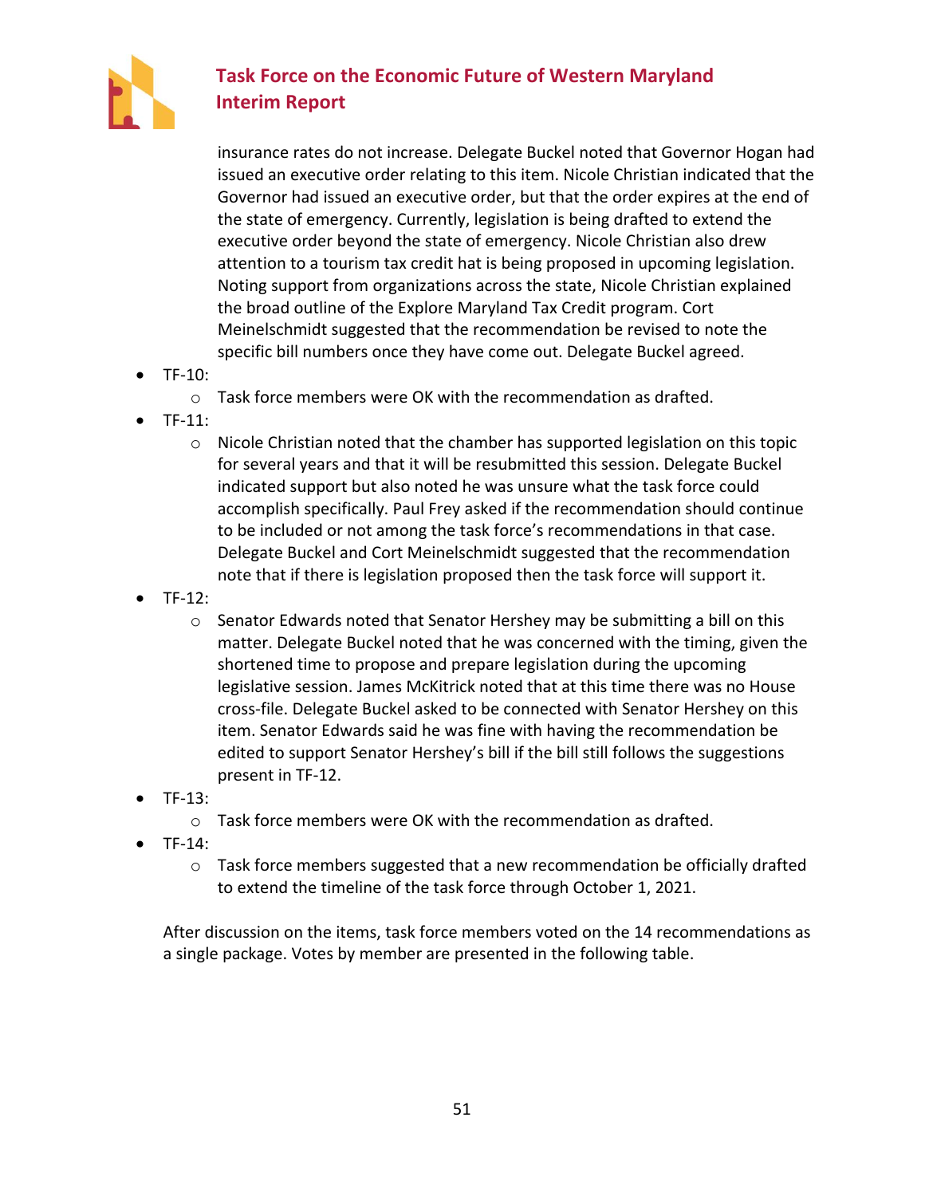insurance rates do not increase. Delegate Buckel noted that Governor Hogan had issued an executive order relating to this item. Nicole Christian indicated that the Governor had issued an executive order, but that the order expires at the end of the state of emergency. Currently, legislation is being drafted to extend the executive order beyond the state of emergency. Nicole Christian also drew attention to a tourism tax credit hat is being proposed in upcoming legislation. Noting support from organizations across the state, Nicole Christian explained the broad outline of the Explore Maryland Tax Credit program. Cort Meinelschmidt suggested that the recommendation be revised to note the specific bill numbers once they have come out. Delegate Buckel agreed.

- TF-10:
  - Task force members were OK with the recommendation as drafted.
- TF-11:
  - Nicole Christian noted that the chamber has supported legislation on this topic for several years and that it will be resubmitted this session. Delegate Buckel indicated support but also noted he was unsure what the task force could accomplish specifically. Paul Frey asked if the recommendation should continue to be included or not among the task force's recommendations in that case. Delegate Buckel and Cort Meinelschmidt suggested that the recommendation note that if there is legislation proposed then the task force will support it.
- TF-12:
  - Senator Edwards noted that Senator Hershey may be submitting a bill on this matter. Delegate Buckel noted that he was concerned with the timing, given the shortened time to propose and prepare legislation during the upcoming legislative session. James McKitrick noted that at this time there was no House cross-file. Delegate Buckel asked to be connected with Senator Hershey on this item. Senator Edwards said he was fine with having the recommendation be edited to support Senator Hershey's bill if the bill still follows the suggestions present in TF-12.
- TF-13:
  - Task force members were OK with the recommendation as drafted.
- TF-14:
  - Task force members suggested that a new recommendation be officially drafted to extend the timeline of the task force through October 1, 2021.

After discussion on the items, task force members voted on the 14 recommendations as a single package. Votes by member are presented in the following table.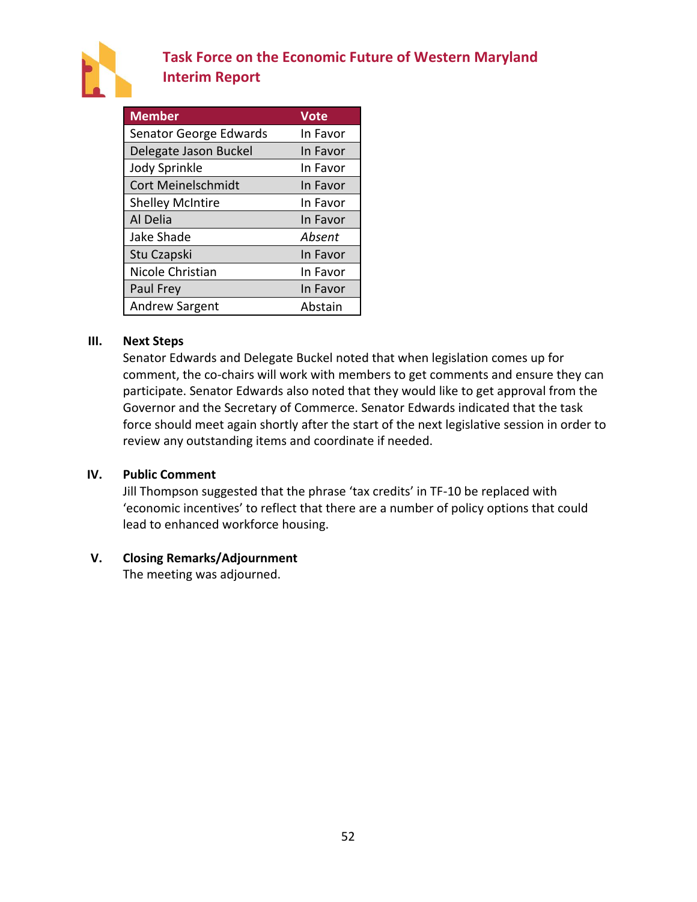| Member | Vote |
| --- | --- |
| Senator George Edwards | In Favor |
| Delegate Jason Buckel | In Favor |
| Jody Sprinkle | In Favor |
| Cort Meinelschmidt | In Favor |
| Shelley McIntire | In Favor |
| Al Delia | In Favor |
| Jake Shade | *Absent* |
| Stu Czapski | In Favor |
| Nicole Christian | In Favor |
| Paul Frey | In Favor |
| Andrew Sargent | Abstain |

## III. Next Steps

Senator Edwards and Delegate Buckel noted that when legislation comes up for comment, the co-chairs will work with members to get comments and ensure they can participate. Senator Edwards also noted that they would like to get approval from the Governor and the Secretary of Commerce. Senator Edwards indicated that the task force should meet again shortly after the start of the next legislative session in order to review any outstanding items and coordinate if needed.

## IV. Public Comment

Jill Thompson suggested that the phrase 'tax credits' in TF-10 be replaced with 'economic incentives' to reflect that there are a number of policy options that could lead to enhanced workforce housing.

## V. Closing Remarks/Adjournment

The meeting was adjourned.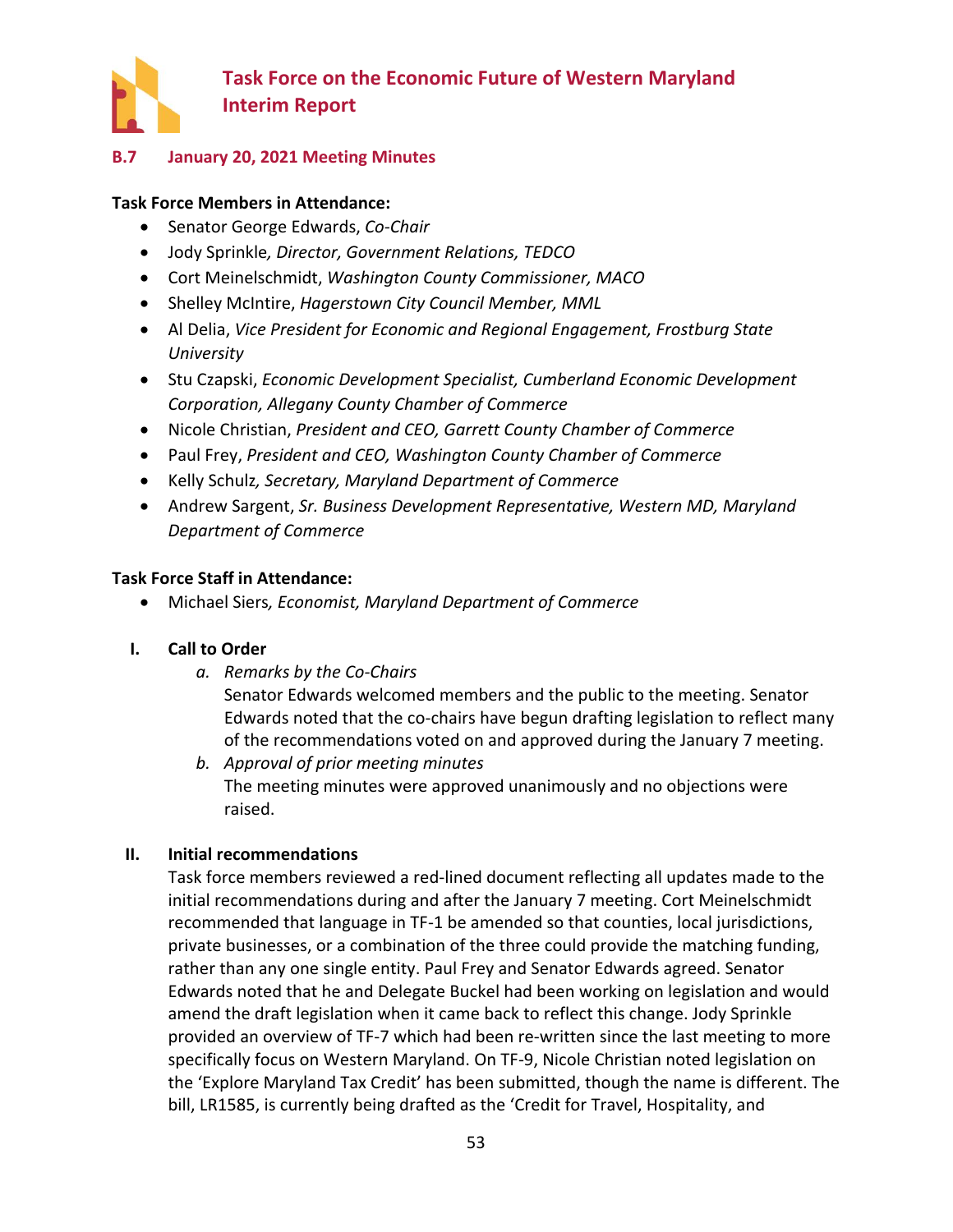## B.7 January 20, 2021 Meeting Minutes

**Task Force Members in Attendance:**

- Senator George Edwards, *Co-Chair*
- Jody Sprinkle*, Director, Government Relations, TEDCO*
- Cort Meinelschmidt, *Washington County Commissioner, MACO*
- Shelley McIntire, *Hagerstown City Council Member, MML*
- Al Delia, *Vice President for Economic and Regional Engagement, Frostburg State University*
- Stu Czapski, *Economic Development Specialist, Cumberland Economic Development Corporation, Allegany County Chamber of Commerce*
- Nicole Christian, *President and CEO, Garrett County Chamber of Commerce*
- Paul Frey, *President and CEO, Washington County Chamber of Commerce*
- Kelly Schulz*, Secretary, Maryland Department of Commerce*
- Andrew Sargent, *Sr. Business Development Representative, Western MD, Maryland Department of Commerce*

**Task Force Staff in Attendance:**

- Michael Siers*, Economist, Maryland Department of Commerce*

### I. Call to Order

*a. Remarks by the Co-Chairs*

Senator Edwards welcomed members and the public to the meeting. Senator Edwards noted that the co-chairs have begun drafting legislation to reflect many of the recommendations voted on and approved during the January 7 meeting.

*b. Approval of prior meeting minutes*

The meeting minutes were approved unanimously and no objections were raised.

### II. Initial recommendations

Task force members reviewed a red-lined document reflecting all updates made to the initial recommendations during and after the January 7 meeting. Cort Meinelschmidt recommended that language in TF-1 be amended so that counties, local jurisdictions, private businesses, or a combination of the three could provide the matching funding, rather than any one single entity. Paul Frey and Senator Edwards agreed. Senator Edwards noted that he and Delegate Buckel had been working on legislation and would amend the draft legislation when it came back to reflect this change. Jody Sprinkle provided an overview of TF-7 which had been re-written since the last meeting to more specifically focus on Western Maryland. On TF-9, Nicole Christian noted legislation on the 'Explore Maryland Tax Credit' has been submitted, though the name is different. The bill, LR1585, is currently being drafted as the 'Credit for Travel, Hospitality, and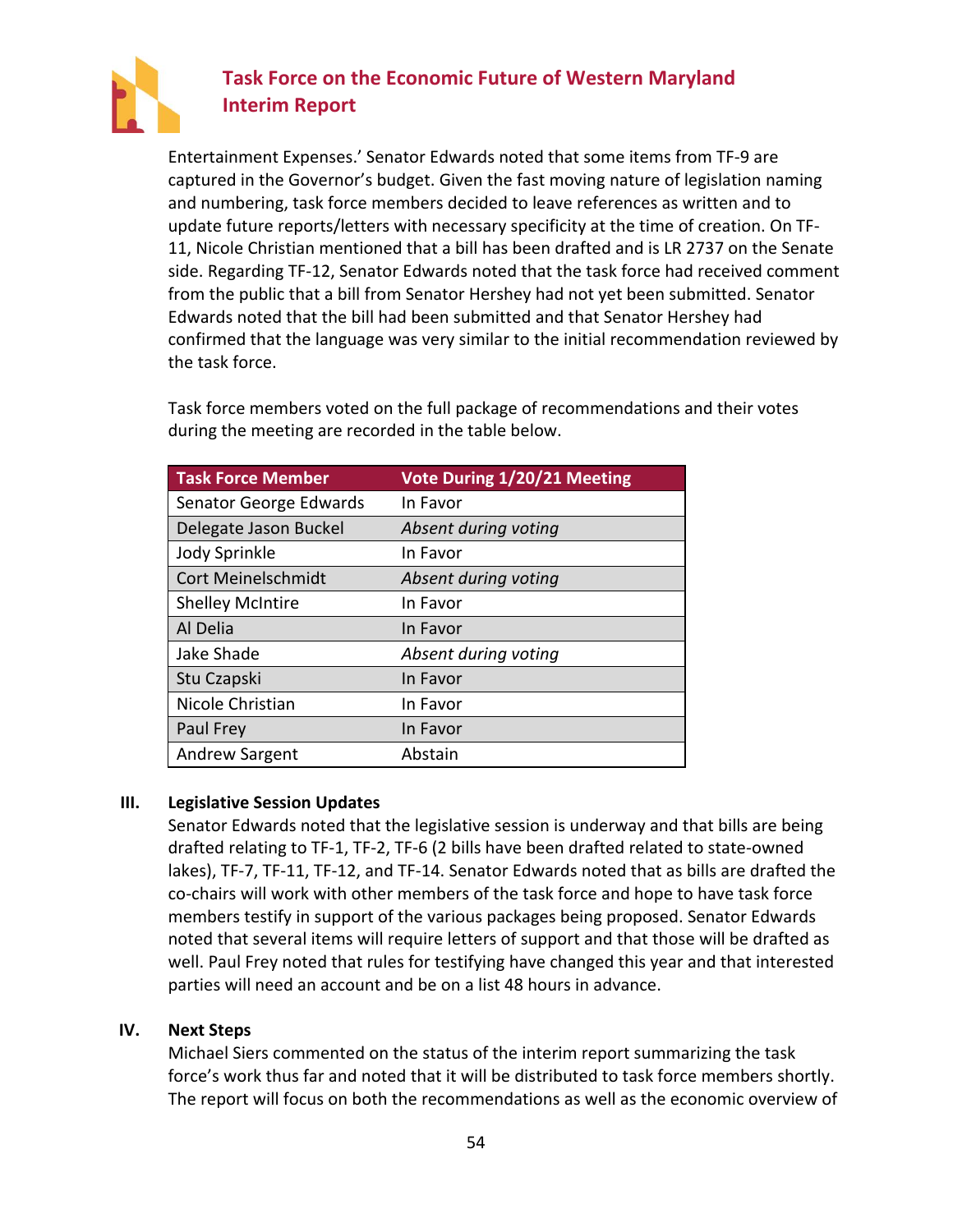Entertainment Expenses.' Senator Edwards noted that some items from TF-9 are captured in the Governor's budget. Given the fast moving nature of legislation naming and numbering, task force members decided to leave references as written and to update future reports/letters with necessary specificity at the time of creation. On TF-11, Nicole Christian mentioned that a bill has been drafted and is LR 2737 on the Senate side. Regarding TF-12, Senator Edwards noted that the task force had received comment from the public that a bill from Senator Hershey had not yet been submitted. Senator Edwards noted that the bill had been submitted and that Senator Hershey had confirmed that the language was very similar to the initial recommendation reviewed by the task force.

Task force members voted on the full package of recommendations and their votes during the meeting are recorded in the table below.

| Task Force Member | Vote During 1/20/21 Meeting |
|---|---|
| Senator George Edwards | In Favor |
| Delegate Jason Buckel | *Absent during voting* |
| Jody Sprinkle | In Favor |
| Cort Meinelschmidt | *Absent during voting* |
| Shelley McIntire | In Favor |
| Al Delia | In Favor |
| Jake Shade | *Absent during voting* |
| Stu Czapski | In Favor |
| Nicole Christian | In Favor |
| Paul Frey | In Favor |
| Andrew Sargent | Abstain |

## III. Legislative Session Updates

Senator Edwards noted that the legislative session is underway and that bills are being drafted relating to TF-1, TF-2, TF-6 (2 bills have been drafted related to state-owned lakes), TF-7, TF-11, TF-12, and TF-14. Senator Edwards noted that as bills are drafted the co-chairs will work with other members of the task force and hope to have task force members testify in support of the various packages being proposed. Senator Edwards noted that several items will require letters of support and that those will be drafted as well. Paul Frey noted that rules for testifying have changed this year and that interested parties will need an account and be on a list 48 hours in advance.

## IV. Next Steps

Michael Siers commented on the status of the interim report summarizing the task force's work thus far and noted that it will be distributed to task force members shortly. The report will focus on both the recommendations as well as the economic overview of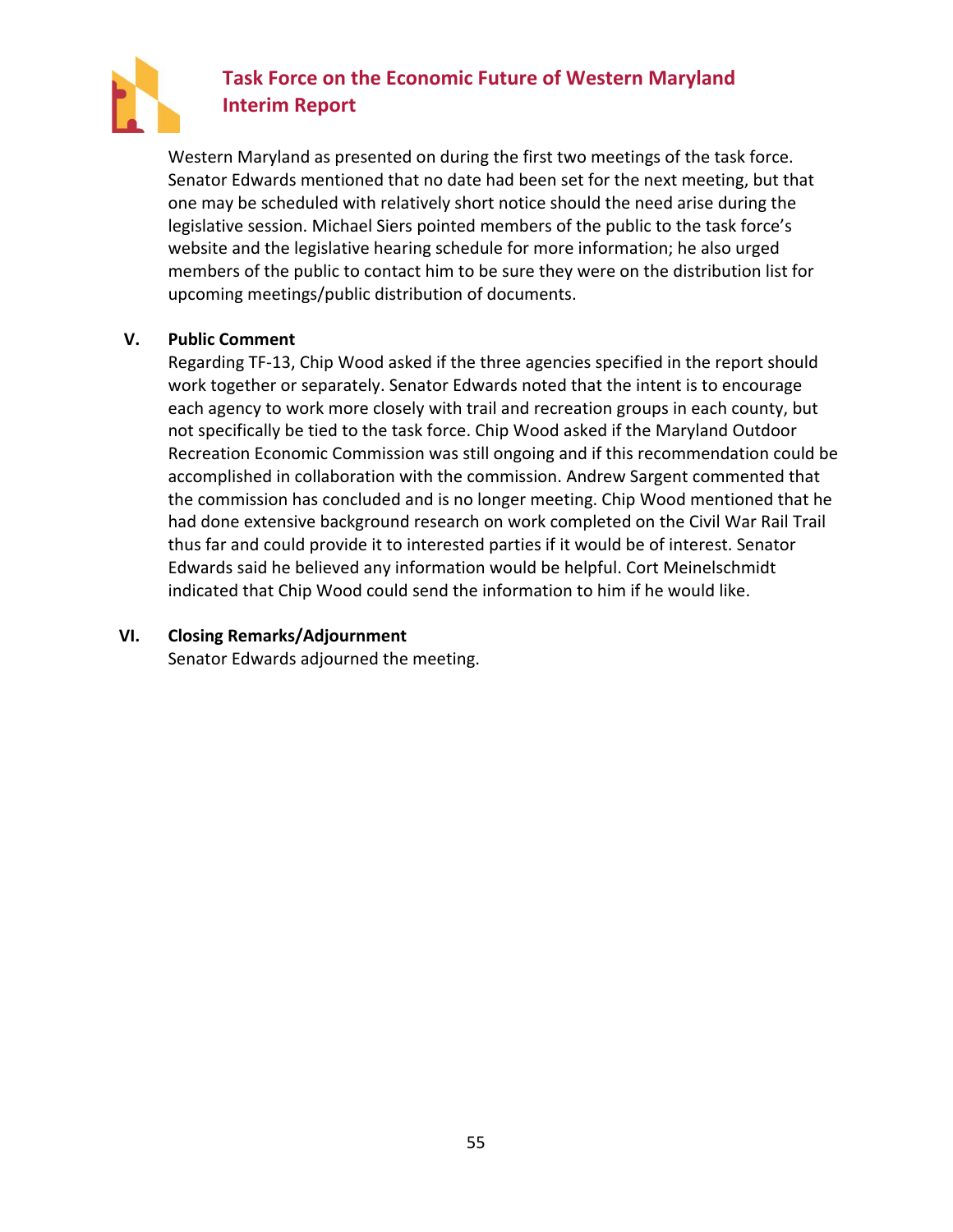Western Maryland as presented on during the first two meetings of the task force. Senator Edwards mentioned that no date had been set for the next meeting, but that one may be scheduled with relatively short notice should the need arise during the legislative session. Michael Siers pointed members of the public to the task force's website and the legislative hearing schedule for more information; he also urged members of the public to contact him to be sure they were on the distribution list for upcoming meetings/public distribution of documents.

**V. Public Comment**

Regarding TF-13, Chip Wood asked if the three agencies specified in the report should work together or separately. Senator Edwards noted that the intent is to encourage each agency to work more closely with trail and recreation groups in each county, but not specifically be tied to the task force. Chip Wood asked if the Maryland Outdoor Recreation Economic Commission was still ongoing and if this recommendation could be accomplished in collaboration with the commission. Andrew Sargent commented that the commission has concluded and is no longer meeting. Chip Wood mentioned that he had done extensive background research on work completed on the Civil War Rail Trail thus far and could provide it to interested parties if it would be of interest. Senator Edwards said he believed any information would be helpful. Cort Meinelschmidt indicated that Chip Wood could send the information to him if he would like.

**VI. Closing Remarks/Adjournment**

Senator Edwards adjourned the meeting.